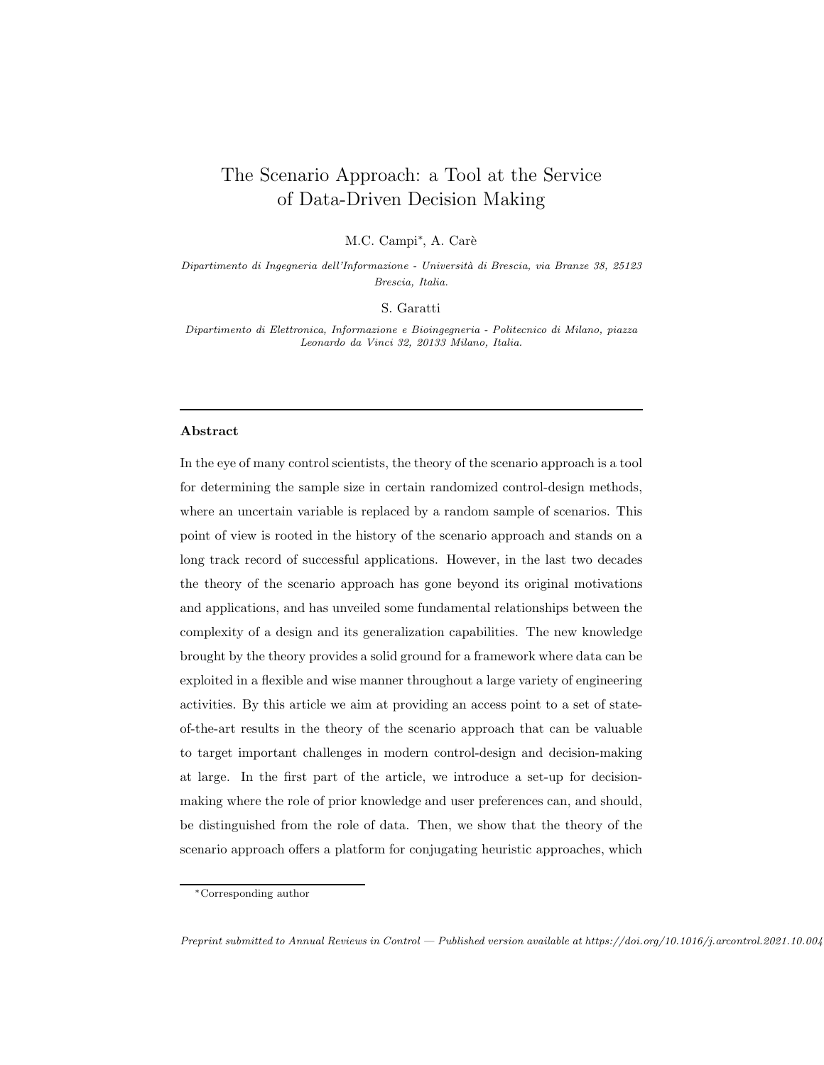# The Scenario Approach: a Tool at the Service of Data-Driven Decision Making

M.C. Campi*, A. Carè

*Dipartimento di Ingegneria dell'Informazione - Università di Brescia, via Branze 38, 25123 Brescia, Italia.*

S. Garatti

*Dipartimento di Elettronica, Informazione e Bioingegneria - Politecnico di Milano, piazza Leonardo da Vinci 32, 20133 Milano, Italia.*

---

### Abstract

In the eye of many control scientists, the theory of the scenario approach is a tool for determining the sample size in certain randomized control-design methods, where an uncertain variable is replaced by a random sample of scenarios. This point of view is rooted in the history of the scenario approach and stands on a long track record of successful applications. However, in the last two decades the theory of the scenario approach has gone beyond its original motivations and applications, and has unveiled some fundamental relationships between the complexity of a design and its generalization capabilities. The new knowledge brought by the theory provides a solid ground for a framework where data can be exploited in a flexible and wise manner throughout a large variety of engineering activities. By this article we aim at providing an access point to a set of state-of-the-art results in the theory of the scenario approach that can be valuable to target important challenges in modern control-design and decision-making at large. In the first part of the article, we introduce a set-up for decision-making where the role of prior knowledge and user preferences can, and should, be distinguished from the role of data. Then, we show that the theory of the scenario approach offers a platform for conjugating heuristic approaches, which

---

*Corresponding author

*Preprint submitted to Annual Reviews in Control — Published version available at https://doi.org/10.1016/j.arcontrol.2021.10.004*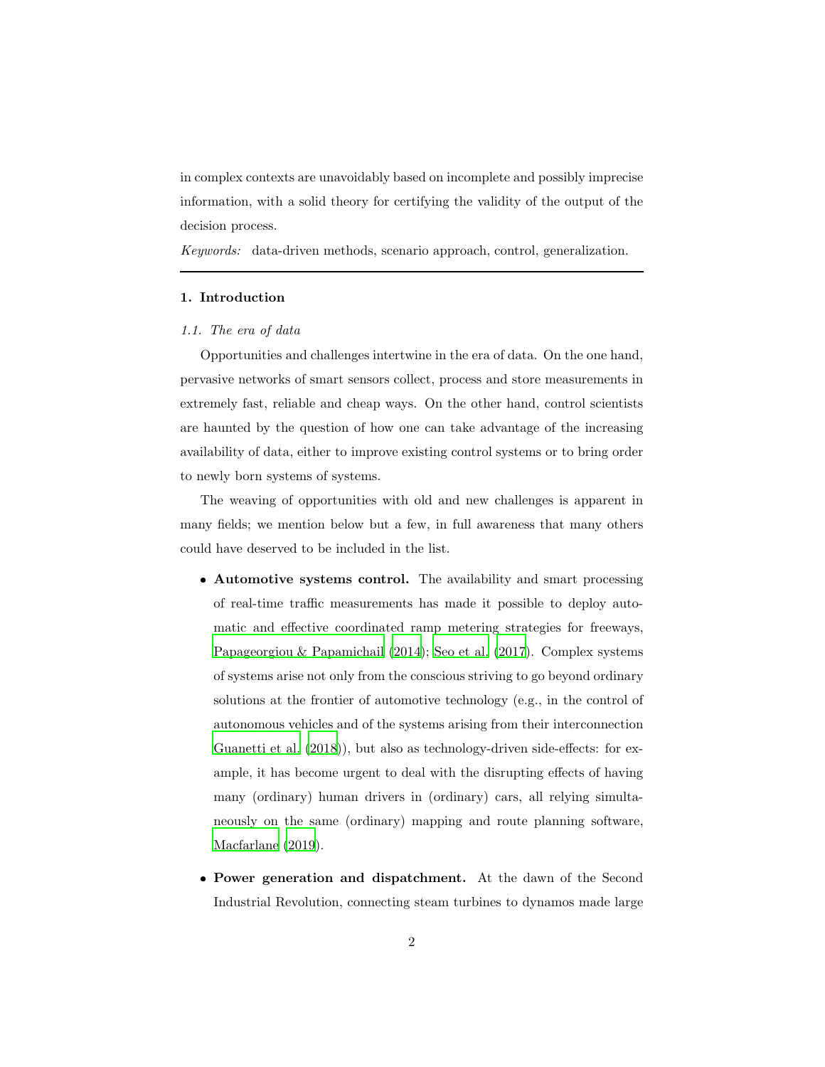in complex contexts are unavoidably based on incomplete and possibly imprecise information, with a solid theory for certifying the validity of the output of the decision process.

*Keywords:* data-driven methods, scenario approach, control, generalization.

---

## 1. Introduction

### 1.1. The era of data

Opportunities and challenges intertwine in the era of data. On the one hand, pervasive networks of smart sensors collect, process and store measurements in extremely fast, reliable and cheap ways. On the other hand, control scientists are haunted by the question of how one can take advantage of the increasing availability of data, either to improve existing control systems or to bring order to newly born systems of systems.

The weaving of opportunities with old and new challenges is apparent in many fields; we mention below but a few, in full awareness that many others could have deserved to be included in the list.

- **Automotive systems control.** The availability and smart processing of real-time traffic measurements has made it possible to deploy automatic and effective coordinated ramp metering strategies for freeways, Papageorgiou & Papamichail (2014); Seo et al. (2017). Complex systems of systems arise not only from the conscious striving to go beyond ordinary solutions at the frontier of automotive technology (e.g., in the control of autonomous vehicles and of the systems arising from their interconnection Guanetti et al. (2018)), but also as technology-driven side-effects: for example, it has become urgent to deal with the disrupting effects of having many (ordinary) human drivers in (ordinary) cars, all relying simultaneously on the same (ordinary) mapping and route planning software, Macfarlane (2019).

- **Power generation and dispatchment.** At the dawn of the Second Industrial Revolution, connecting steam turbines to dynamos made large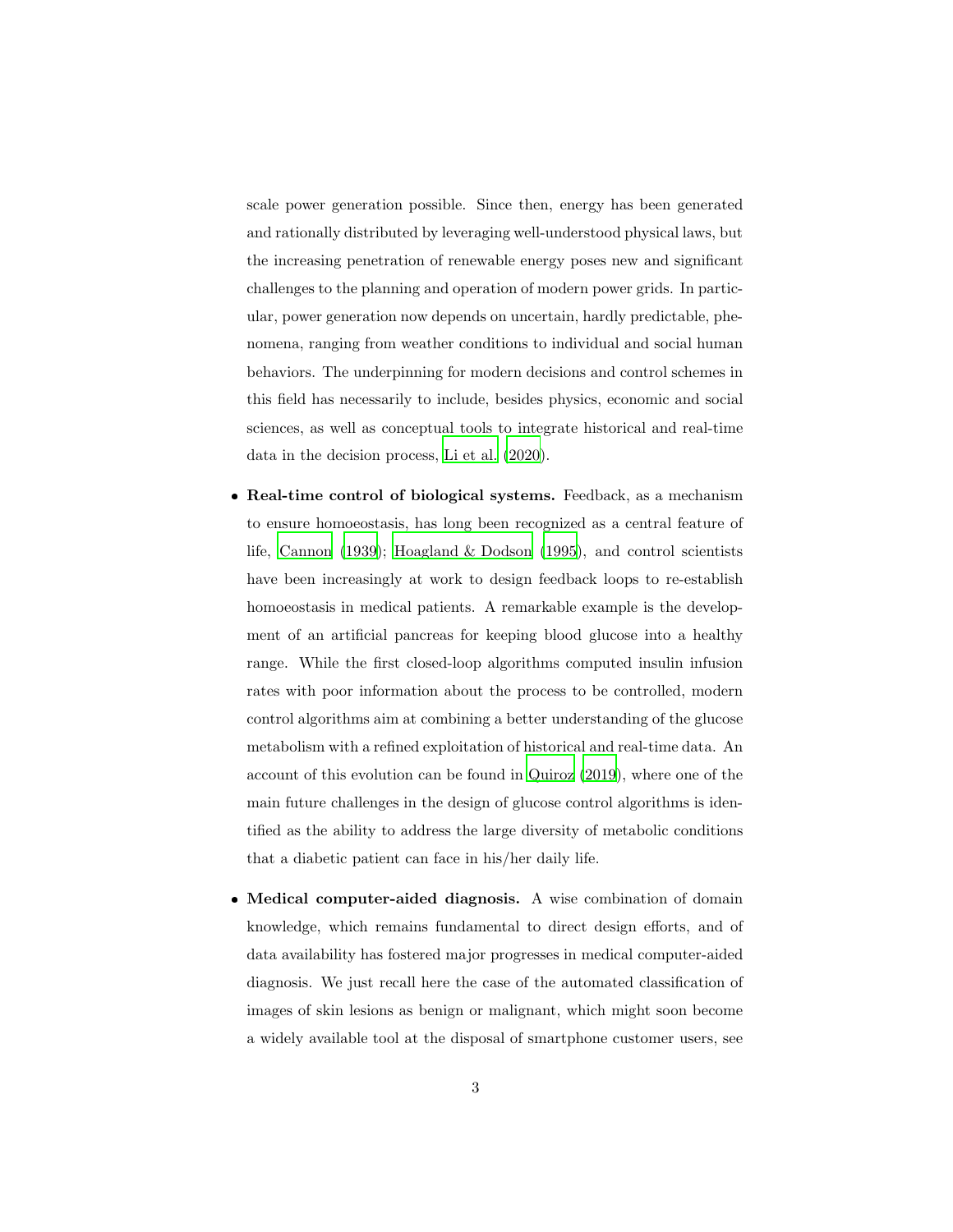scale power generation possible. Since then, energy has been generated and rationally distributed by leveraging well-understood physical laws, but the increasing penetration of renewable energy poses new and significant challenges to the planning and operation of modern power grids. In particular, power generation now depends on uncertain, hardly predictable, phenomena, ranging from weather conditions to individual and social human behaviors. The underpinning for modern decisions and control schemes in this field has necessarily to include, besides physics, economic and social sciences, as well as conceptual tools to integrate historical and real-time data in the decision process, Li et al. (2020).

- **Real-time control of biological systems.** Feedback, as a mechanism to ensure homoeostasis, has long been recognized as a central feature of life, Cannon (1939); Hoagland & Dodson (1995), and control scientists have been increasingly at work to design feedback loops to re-establish homoeostasis in medical patients. A remarkable example is the development of an artificial pancreas for keeping blood glucose into a healthy range. While the first closed-loop algorithms computed insulin infusion rates with poor information about the process to be controlled, modern control algorithms aim at combining a better understanding of the glucose metabolism with a refined exploitation of historical and real-time data. An account of this evolution can be found in Quiroz (2019), where one of the main future challenges in the design of glucose control algorithms is identified as the ability to address the large diversity of metabolic conditions that a diabetic patient can face in his/her daily life.

- **Medical computer-aided diagnosis.** A wise combination of domain knowledge, which remains fundamental to direct design efforts, and of data availability has fostered major progresses in medical computer-aided diagnosis. We just recall here the case of the automated classification of images of skin lesions as benign or malignant, which might soon become a widely available tool at the disposal of smartphone customer users, see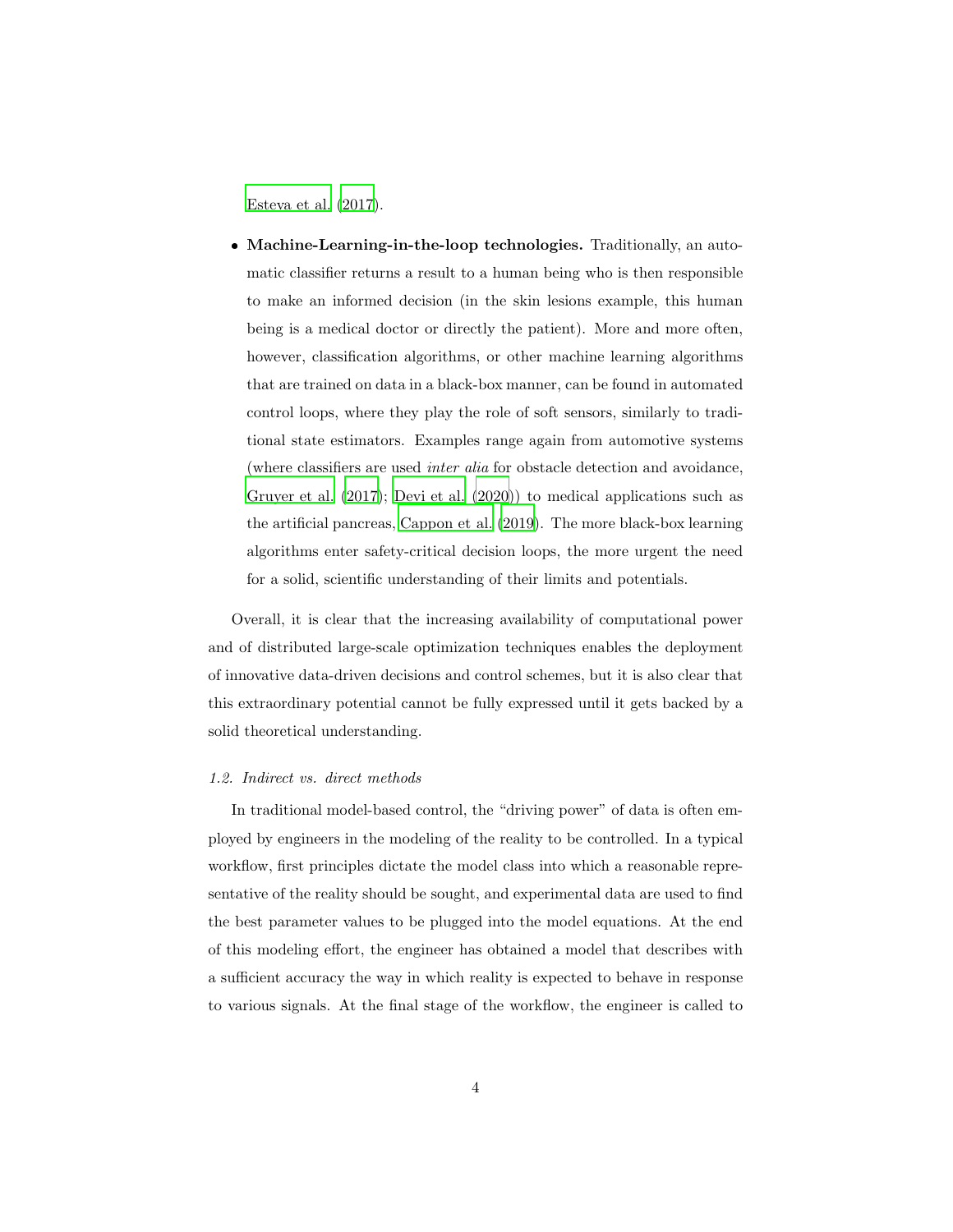Esteva et al. (2017).

- **Machine-Learning-in-the-loop technologies.** Traditionally, an automatic classifier returns a result to a human being who is then responsible to make an informed decision (in the skin lesions example, this human being is a medical doctor or directly the patient). More and more often, however, classification algorithms, or other machine learning algorithms that are trained on data in a black-box manner, can be found in automated control loops, where they play the role of soft sensors, similarly to traditional state estimators. Examples range again from automotive systems (where classifiers are used *inter alia* for obstacle detection and avoidance, Gruyer et al. (2017); Devi et al. (2020)) to medical applications such as the artificial pancreas, Cappon et al. (2019). The more black-box learning algorithms enter safety-critical decision loops, the more urgent the need for a solid, scientific understanding of their limits and potentials.

Overall, it is clear that the increasing availability of computational power and of distributed large-scale optimization techniques enables the deployment of innovative data-driven decisions and control schemes, but it is also clear that this extraordinary potential cannot be fully expressed until it gets backed by a solid theoretical understanding.

### *1.2. Indirect vs. direct methods*

In traditional model-based control, the "driving power" of data is often employed by engineers in the modeling of the reality to be controlled. In a typical workflow, first principles dictate the model class into which a reasonable representative of the reality should be sought, and experimental data are used to find the best parameter values to be plugged into the model equations. At the end of this modeling effort, the engineer has obtained a model that describes with a sufficient accuracy the way in which reality is expected to behave in response to various signals. At the final stage of the workflow, the engineer is called to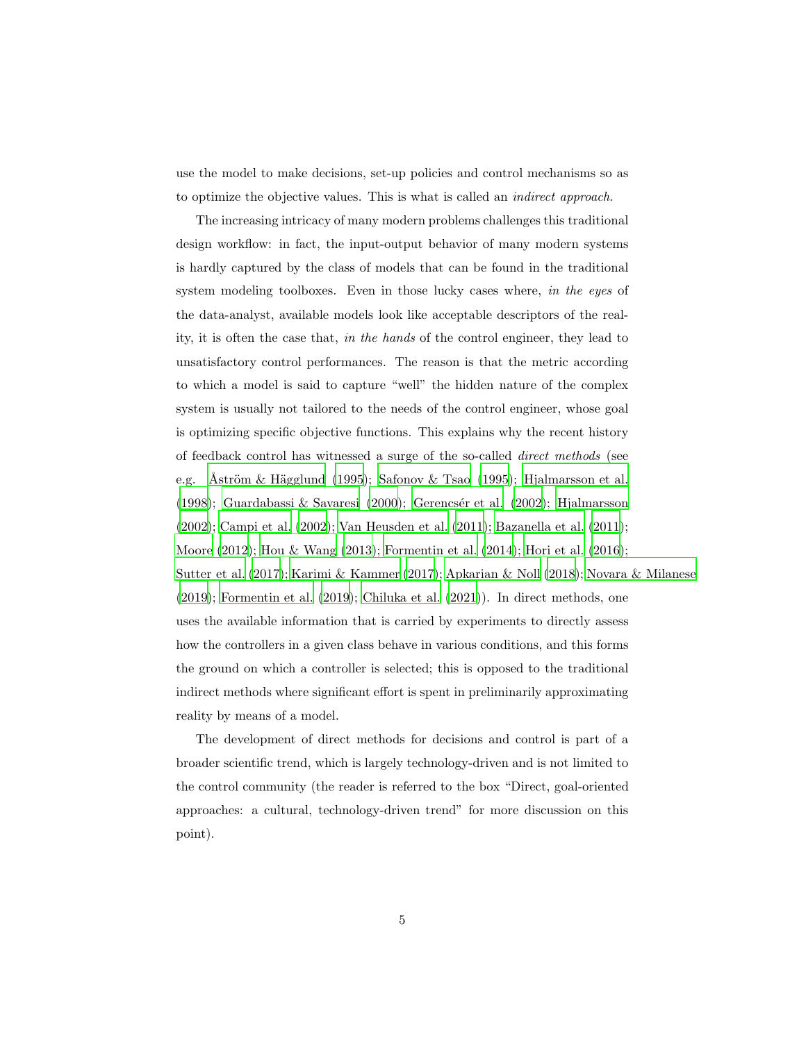use the model to make decisions, set-up policies and control mechanisms so as to optimize the objective values. This is what is called an *indirect approach*.

The increasing intricacy of many modern problems challenges this traditional design workflow: in fact, the input-output behavior of many modern systems is hardly captured by the class of models that can be found in the traditional system modeling toolboxes. Even in those lucky cases where, *in the eyes* of the data-analyst, available models look like acceptable descriptors of the reality, it is often the case that, *in the hands* of the control engineer, they lead to unsatisfactory control performances. The reason is that the metric according to which a model is said to capture "well" the hidden nature of the complex system is usually not tailored to the needs of the control engineer, whose goal is optimizing specific objective functions. This explains why the recent history of feedback control has witnessed a surge of the so-called *direct methods* (see e.g. Åström & Hägglund (1995); Safonov & Tsao (1995); Hjalmarsson et al. (1998); Guardabassi & Savaresi (2000); Gerencsér et al. (2002); Hjalmarsson (2002); Campi et al. (2002); Van Heusden et al. (2011); Bazanella et al. (2011); Moore (2012); Hou & Wang (2013); Formentin et al. (2014); Hori et al. (2016); Sutter et al. (2017); Karimi & Kammer (2017); Apkarian & Noll (2018); Novara & Milanese (2019); Formentin et al. (2019); Chiluka et al. (2021)). In direct methods, one uses the available information that is carried by experiments to directly assess how the controllers in a given class behave in various conditions, and this forms the ground on which a controller is selected; this is opposed to the traditional indirect methods where significant effort is spent in preliminarily approximating reality by means of a model.

The development of direct methods for decisions and control is part of a broader scientific trend, which is largely technology-driven and is not limited to the control community (the reader is referred to the box "Direct, goal-oriented approaches: a cultural, technology-driven trend" for more discussion on this point).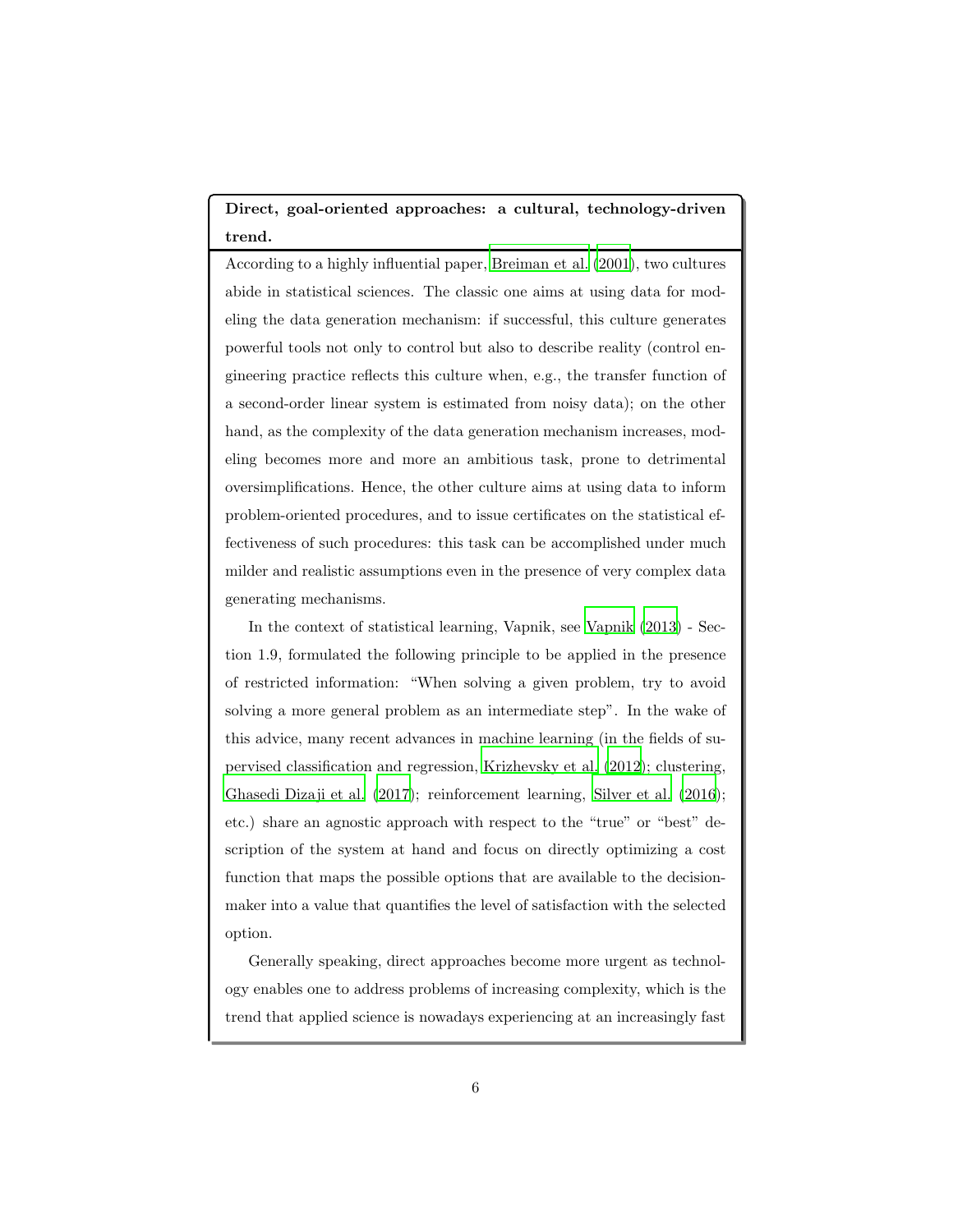**Direct, goal-oriented approaches: a cultural, technology-driven trend.**

According to a highly influential paper, Breiman et al. (2001), two cultures abide in statistical sciences. The classic one aims at using data for modeling the data generation mechanism: if successful, this culture generates powerful tools not only to control but also to describe reality (control engineering practice reflects this culture when, e.g., the transfer function of a second-order linear system is estimated from noisy data); on the other hand, as the complexity of the data generation mechanism increases, modeling becomes more and more an ambitious task, prone to detrimental oversimplifications. Hence, the other culture aims at using data to inform problem-oriented procedures, and to issue certificates on the statistical effectiveness of such procedures: this task can be accomplished under much milder and realistic assumptions even in the presence of very complex data generating mechanisms.

In the context of statistical learning, Vapnik, see Vapnik (2013) - Section 1.9, formulated the following principle to be applied in the presence of restricted information: "When solving a given problem, try to avoid solving a more general problem as an intermediate step". In the wake of this advice, many recent advances in machine learning (in the fields of supervised classification and regression, Krizhevsky et al. (2012); clustering, Ghasedi Dizaji et al. (2017); reinforcement learning, Silver et al. (2016); etc.) share an agnostic approach with respect to the "true" or "best" description of the system at hand and focus on directly optimizing a cost function that maps the possible options that are available to the decision-maker into a value that quantifies the level of satisfaction with the selected option.

Generally speaking, direct approaches become more urgent as technology enables one to address problems of increasing complexity, which is the trend that applied science is nowadays experiencing at an increasingly fast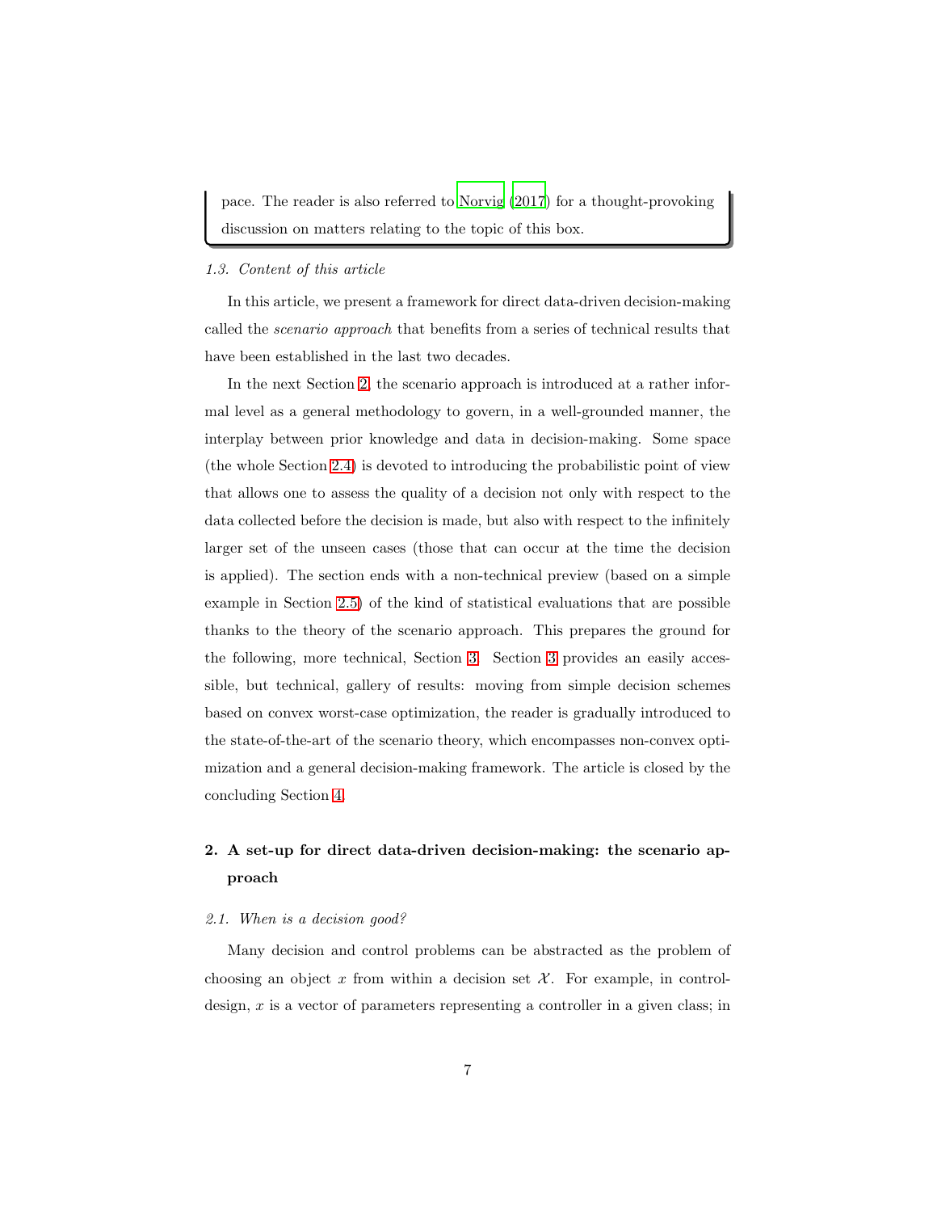pace. The reader is also referred to Norvig (2017) for a thought-provoking discussion on matters relating to the topic of this box.

### 1.3. Content of this article

In this article, we present a framework for direct data-driven decision-making called the *scenario approach* that benefits from a series of technical results that have been established in the last two decades.

In the next Section 2, the scenario approach is introduced at a rather informal level as a general methodology to govern, in a well-grounded manner, the interplay between prior knowledge and data in decision-making. Some space (the whole Section 2.4) is devoted to introducing the probabilistic point of view that allows one to assess the quality of a decision not only with respect to the data collected before the decision is made, but also with respect to the infinitely larger set of the unseen cases (those that can occur at the time the decision is applied). The section ends with a non-technical preview (based on a simple example in Section 2.5) of the kind of statistical evaluations that are possible thanks to the theory of the scenario approach. This prepares the ground for the following, more technical, Section 3. Section 3 provides an easily accessible, but technical, gallery of results: moving from simple decision schemes based on convex worst-case optimization, the reader is gradually introduced to the state-of-the-art of the scenario theory, which encompasses non-convex optimization and a general decision-making framework. The article is closed by the concluding Section 4.

## 2. A set-up for direct data-driven decision-making: the scenario approach

### 2.1. When is a decision good?

Many decision and control problems can be abstracted as the problem of choosing an object $x$ from within a decision set $\mathcal{X}$. For example, in control-design, $x$ is a vector of parameters representing a controller in a given class; in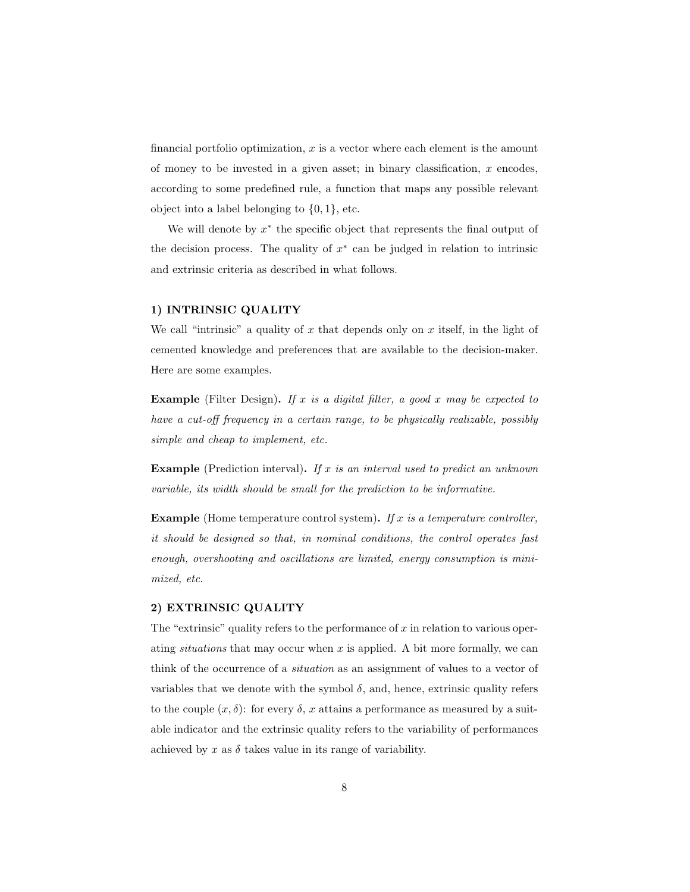financial portfolio optimization, $x$ is a vector where each element is the amount of money to be invested in a given asset; in binary classification, $x$ encodes, according to some predefined rule, a function that maps any possible relevant object into a label belonging to $\{0, 1\}$, etc.

We will denote by $x^*$ the specific object that represents the final output of the decision process. The quality of $x^*$ can be judged in relation to intrinsic and extrinsic criteria as described in what follows.

### 1) INTRINSIC QUALITY

We call "intrinsic" a quality of $x$ that depends only on $x$ itself, in the light of cemented knowledge and preferences that are available to the decision-maker. Here are some examples.

**Example** (Filter Design)**.** *If $x$ is a digital filter, a good $x$ may be expected to have a cut-off frequency in a certain range, to be physically realizable, possibly simple and cheap to implement, etc.*

**Example** (Prediction interval)**.** *If $x$ is an interval used to predict an unknown variable, its width should be small for the prediction to be informative.*

**Example** (Home temperature control system)**.** *If $x$ is a temperature controller, it should be designed so that, in nominal conditions, the control operates fast enough, overshooting and oscillations are limited, energy consumption is minimized, etc.*

### 2) EXTRINSIC QUALITY

The "extrinsic" quality refers to the performance of $x$ in relation to various operating *situations* that may occur when $x$ is applied. A bit more formally, we can think of the occurrence of a *situation* as an assignment of values to a vector of variables that we denote with the symbol $\delta$, and, hence, extrinsic quality refers to the couple $(x, \delta)$: for every $\delta$, $x$ attains a performance as measured by a suitable indicator and the extrinsic quality refers to the variability of performances achieved by $x$ as $\delta$ takes value in its range of variability.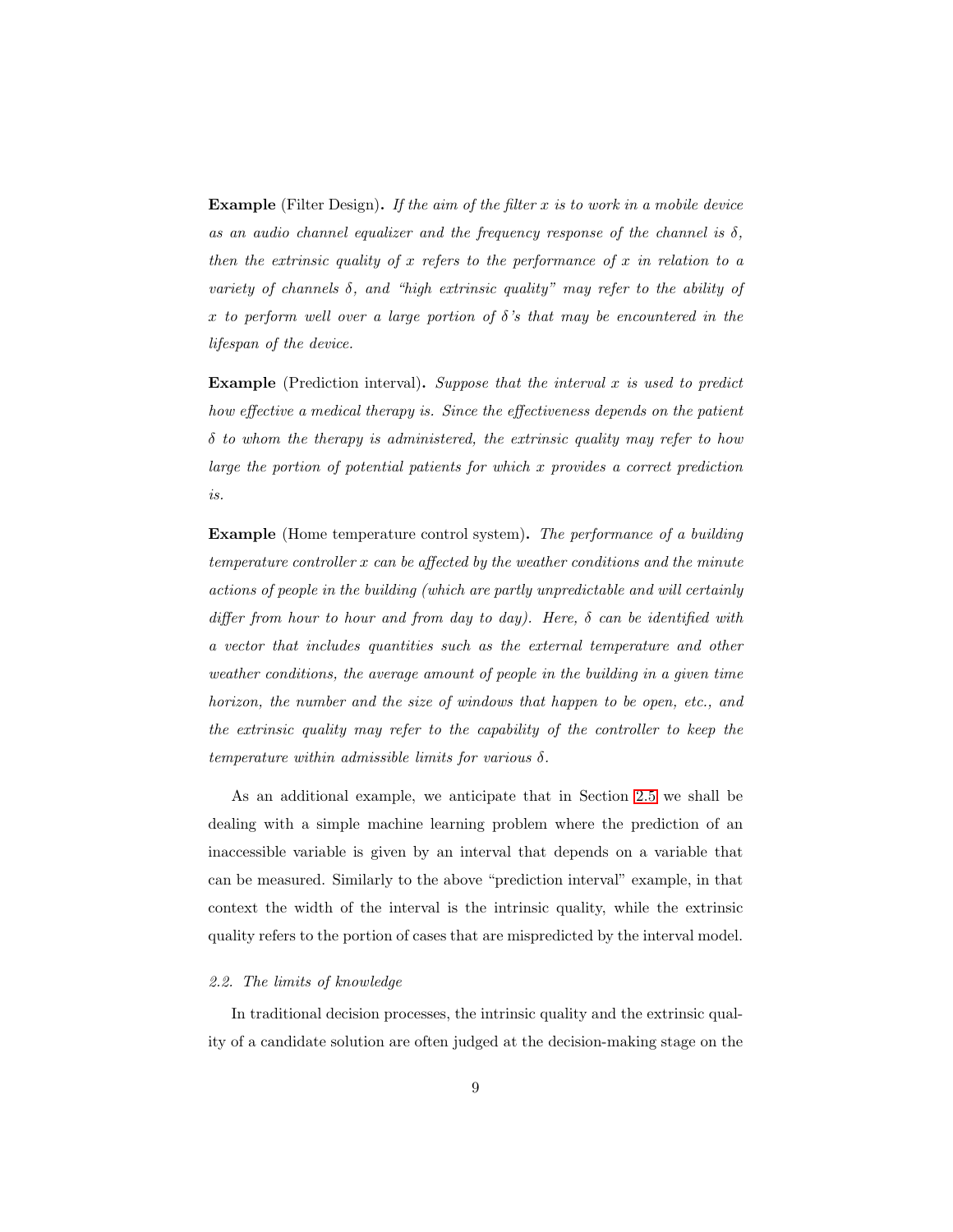**Example** (Filter Design)**.** *If the aim of the filter $x$ is to work in a mobile device as an audio channel equalizer and the frequency response of the channel is $\delta$, then the extrinsic quality of $x$ refers to the performance of $x$ in relation to a variety of channels $\delta$, and "high extrinsic quality" may refer to the ability of $x$ to perform well over a large portion of $\delta$'s that may be encountered in the lifespan of the device.*

**Example** (Prediction interval)**.** *Suppose that the interval $x$ is used to predict how effective a medical therapy is. Since the effectiveness depends on the patient $\delta$ to whom the therapy is administered, the extrinsic quality may refer to how large the portion of potential patients for which $x$ provides a correct prediction is.*

**Example** (Home temperature control system)**.** *The performance of a building temperature controller $x$ can be affected by the weather conditions and the minute actions of people in the building (which are partly unpredictable and will certainly differ from hour to hour and from day to day). Here, $\delta$ can be identified with a vector that includes quantities such as the external temperature and other weather conditions, the average amount of people in the building in a given time horizon, the number and the size of windows that happen to be open, etc., and the extrinsic quality may refer to the capability of the controller to keep the temperature within admissible limits for various $\delta$.*

As an additional example, we anticipate that in Section 2.5 we shall be dealing with a simple machine learning problem where the prediction of an inaccessible variable is given by an interval that depends on a variable that can be measured. Similarly to the above "prediction interval" example, in that context the width of the interval is the intrinsic quality, while the extrinsic quality refers to the portion of cases that are mispredicted by the interval model.

### *2.2. The limits of knowledge*

In traditional decision processes, the intrinsic quality and the extrinsic quality of a candidate solution are often judged at the decision-making stage on the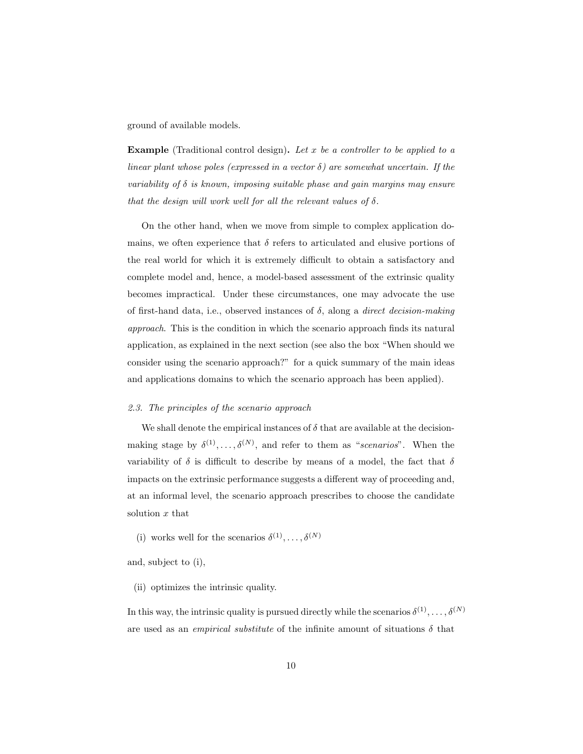ground of available models.

**Example** (Traditional control design)**.** *Let $x$ be a controller to be applied to a linear plant whose poles (expressed in a vector $\delta$) are somewhat uncertain. If the variability of $\delta$ is known, imposing suitable phase and gain margins may ensure that the design will work well for all the relevant values of $\delta$.*

On the other hand, when we move from simple to complex application domains, we often experience that $\delta$ refers to articulated and elusive portions of the real world for which it is extremely difficult to obtain a satisfactory and complete model and, hence, a model-based assessment of the extrinsic quality becomes impractical. Under these circumstances, one may advocate the use of first-hand data, i.e., observed instances of $\delta$, along a *direct decision-making approach*. This is the condition in which the scenario approach finds its natural application, as explained in the next section (see also the box "When should we consider using the scenario approach?" for a quick summary of the main ideas and applications domains to which the scenario approach has been applied).

### *2.3. The principles of the scenario approach*

We shall denote the empirical instances of $\delta$ that are available at the decision-making stage by $\delta^{(1)}, \ldots, \delta^{(N)}$, and refer to them as "*scenarios*". When the variability of $\delta$ is difficult to describe by means of a model, the fact that $\delta$ impacts on the extrinsic performance suggests a different way of proceeding and, at an informal level, the scenario approach prescribes to choose the candidate solution $x$ that

(i) works well for the scenarios $\delta^{(1)}, \ldots, \delta^{(N)}$

and, subject to (i),

(ii) optimizes the intrinsic quality.

In this way, the intrinsic quality is pursued directly while the scenarios $\delta^{(1)}, \ldots, \delta^{(N)}$ are used as an *empirical substitute* of the infinite amount of situations $\delta$ that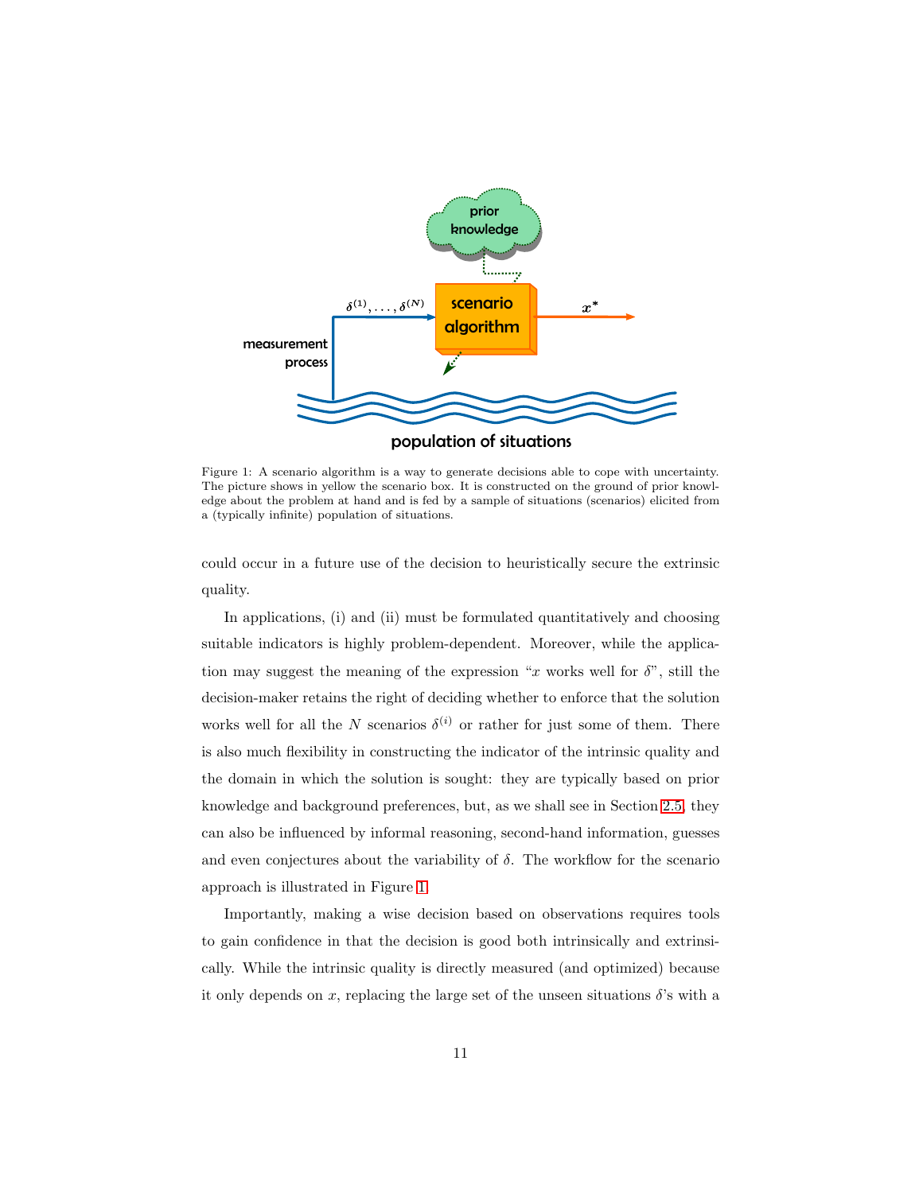Figure 1: A scenario algorithm is a way to generate decisions able to cope with uncertainty. The picture shows in yellow the scenario box. It is constructed on the ground of prior knowledge about the problem at hand and is fed by a sample of situations (scenarios) elicited from a (typically infinite) population of situations.

could occur in a future use of the decision to heuristically secure the extrinsic quality.

In applications, (i) and (ii) must be formulated quantitatively and choosing suitable indicators is highly problem-dependent. Moreover, while the application may suggest the meaning of the expression "$x$ works well for $\delta$", still the decision-maker retains the right of deciding whether to enforce that the solution works well for all the $N$ scenarios $\delta^{(i)}$ or rather for just some of them. There is also much flexibility in constructing the indicator of the intrinsic quality and the domain in which the solution is sought: they are typically based on prior knowledge and background preferences, but, as we shall see in Section 2.5, they can also be influenced by informal reasoning, second-hand information, guesses and even conjectures about the variability of $\delta$. The workflow for the scenario approach is illustrated in Figure 1.

Importantly, making a wise decision based on observations requires tools to gain confidence in that the decision is good both intrinsically and extrinsically. While the intrinsic quality is directly measured (and optimized) because it only depends on $x$, replacing the large set of the unseen situations $\delta$'s with a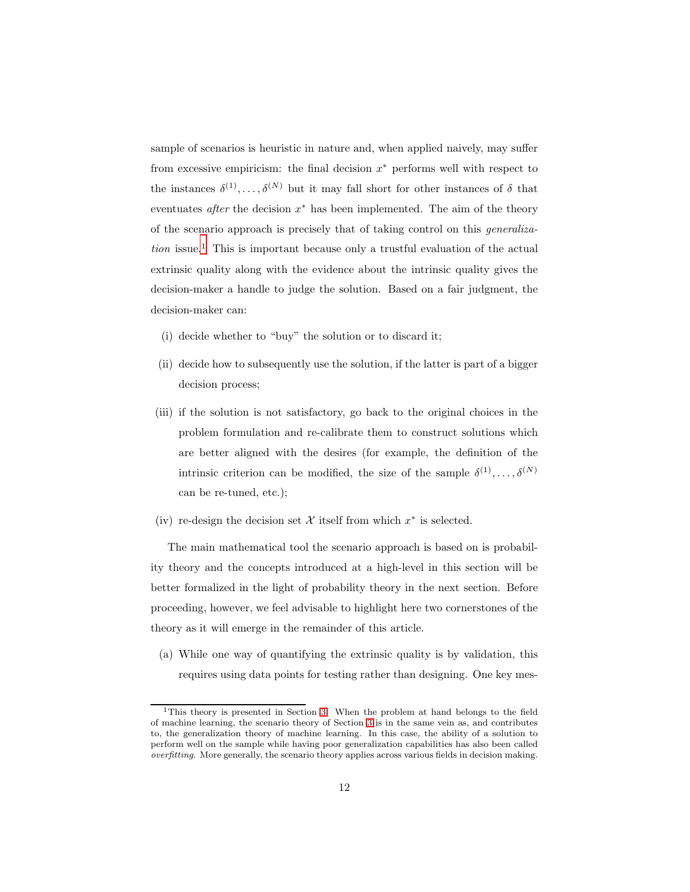sample of scenarios is heuristic in nature and, when applied naively, may suffer from excessive empiricism: the final decision $x^*$ performs well with respect to the instances $\delta^{(1)}, \ldots, \delta^{(N)}$ but it may fall short for other instances of $\delta$ that eventuates *after* the decision $x^*$ has been implemented. The aim of the theory of the scenario approach is precisely that of taking control on this *generalization* issue.[1] This is important because only a trustful evaluation of the actual extrinsic quality along with the evidence about the intrinsic quality gives the decision-maker a handle to judge the solution. Based on a fair judgment, the decision-maker can:

(i) decide whether to "buy" the solution or to discard it;

(ii) decide how to subsequently use the solution, if the latter is part of a bigger decision process;

(iii) if the solution is not satisfactory, go back to the original choices in the problem formulation and re-calibrate them to construct solutions which are better aligned with the desires (for example, the definition of the intrinsic criterion can be modified, the size of the sample $\delta^{(1)}, \ldots, \delta^{(N)}$ can be re-tuned, etc.);

(iv) re-design the decision set $\mathcal{X}$ itself from which $x^*$ is selected.

The main mathematical tool the scenario approach is based on is probability theory and the concepts introduced at a high-level in this section will be better formalized in the light of probability theory in the next section. Before proceeding, however, we feel advisable to highlight here two cornerstones of the theory as it will emerge in the remainder of this article.

(a) While one way of quantifying the extrinsic quality is by validation, this requires using data points for testing rather than designing. One key mes-

[1] This theory is presented in Section 3. When the problem at hand belongs to the field of machine learning, the scenario theory of Section 3 is in the same vein as, and contributes to, the generalization theory of machine learning. In this case, the ability of a solution to perform well on the sample while having poor generalization capabilities has also been called *overfitting*. More generally, the scenario theory applies across various fields in decision making.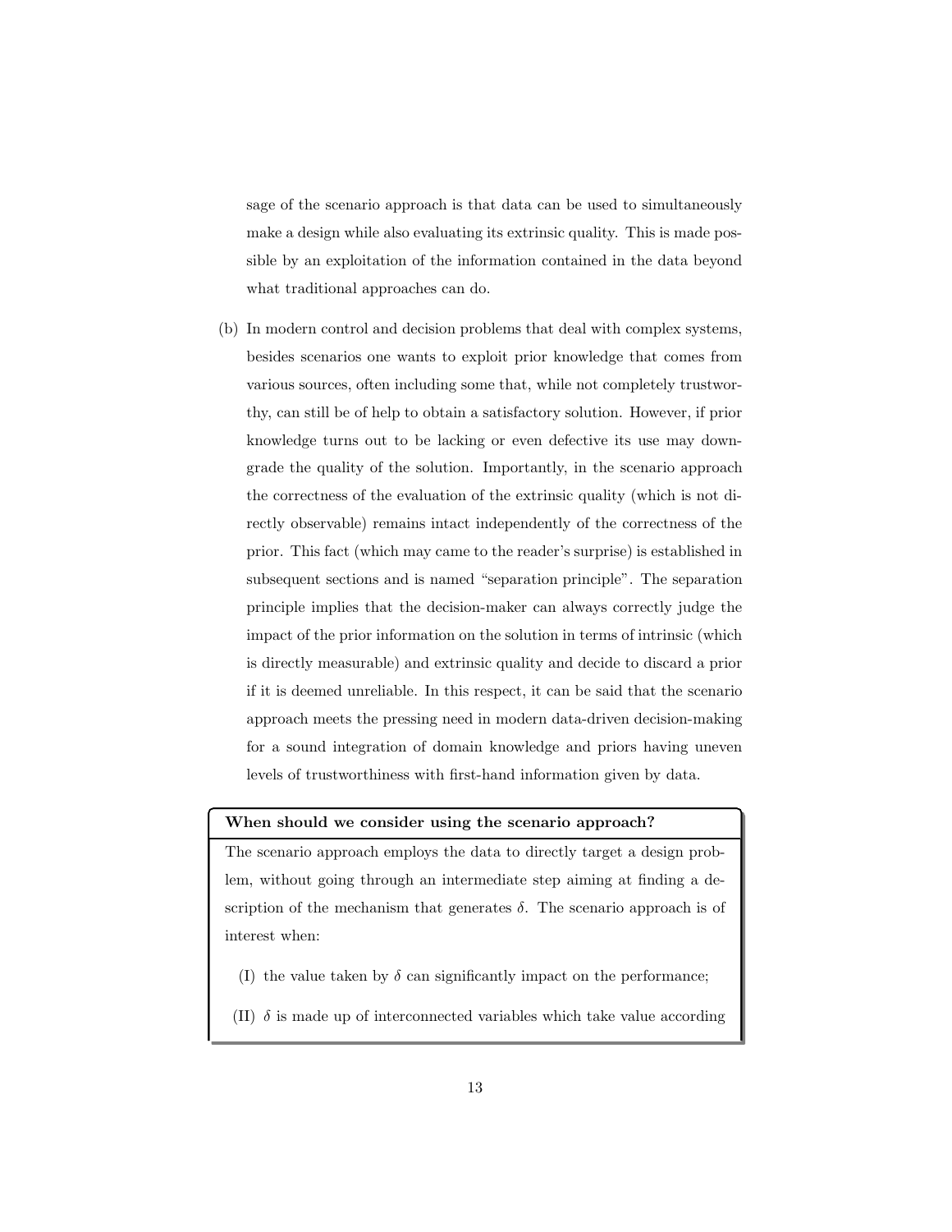sage of the scenario approach is that data can be used to simultaneously make a design while also evaluating its extrinsic quality. This is made possible by an exploitation of the information contained in the data beyond what traditional approaches can do.

(b) In modern control and decision problems that deal with complex systems, besides scenarios one wants to exploit prior knowledge that comes from various sources, often including some that, while not completely trustworthy, can still be of help to obtain a satisfactory solution. However, if prior knowledge turns out to be lacking or even defective its use may downgrade the quality of the solution. Importantly, in the scenario approach the correctness of the evaluation of the extrinsic quality (which is not directly observable) remains intact independently of the correctness of the prior. This fact (which may came to the reader's surprise) is established in subsequent sections and is named "separation principle". The separation principle implies that the decision-maker can always correctly judge the impact of the prior information on the solution in terms of intrinsic (which is directly measurable) and extrinsic quality and decide to discard a prior if it is deemed unreliable. In this respect, it can be said that the scenario approach meets the pressing need in modern data-driven decision-making for a sound integration of domain knowledge and priors having uneven levels of trustworthiness with first-hand information given by data.

**When should we consider using the scenario approach?**

The scenario approach employs the data to directly target a design problem, without going through an intermediate step aiming at finding a description of the mechanism that generates $\delta$. The scenario approach is of interest when:

(I) the value taken by $\delta$ can significantly impact on the performance;

(II) $\delta$ is made up of interconnected variables which take value according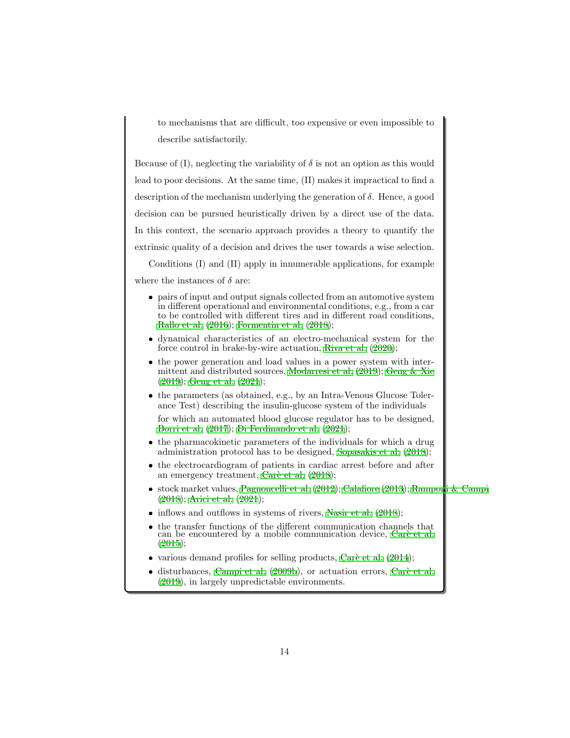to mechanisms that are difficult, too expensive or even impossible to describe satisfactorily.

Because of (I), neglecting the variability of $\delta$ is not an option as this would lead to poor decisions. At the same time, (II) makes it impractical to find a description of the mechanism underlying the generation of $\delta$. Hence, a good decision can be pursued heuristically driven by a direct use of the data. In this context, the scenario approach provides a theory to quantify the extrinsic quality of a decision and drives the user towards a wise selection.

Conditions (I) and (II) apply in innumerable applications, for example where the instances of $\delta$ are:

- pairs of input and output signals collected from an automotive system in different operational and environmental conditions, e.g., from a car to be controlled with different tires and in different road conditions, Rallo et al. (2016); Formentin et al. (2018);
- dynamical characteristics of an electro-mechanical system for the force control in brake-by-wire actuation, Riva et al. (2020);
- the power generation and load values in a power system with intermittent and distributed sources, Modarresi et al. (2019); Geng & Xie (2019); Geng et al. (2021);
- the parameters (as obtained, e.g., by an Intra-Venous Glucose Tolerance Test) describing the insulin-glucose system of the individuals for which an automated blood glucose regulator has to be designed, Borri et al. (2017); Di Ferdinando et al. (2021);
- the pharmacokinetic parameters of the individuals for which a drug administration protocol has to be designed, Sopasakis et al. (2018);
- the electrocardiogram of patients in cardiac arrest before and after an emergency treatment, Carè et al. (2018);
- stock market values, Pagnoncelli et al. (2012); Calafiore (2013); Ramponi & Campi (2018); Arici et al. (2021);
- inflows and outflows in systems of rivers, Nasir et al. (2018);
- the transfer functions of the different communication channels that can be encountered by a mobile communication device, Carè et al. (2015);
- various demand profiles for selling products, Carè et al. (2014);
- disturbances, Campi et al. (2009b), or actuation errors, Carè et al. (2019), in largely unpredictable environments.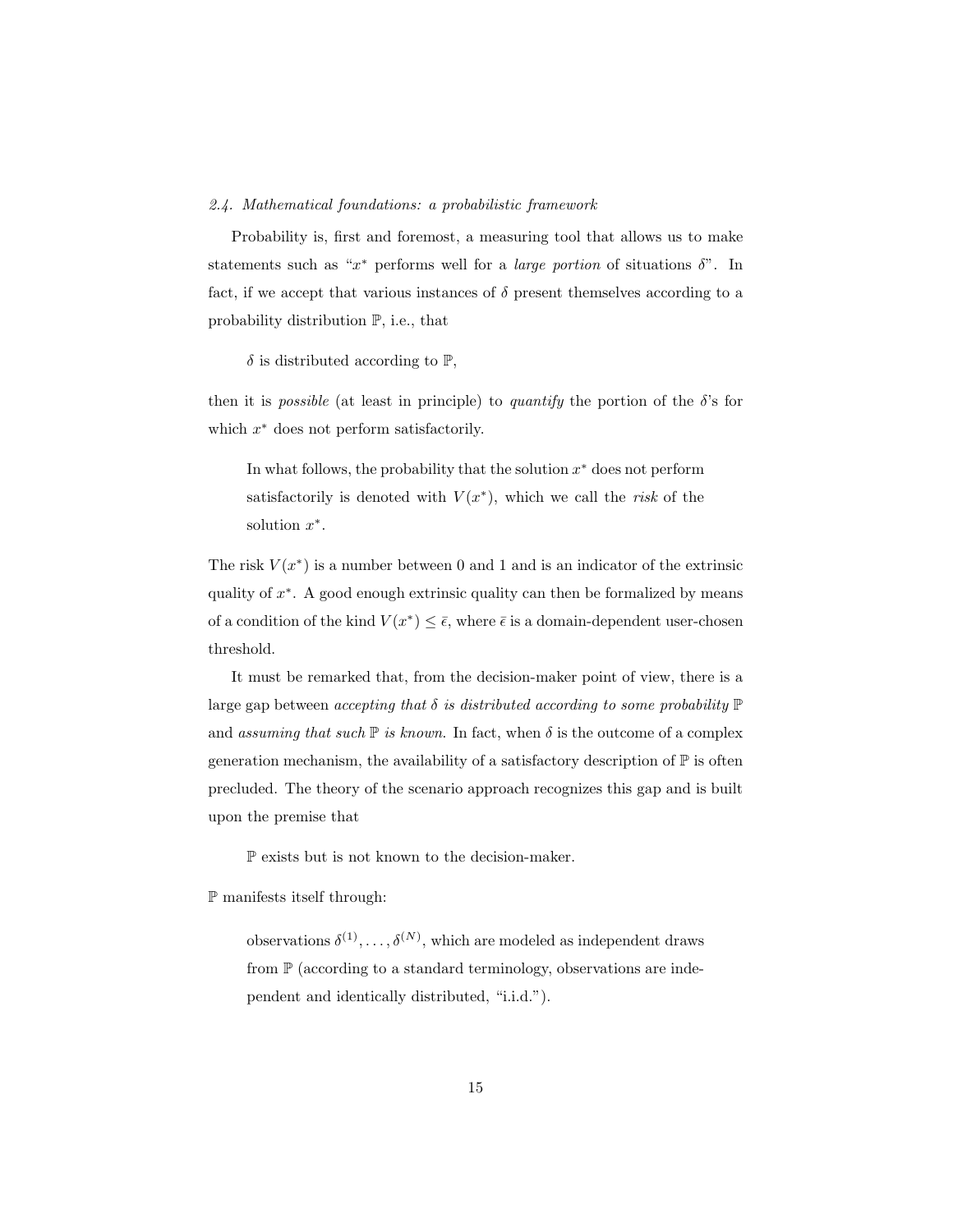### *2.4. Mathematical foundations: a probabilistic framework*

Probability is, first and foremost, a measuring tool that allows us to make statements such as "$x^*$ performs well for a *large portion* of situations $\delta$". In fact, if we accept that various instances of $\delta$ present themselves according to a probability distribution $\mathbb{P}$, i.e., that

> $\delta$ is distributed according to $\mathbb{P}$,

then it is *possible* (at least in principle) to *quantify* the portion of the $\delta$'s for which $x^*$ does not perform satisfactorily.

> In what follows, the probability that the solution $x^*$ does not perform satisfactorily is denoted with $V(x^*)$, which we call the *risk* of the solution $x^*$.

The risk $V(x^*)$ is a number between 0 and 1 and is an indicator of the extrinsic quality of $x^*$. A good enough extrinsic quality can then be formalized by means of a condition of the kind $V(x^*) \leq \bar{\epsilon}$, where $\bar{\epsilon}$ is a domain-dependent user-chosen threshold.

It must be remarked that, from the decision-maker point of view, there is a large gap between *accepting that $\delta$ is distributed according to some probability $\mathbb{P}$* and *assuming that such $\mathbb{P}$ is known.* In fact, when $\delta$ is the outcome of a complex generation mechanism, the availability of a satisfactory description of $\mathbb{P}$ is often precluded. The theory of the scenario approach recognizes this gap and is built upon the premise that

> $\mathbb{P}$ exists but is not known to the decision-maker.

$\mathbb{P}$ manifests itself through:

> observations $\delta^{(1)}, \dots, \delta^{(N)}$, which are modeled as independent draws from $\mathbb{P}$ (according to a standard terminology, observations are independent and identically distributed, "i.i.d.").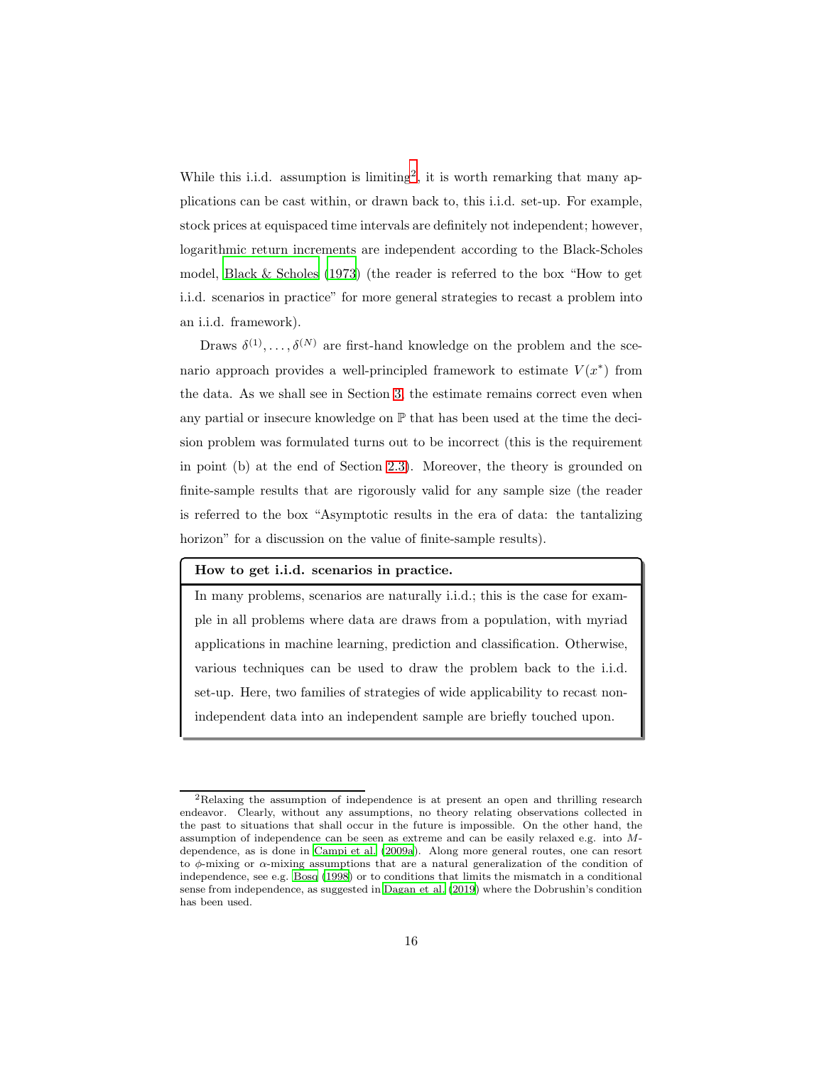While this i.i.d. assumption is limiting[2], it is worth remarking that many applications can be cast within, or drawn back to, this i.i.d. set-up. For example, stock prices at equispaced time intervals are definitely not independent; however, logarithmic return increments are independent according to the Black-Scholes model, Black & Scholes (1973) (the reader is referred to the box "How to get i.i.d. scenarios in practice" for more general strategies to recast a problem into an i.i.d. framework).

Draws $\delta^{(1)}, \dots, \delta^{(N)}$ are first-hand knowledge on the problem and the scenario approach provides a well-principled framework to estimate $V(x^*)$ from the data. As we shall see in Section 3, the estimate remains correct even when any partial or insecure knowledge on $\mathbb{P}$ that has been used at the time the decision problem was formulated turns out to be incorrect (this is the requirement in point (b) at the end of Section 2.3). Moreover, the theory is grounded on finite-sample results that are rigorously valid for any sample size (the reader is referred to the box "Asymptotic results in the era of data: the tantalizing horizon" for a discussion on the value of finite-sample results).

**How to get i.i.d. scenarios in practice.**

In many problems, scenarios are naturally i.i.d.; this is the case for example in all problems where data are draws from a population, with myriad applications in machine learning, prediction and classification. Otherwise, various techniques can be used to draw the problem back to the i.i.d. set-up. Here, two families of strategies of wide applicability to recast non-independent data into an independent sample are briefly touched upon.

---

[2] Relaxing the assumption of independence is at present an open and thrilling research endeavor. Clearly, without any assumptions, no theory relating observations collected in the past to situations that shall occur in the future is impossible. On the other hand, the assumption of independence can be seen as extreme and can be easily relaxed e.g. into $M$-dependence, as is done in Campi et al. (2009a). Along more general routes, one can resort to $\phi$-mixing or $\alpha$-mixing assumptions that are a natural generalization of the condition of independence, see e.g. Bosq (1998) or to conditions that limits the mismatch in a conditional sense from independence, as suggested in Dagan et al. (2019) where the Dobrushin's condition has been used.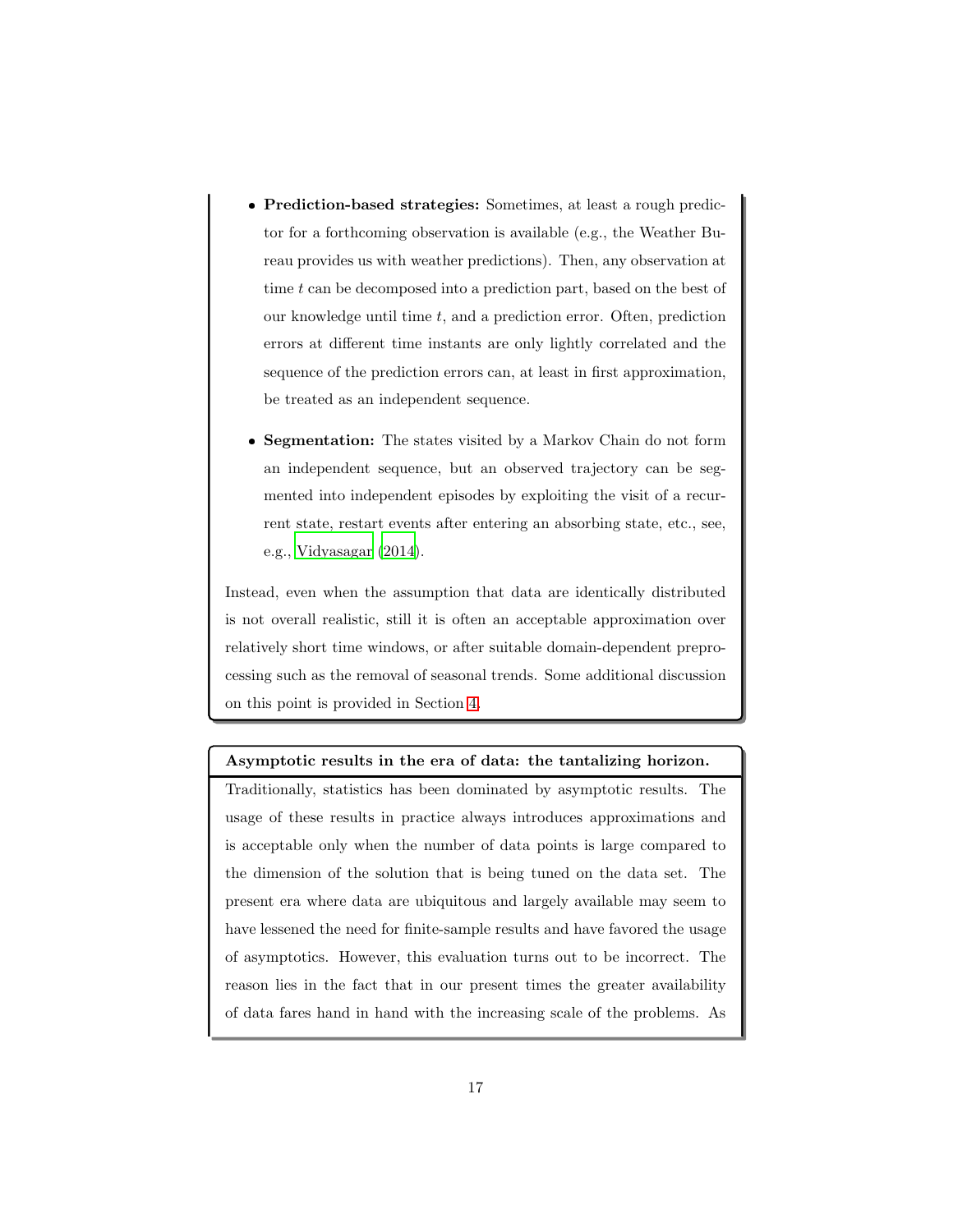- **Prediction-based strategies:** Sometimes, at least a rough predictor for a forthcoming observation is available (e.g., the Weather Bureau provides us with weather predictions). Then, any observation at time $t$ can be decomposed into a prediction part, based on the best of our knowledge until time $t$, and a prediction error. Often, prediction errors at different time instants are only lightly correlated and the sequence of the prediction errors can, at least in first approximation, be treated as an independent sequence.

- **Segmentation:** The states visited by a Markov Chain do not form an independent sequence, but an observed trajectory can be segmented into independent episodes by exploiting the visit of a recurrent state, restart events after entering an absorbing state, etc., see, e.g., Vidyasagar (2014).

Instead, even when the assumption that data are identically distributed is not overall realistic, still it is often an acceptable approximation over relatively short time windows, or after suitable domain-dependent preprocessing such as the removal of seasonal trends. Some additional discussion on this point is provided in Section 4.

**Asymptotic results in the era of data: the tantalizing horizon.**

Traditionally, statistics has been dominated by asymptotic results. The usage of these results in practice always introduces approximations and is acceptable only when the number of data points is large compared to the dimension of the solution that is being tuned on the data set. The present era where data are ubiquitous and largely available may seem to have lessened the need for finite-sample results and have favored the usage of asymptotics. However, this evaluation turns out to be incorrect. The reason lies in the fact that in our present times the greater availability of data fares hand in hand with the increasing scale of the problems. As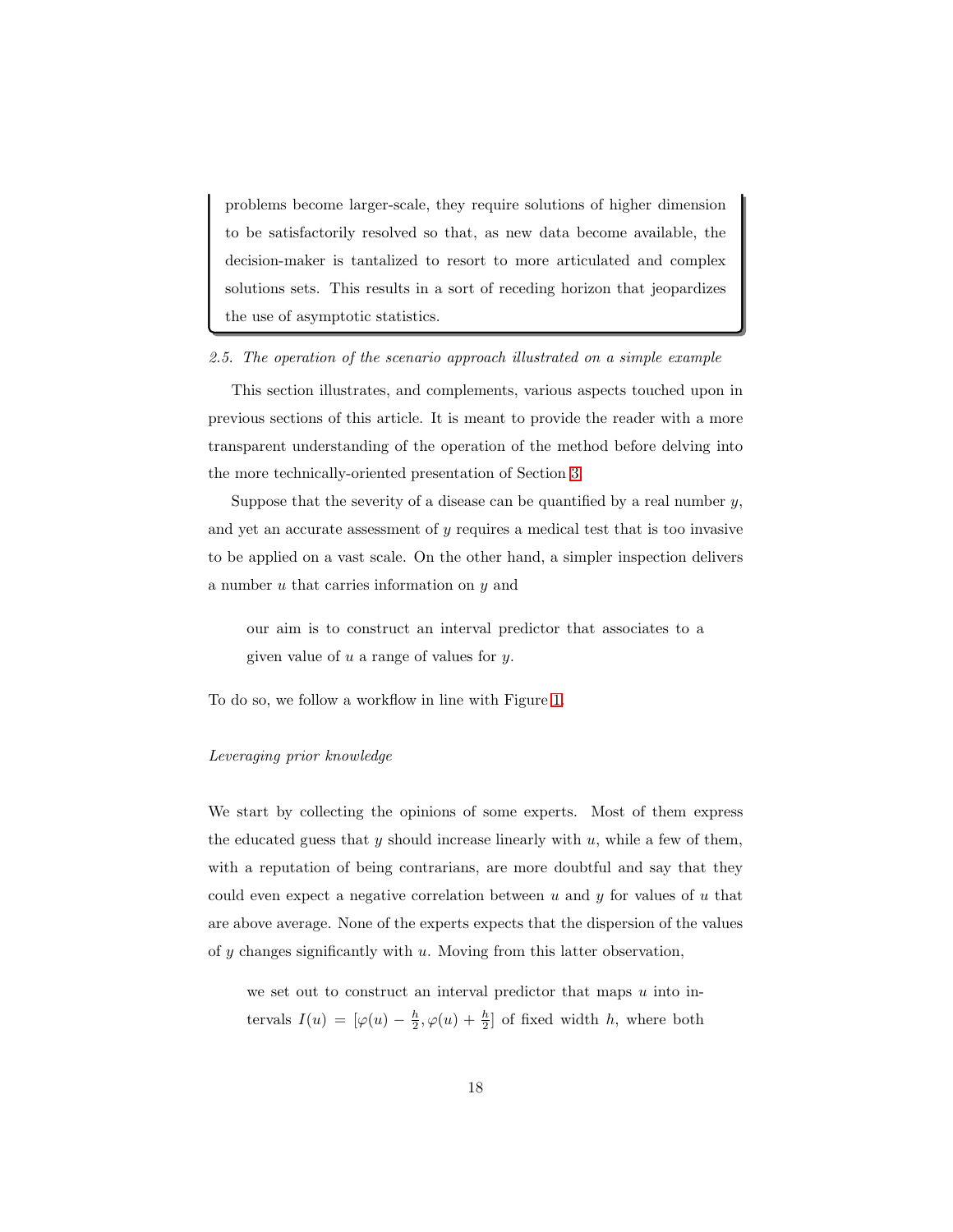problems become larger-scale, they require solutions of higher dimension to be satisfactorily resolved so that, as new data become available, the decision-maker is tantalized to resort to more articulated and complex solutions sets. This results in a sort of receding horizon that jeopardizes the use of asymptotic statistics.

### *2.5. The operation of the scenario approach illustrated on a simple example*

This section illustrates, and complements, various aspects touched upon in previous sections of this article. It is meant to provide the reader with a more transparent understanding of the operation of the method before delving into the more technically-oriented presentation of Section 3.

Suppose that the severity of a disease can be quantified by a real number $y$, and yet an accurate assessment of $y$ requires a medical test that is too invasive to be applied on a vast scale. On the other hand, a simpler inspection delivers a number $u$ that carries information on $y$ and

> our aim is to construct an interval predictor that associates to a given value of $u$ a range of values for $y$.

To do so, we follow a workflow in line with Figure 1.

*Leveraging prior knowledge*

We start by collecting the opinions of some experts. Most of them express the educated guess that $y$ should increase linearly with $u$, while a few of them, with a reputation of being contrarians, are more doubtful and say that they could even expect a negative correlation between $u$ and $y$ for values of $u$ that are above average. None of the experts expects that the dispersion of the values of $y$ changes significantly with $u$. Moving from this latter observation,

> we set out to construct an interval predictor that maps $u$ into intervals $I(u) = [\varphi(u) - \frac{h}{2}, \varphi(u) + \frac{h}{2}]$ of fixed width $h$, where both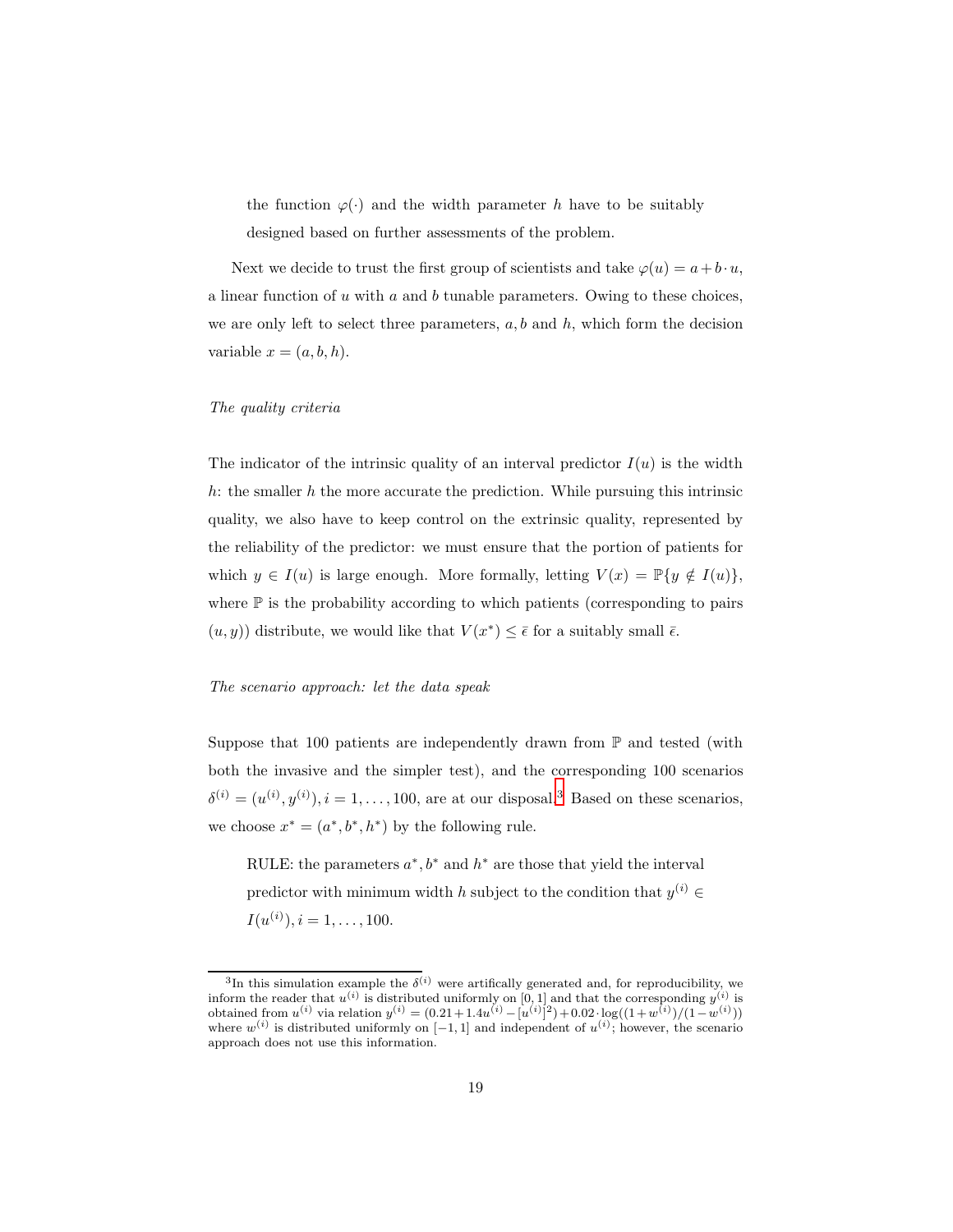the function $\varphi(\cdot)$ and the width parameter $h$ have to be suitably designed based on further assessments of the problem.

Next we decide to trust the first group of scientists and take $\varphi(u) = a + b \cdot u$, a linear function of $u$ with $a$ and $b$ tunable parameters. Owing to these choices, we are only left to select three parameters, $a, b$ and $h$, which form the decision variable $x = (a, b, h)$.

*The quality criteria*

The indicator of the intrinsic quality of an interval predictor $I(u)$ is the width $h$: the smaller $h$ the more accurate the prediction. While pursuing this intrinsic quality, we also have to keep control on the extrinsic quality, represented by the reliability of the predictor: we must ensure that the portion of patients for which $y \in I(u)$ is large enough. More formally, letting $V(x) = \mathbb{P}\{y \notin I(u)\}$, where $\mathbb{P}$ is the probability according to which patients (corresponding to pairs $(u, y)$) distribute, we would like that $V(x^*) \leq \bar{\epsilon}$ for a suitably small $\bar{\epsilon}$.

*The scenario approach: let the data speak*

Suppose that 100 patients are independently drawn from $\mathbb{P}$ and tested (with both the invasive and the simpler test), and the corresponding 100 scenarios $\delta^{(i)} = (u^{(i)}, y^{(i)}), i = 1, \ldots, 100$, are at our disposal.[3] Based on these scenarios, we choose $x^* = (a^*, b^*, h^*)$ by the following rule.

> RULE: the parameters $a^*, b^*$ and $h^*$ are those that yield the interval predictor with minimum width $h$ subject to the condition that $y^{(i)} \in I(u^{(i)}), i = 1, \ldots, 100$.

[3] In this simulation example the $\delta^{(i)}$ were artifically generated and, for reproducibility, we inform the reader that $u^{(i)}$ is distributed uniformly on $[0, 1]$ and that the corresponding $y^{(i)}$ is obtained from $u^{(i)}$ via relation $y^{(i)} = (0.21 + 1.4u^{(i)} - [u^{(i)}]^2) + 0.02 \cdot \log((1 + w^{(i)})/(1 - w^{(i)}))$ where $w^{(i)}$ is distributed uniformly on $[-1, 1]$ and independent of $u^{(i)}$; however, the scenario approach does not use this information.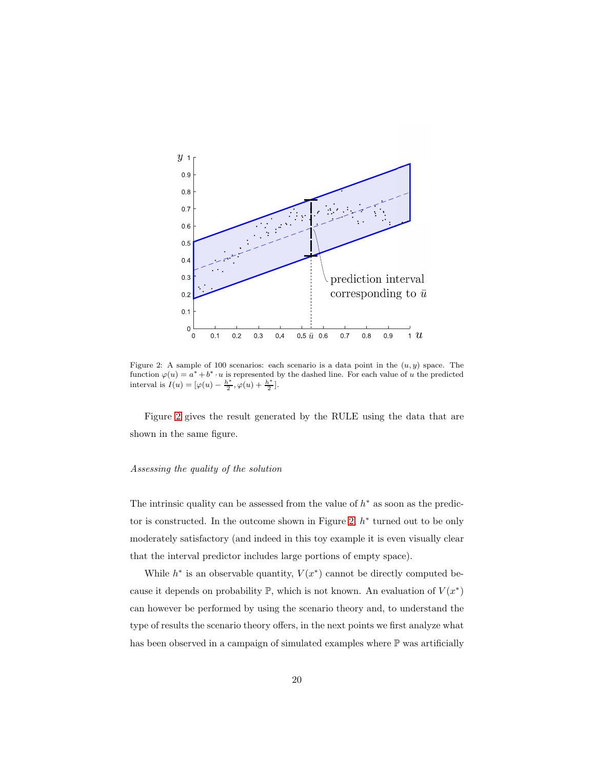Figure 2: A sample of 100 scenarios: each scenario is a data point in the $(u, y)$ space. The function $\varphi(u) = a^* + b^* \cdot u$ is represented by the dashed line. For each value of $u$ the predicted interval is $I(u) = [\varphi(u) - \frac{h^*}{2}, \varphi(u) + \frac{h^*}{2}]$.

Figure 2 gives the result generated by the RULE using the data that are shown in the same figure.

*Assessing the quality of the solution*

The intrinsic quality can be assessed from the value of $h^*$ as soon as the predictor is constructed. In the outcome shown in Figure 2, $h^*$ turned out to be only moderately satisfactory (and indeed in this toy example it is even visually clear that the interval predictor includes large portions of empty space).

While $h^*$ is an observable quantity, $V(x^*)$ cannot be directly computed because it depends on probability $\mathbb{P}$, which is not known. An evaluation of $V(x^*)$ can however be performed by using the scenario theory and, to understand the type of results the scenario theory offers, in the next points we first analyze what has been observed in a campaign of simulated examples where $\mathbb{P}$ was artificially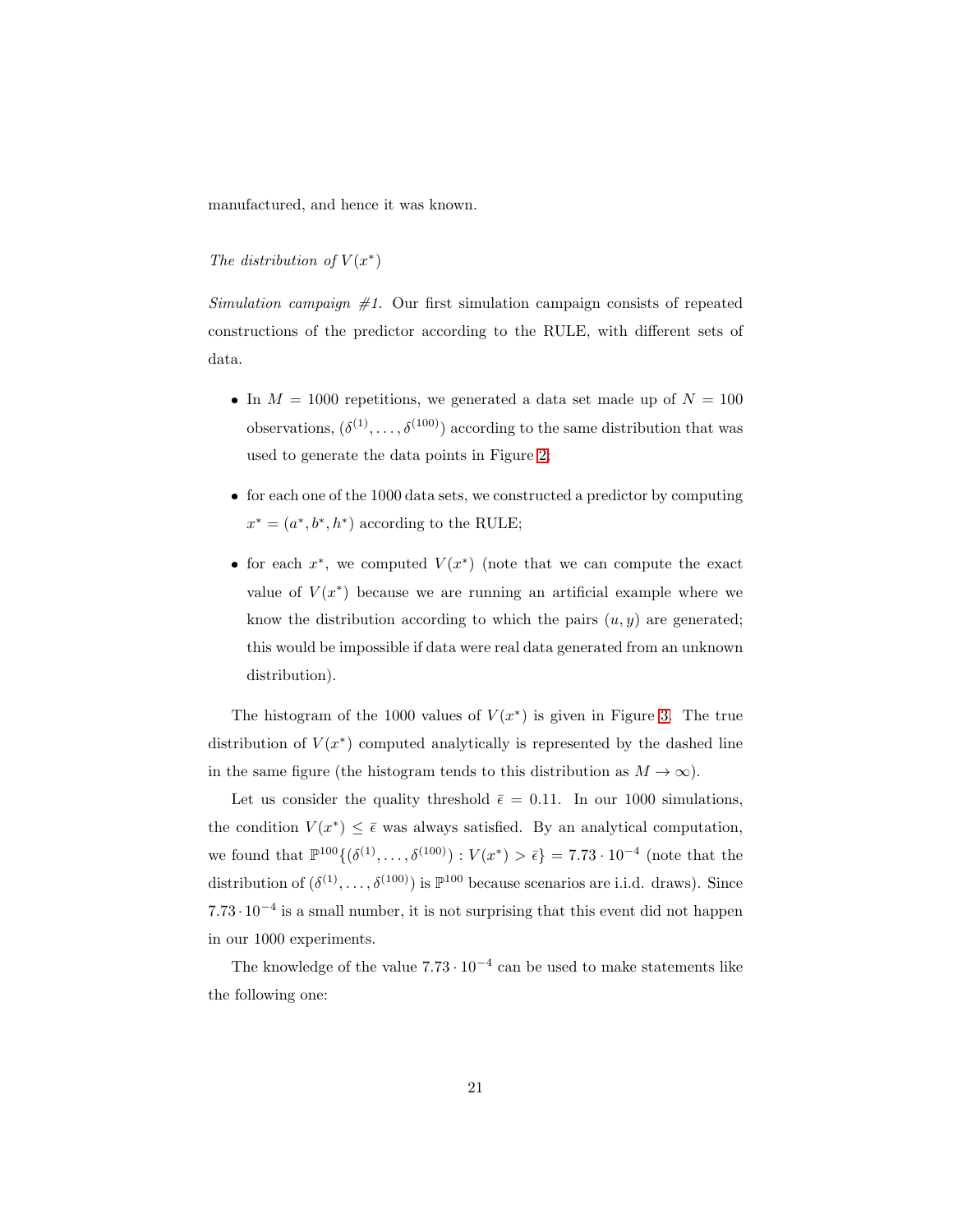manufactured, and hence it was known.

*The distribution of $V(x^*)$*

*Simulation campaign #1.* Our first simulation campaign consists of repeated constructions of the predictor according to the RULE, with different sets of data.

- In $M = 1000$ repetitions, we generated a data set made up of $N = 100$ observations, $(\delta^{(1)}, \ldots, \delta^{(100)})$ according to the same distribution that was used to generate the data points in Figure 2;
- for each one of the 1000 data sets, we constructed a predictor by computing $x^* = (a^*, b^*, h^*)$ according to the RULE;
- for each $x^*$, we computed $V(x^*)$ (note that we can compute the exact value of $V(x^*)$ because we are running an artificial example where we know the distribution according to which the pairs $(u, y)$ are generated; this would be impossible if data were real data generated from an unknown distribution).

The histogram of the 1000 values of $V(x^*)$ is given in Figure 3. The true distribution of $V(x^*)$ computed analytically is represented by the dashed line in the same figure (the histogram tends to this distribution as $M \to \infty$).

Let us consider the quality threshold $\bar{\epsilon} = 0.11$. In our 1000 simulations, the condition $V(x^*) \leq \bar{\epsilon}$ was always satisfied. By an analytical computation, we found that $\mathbb{P}^{100}\{(\delta^{(1)}, \ldots, \delta^{(100)}) : V(x^*) > \bar{\epsilon}\} = 7.73 \cdot 10^{-4}$ (note that the distribution of $(\delta^{(1)}, \ldots, \delta^{(100)})$ is $\mathbb{P}^{100}$ because scenarios are i.i.d. draws). Since $7.73 \cdot 10^{-4}$ is a small number, it is not surprising that this event did not happen in our 1000 experiments.

The knowledge of the value $7.73 \cdot 10^{-4}$ can be used to make statements like the following one: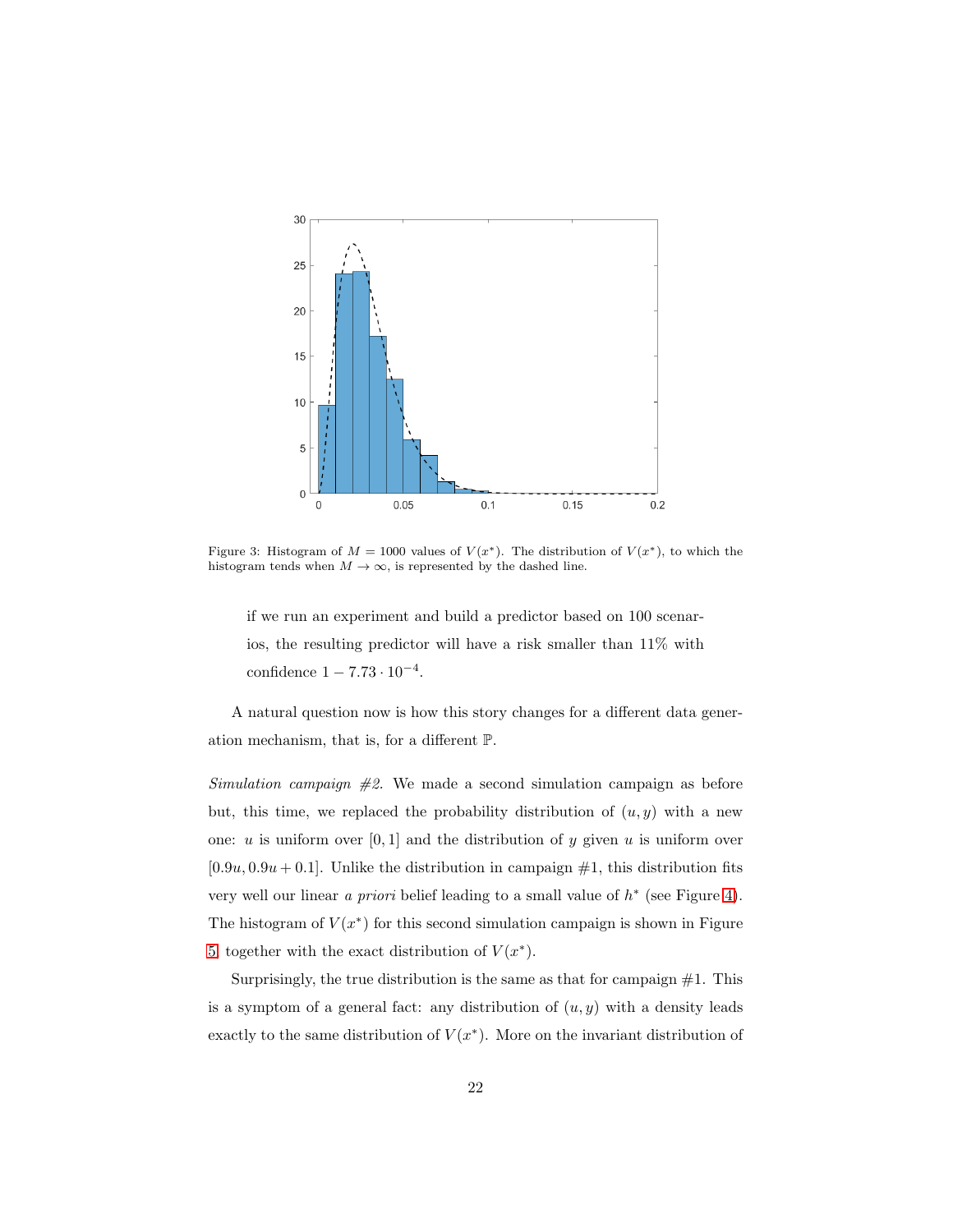Figure 3: Histogram of $M = 1000$ values of $V(x^*)$. The distribution of $V(x^*)$, to which the histogram tends when $M \to \infty$, is represented by the dashed line.

> if we run an experiment and build a predictor based on 100 scenarios, the resulting predictor will have a risk smaller than 11% with confidence $1 - 7.73 \cdot 10^{-4}$.

A natural question now is how this story changes for a different data generation mechanism, that is, for a different $\mathbb{P}$.

*Simulation campaign #2.* We made a second simulation campaign as before but, this time, we replaced the probability distribution of $(u, y)$ with a new one: $u$ is uniform over $[0, 1]$ and the distribution of $y$ given $u$ is uniform over $[0.9u, 0.9u + 0.1]$. Unlike the distribution in campaign #1, this distribution fits very well our linear *a priori* belief leading to a small value of $h^*$ (see Figure 4). The histogram of $V(x^*)$ for this second simulation campaign is shown in Figure 5 together with the exact distribution of $V(x^*)$.

Surprisingly, the true distribution is the same as that for campaign #1. This is a symptom of a general fact: any distribution of $(u, y)$ with a density leads exactly to the same distribution of $V(x^*)$. More on the invariant distribution of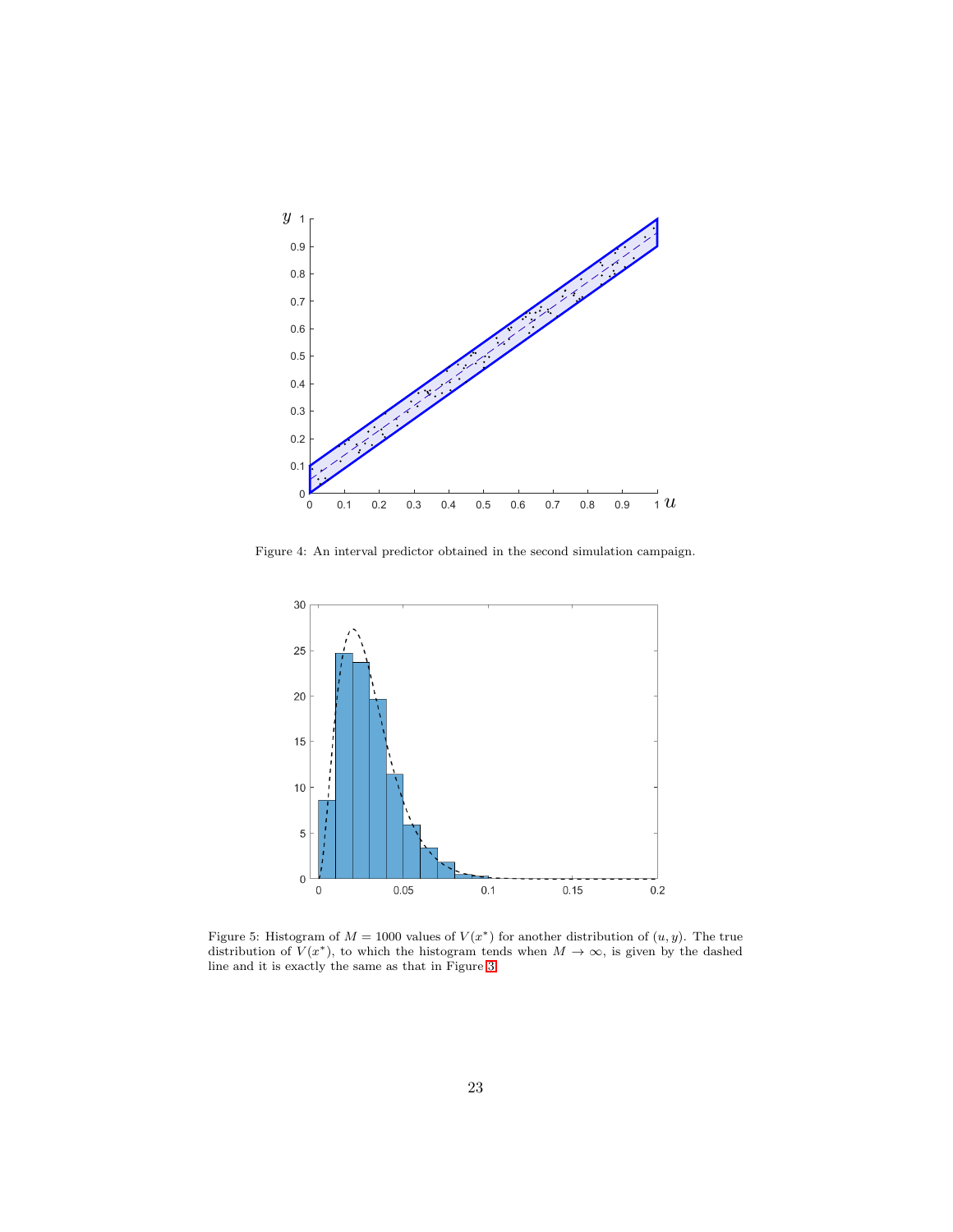Figure 4: An interval predictor obtained in the second simulation campaign.

Figure 5: Histogram of $M = 1000$ values of $V(x^*)$ for another distribution of $(u, y)$. The true distribution of $V(x^*)$, to which the histogram tends when $M \to \infty$, is given by the dashed line and it is exactly the same as that in Figure 3.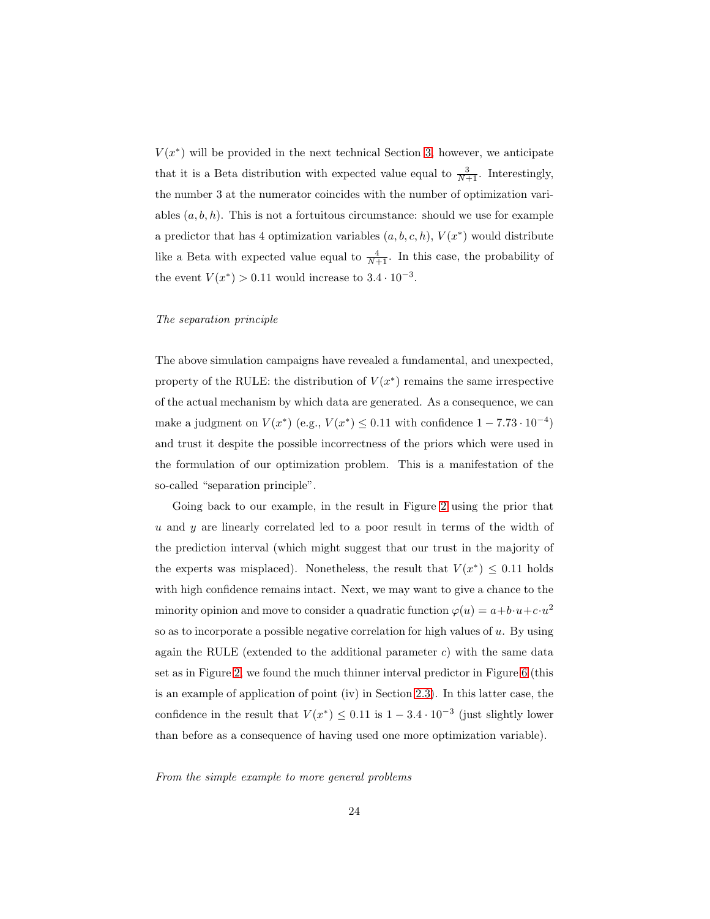$V(x^*)$ will be provided in the next technical Section 3, however, we anticipate that it is a Beta distribution with expected value equal to $\frac{3}{N+1}$. Interestingly, the number 3 at the numerator coincides with the number of optimization variables $(a, b, h)$. This is not a fortuitous circumstance: should we use for example a predictor that has 4 optimization variables $(a, b, c, h)$, $V(x^*)$ would distribute like a Beta with expected value equal to $\frac{4}{N+1}$. In this case, the probability of the event $V(x^*) > 0.11$ would increase to $3.4 \cdot 10^{-3}$.

*The separation principle*

The above simulation campaigns have revealed a fundamental, and unexpected, property of the RULE: the distribution of $V(x^*)$ remains the same irrespective of the actual mechanism by which data are generated. As a consequence, we can make a judgment on $V(x^*)$ (e.g., $V(x^*) \leq 0.11$ with confidence $1 - 7.73 \cdot 10^{-4}$) and trust it despite the possible incorrectness of the priors which were used in the formulation of our optimization problem. This is a manifestation of the so-called "separation principle".

Going back to our example, in the result in Figure 2 using the prior that $u$ and $y$ are linearly correlated led to a poor result in terms of the width of the prediction interval (which might suggest that our trust in the majority of the experts was misplaced). Nonetheless, the result that $V(x^*) \leq 0.11$ holds with high confidence remains intact. Next, we may want to give a chance to the minority opinion and move to consider a quadratic function $\varphi(u) = a + b \cdot u + c \cdot u^2$ so as to incorporate a possible negative correlation for high values of $u$. By using again the RULE (extended to the additional parameter $c$) with the same data set as in Figure 2, we found the much thinner interval predictor in Figure 6 (this is an example of application of point (iv) in Section 2.3). In this latter case, the confidence in the result that $V(x^*) \leq 0.11$ is $1 - 3.4 \cdot 10^{-3}$ (just slightly lower than before as a consequence of having used one more optimization variable).

*From the simple example to more general problems*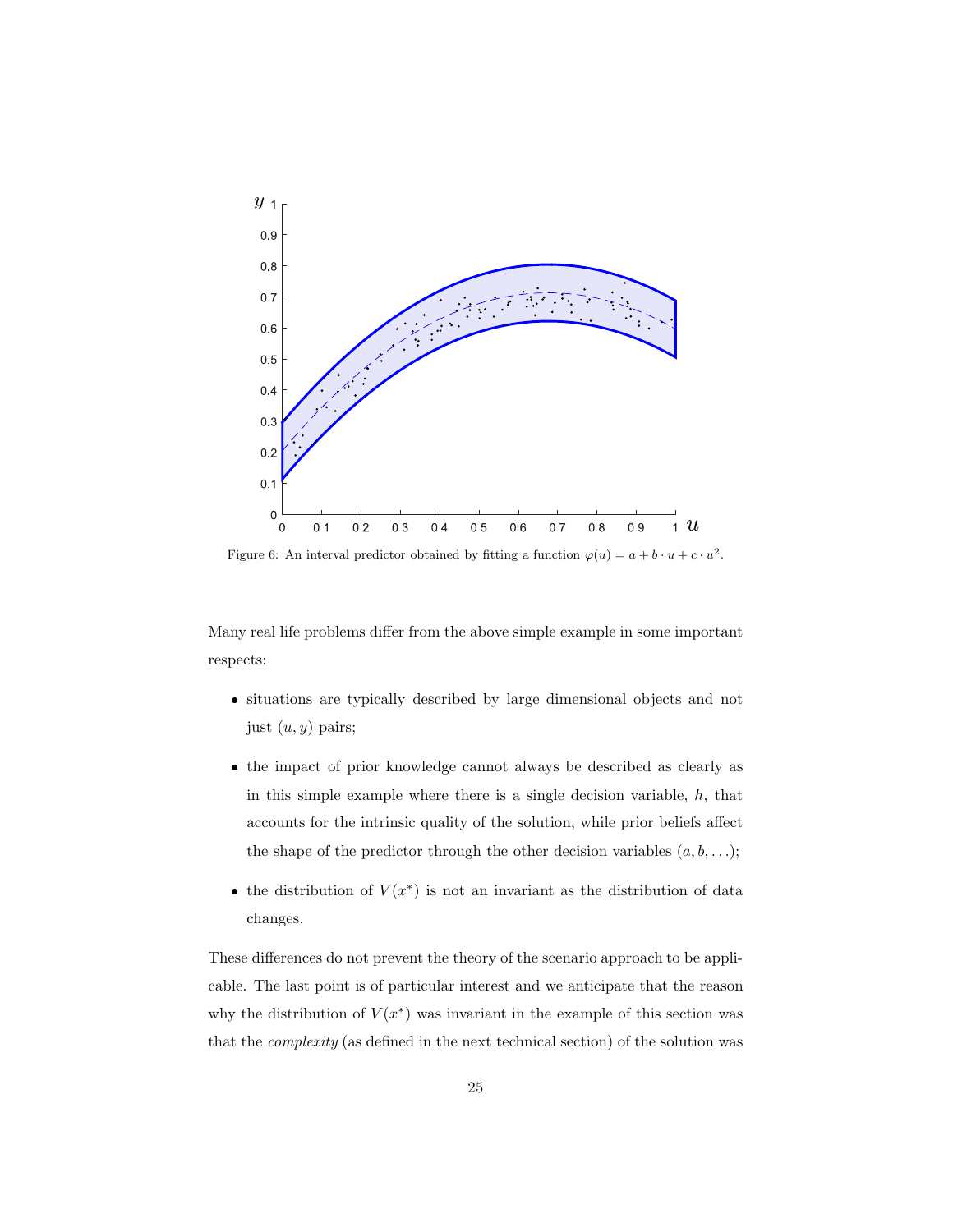Figure 6: An interval predictor obtained by fitting a function $\varphi(u) = a + b \cdot u + c \cdot u^2$.

Many real life problems differ from the above simple example in some important respects:

- situations are typically described by large dimensional objects and not just $(u, y)$ pairs;
- the impact of prior knowledge cannot always be described as clearly as in this simple example where there is a single decision variable, $h$, that accounts for the intrinsic quality of the solution, while prior beliefs affect the shape of the predictor through the other decision variables $(a, b, \ldots)$;
- the distribution of $V(x^*)$ is not an invariant as the distribution of data changes.

These differences do not prevent the theory of the scenario approach to be applicable. The last point is of particular interest and we anticipate that the reason why the distribution of $V(x^*)$ was invariant in the example of this section was that the *complexity* (as defined in the next technical section) of the solution was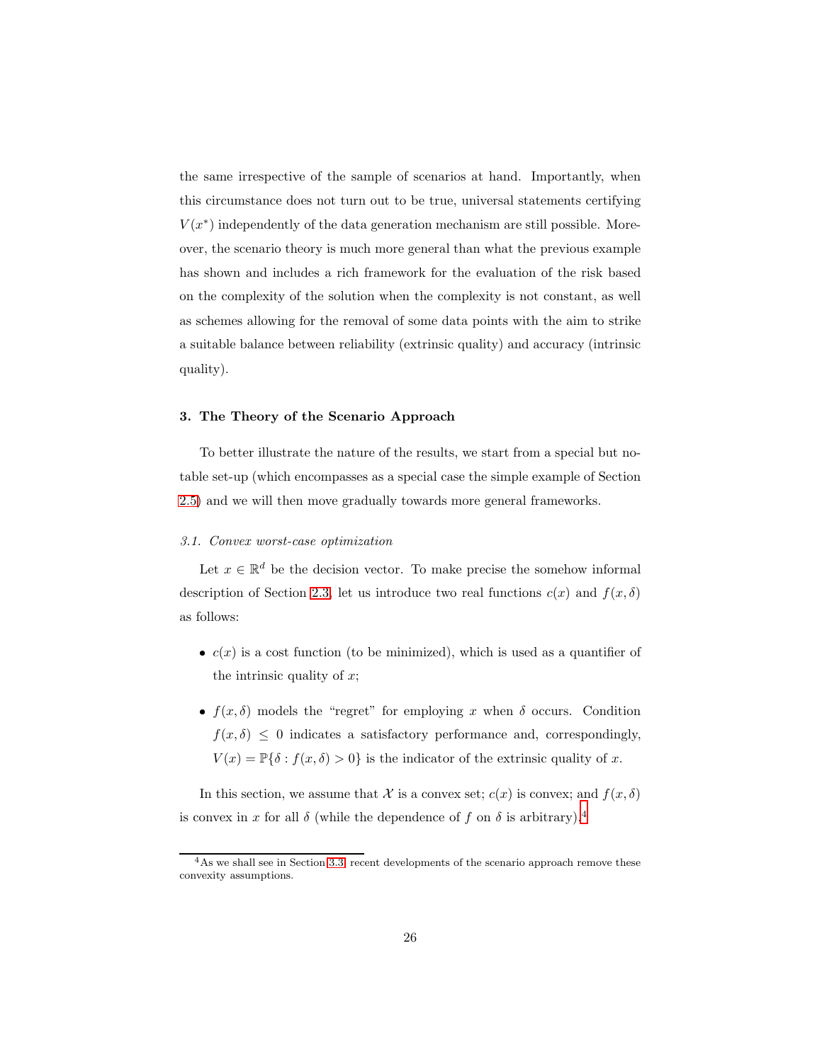the same irrespective of the sample of scenarios at hand. Importantly, when this circumstance does not turn out to be true, universal statements certifying $V(x^*)$ independently of the data generation mechanism are still possible. Moreover, the scenario theory is much more general than what the previous example has shown and includes a rich framework for the evaluation of the risk based on the complexity of the solution when the complexity is not constant, as well as schemes allowing for the removal of some data points with the aim to strike a suitable balance between reliability (extrinsic quality) and accuracy (intrinsic quality).

## 3. The Theory of the Scenario Approach

To better illustrate the nature of the results, we start from a special but notable set-up (which encompasses as a special case the simple example of Section 2.5) and we will then move gradually towards more general frameworks.

### *3.1. Convex worst-case optimization*

Let $x \in \mathbb{R}^d$ be the decision vector. To make precise the somehow informal description of Section 2.3, let us introduce two real functions $c(x)$ and $f(x, \delta)$ as follows:

- $c(x)$ is a cost function (to be minimized), which is used as a quantifier of the intrinsic quality of $x$;
- $f(x, \delta)$ models the "regret" for employing $x$ when $\delta$ occurs. Condition $f(x, \delta) \leq 0$ indicates a satisfactory performance and, correspondingly, $V(x) = \mathbb{P}\{\delta : f(x, \delta) > 0\}$ is the indicator of the extrinsic quality of $x$.

In this section, we assume that $\mathcal{X}$ is a convex set; $c(x)$ is convex; and $f(x, \delta)$ is convex in $x$ for all $\delta$ (while the dependence of $f$ on $\delta$ is arbitrary).[4]

[4] As we shall see in Section 3.3, recent developments of the scenario approach remove these convexity assumptions.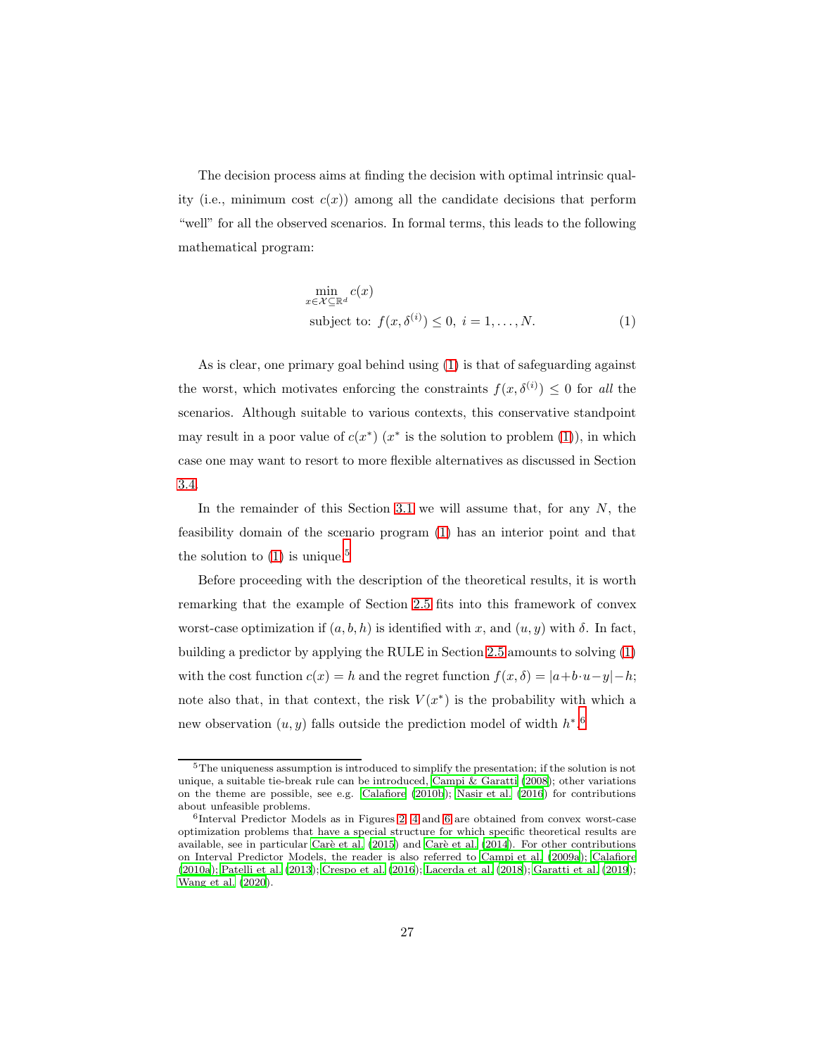The decision process aims at finding the decision with optimal intrinsic quality (i.e., minimum cost $c(x)$) among all the candidate decisions that perform "well" for all the observed scenarios. In formal terms, this leads to the following mathematical program:

$$
\begin{aligned}
&\min_{x \in \mathcal{X} \subseteq \mathbb{R}^d} c(x) \\
&\text{subject to: } f(x, \delta^{(i)}) \leq 0, \; i = 1, \ldots, N.
\end{aligned} \tag{1}
$$

As is clear, one primary goal behind using (1) is that of safeguarding against the worst, which motivates enforcing the constraints $f(x, \delta^{(i)}) \leq 0$ for *all* the scenarios. Although suitable to various contexts, this conservative standpoint may result in a poor value of $c(x^*)$ ($x^*$ is the solution to problem (1)), in which case one may want to resort to more flexible alternatives as discussed in Section 3.4.

In the remainder of this Section 3.1 we will assume that, for any $N$, the feasibility domain of the scenario program (1) has an interior point and that the solution to (1) is unique.[5]

Before proceeding with the description of the theoretical results, it is worth remarking that the example of Section 2.5 fits into this framework of convex worst-case optimization if $(a, b, h)$ is identified with $x$, and $(u, y)$ with $\delta$. In fact, building a predictor by applying the RULE in Section 2.5 amounts to solving (1) with the cost function $c(x) = h$ and the regret function $f(x, \delta) = |a + b \cdot u - y| - h$; note also that, in that context, the risk $V(x^*)$ is the probability with which a new observation $(u, y)$ falls outside the prediction model of width $h^*$.[6]

[5] The uniqueness assumption is introduced to simplify the presentation; if the solution is not unique, a suitable tie-break rule can be introduced, Campi & Garatti (2008); other variations on the theme are possible, see e.g. Calafiore (2010b); Nasir et al. (2016) for contributions about unfeasible problems.

[6] Interval Predictor Models as in Figures 2, 4 and 6 are obtained from convex worst-case optimization problems that have a special structure for which specific theoretical results are available, see in particular Carè et al. (2015) and Carè et al. (2014). For other contributions on Interval Predictor Models, the reader is also referred to Campi et al. (2009a); Calafiore (2010a); Patelli et al. (2013); Crespo et al. (2016); Lacerda et al. (2018); Garatti et al. (2019); Wang et al. (2020).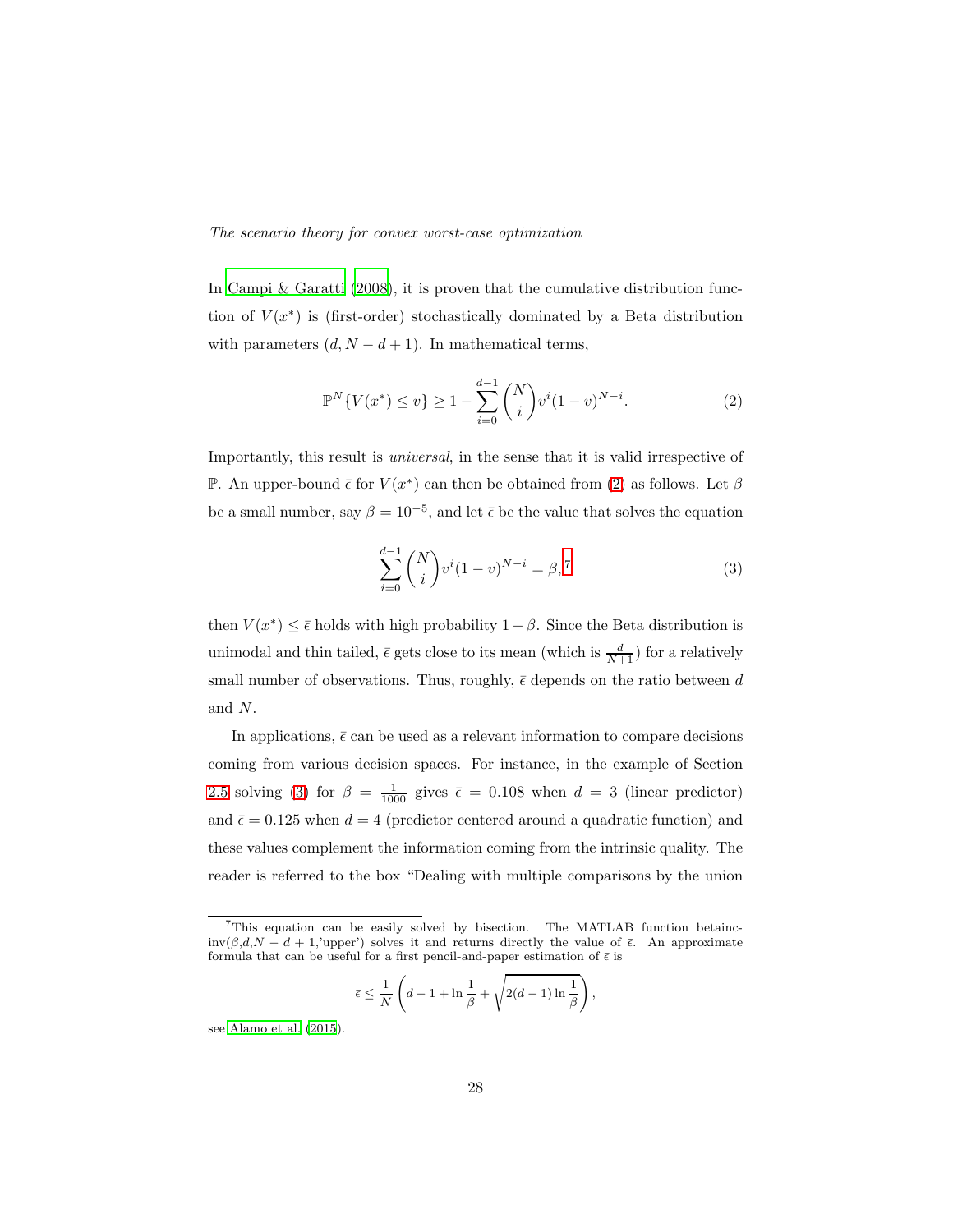In Campi & Garatti (2008), it is proven that the cumulative distribution function of $V(x^*)$ is (first-order) stochastically dominated by a Beta distribution with parameters $(d, N-d+1)$. In mathematical terms,

$$\mathbb{P}^N\{V(x^*) \leq v\} \geq 1 - \sum_{i=0}^{d-1} \binom{N}{i} v^i (1-v)^{N-i}. \tag{2}$$

Importantly, this result is *universal*, in the sense that it is valid irrespective of $\mathbb{P}$. An upper-bound $\bar{\epsilon}$ for $V(x^*)$ can then be obtained from (2) as follows. Let $\beta$ be a small number, say $\beta = 10^{-5}$, and let $\bar{\epsilon}$ be the value that solves the equation

$$\sum_{i=0}^{d-1} \binom{N}{i} v^i (1-v)^{N-i} = \beta,[7] \tag{3}$$

then $V(x^*) \leq \bar{\epsilon}$ holds with high probability $1-\beta$. Since the Beta distribution is unimodal and thin tailed, $\bar{\epsilon}$ gets close to its mean (which is $\frac{d}{N+1}$) for a relatively small number of observations. Thus, roughly, $\bar{\epsilon}$ depends on the ratio between $d$ and $N$.

In applications, $\bar{\epsilon}$ can be used as a relevant information to compare decisions coming from various decision spaces. For instance, in the example of Section 2.5 solving (3) for $\beta = \frac{1}{1000}$ gives $\bar{\epsilon} = 0.108$ when $d = 3$ (linear predictor) and $\bar{\epsilon} = 0.125$ when $d = 4$ (predictor centered around a quadratic function) and these values complement the information coming from the intrinsic quality. The reader is referred to the box "Dealing with multiple comparisons by the union

---

[7] This equation can be easily solved by bisection. The MATLAB function betainc-inv($\beta$,d,$N-d+1$,'upper') solves it and returns directly the value of $\bar{\epsilon}$. An approximate formula that can be useful for a first pencil-and-paper estimation of $\bar{\epsilon}$ is

$$\bar{\epsilon} \leq \frac{1}{N}\left(d - 1 + \ln\frac{1}{\beta} + \sqrt{2(d-1)\ln\frac{1}{\beta}}\right),$$

see Alamo et al. (2015).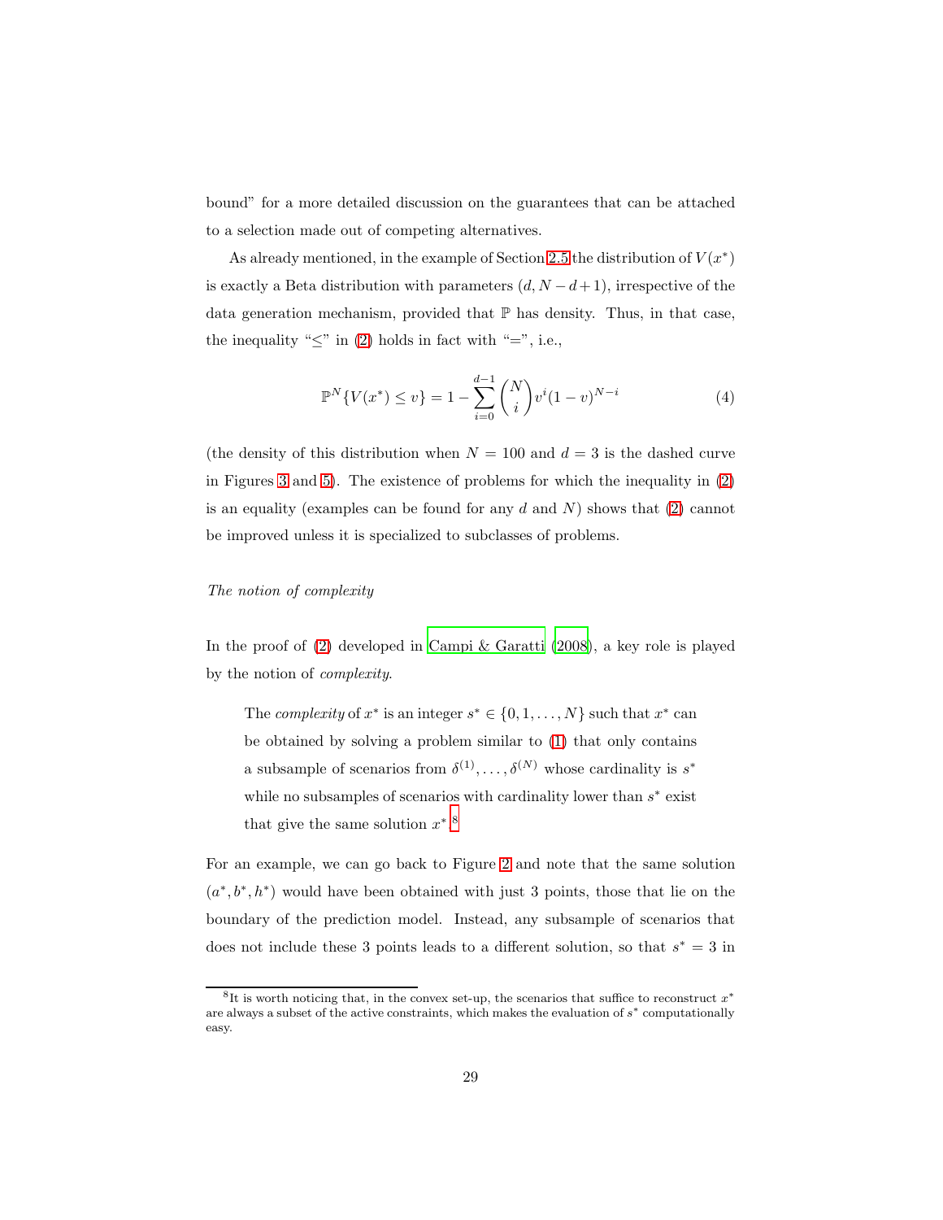bound" for a more detailed discussion on the guarantees that can be attached to a selection made out of competing alternatives.

As already mentioned, in the example of Section 2.5 the distribution of $V(x^*)$ is exactly a Beta distribution with parameters $(d, N-d+1)$, irrespective of the data generation mechanism, provided that $\mathbb{P}$ has density. Thus, in that case, the inequality "$\leq$" in (2) holds in fact with "$=$", i.e.,

$$\mathbb{P}^N\{V(x^*) \leq v\} = 1 - \sum_{i=0}^{d-1} \binom{N}{i} v^i (1-v)^{N-i} \tag{4}$$

(the density of this distribution when $N = 100$ and $d = 3$ is the dashed curve in Figures 3 and 5). The existence of problems for which the inequality in (2) is an equality (examples can be found for any $d$ and $N$) shows that (2) cannot be improved unless it is specialized to subclasses of problems.

*The notion of complexity*

In the proof of (2) developed in Campi & Garatti (2008), a key role is played by the notion of *complexity*.

> The *complexity* of $x^*$ is an integer $s^* \in \{0, 1, \ldots, N\}$ such that $x^*$ can be obtained by solving a problem similar to (1) that only contains a subsample of scenarios from $\delta^{(1)}, \ldots, \delta^{(N)}$ whose cardinality is $s^*$ while no subsamples of scenarios with cardinality lower than $s^*$ exist that give the same solution $x^*$.[8]

For an example, we can go back to Figure 2 and note that the same solution $(a^*, b^*, h^*)$ would have been obtained with just 3 points, those that lie on the boundary of the prediction model. Instead, any subsample of scenarios that does not include these 3 points leads to a different solution, so that $s^* = 3$ in

[8] It is worth noticing that, in the convex set-up, the scenarios that suffice to reconstruct $x^*$ are always a subset of the active constraints, which makes the evaluation of $s^*$ computationally easy.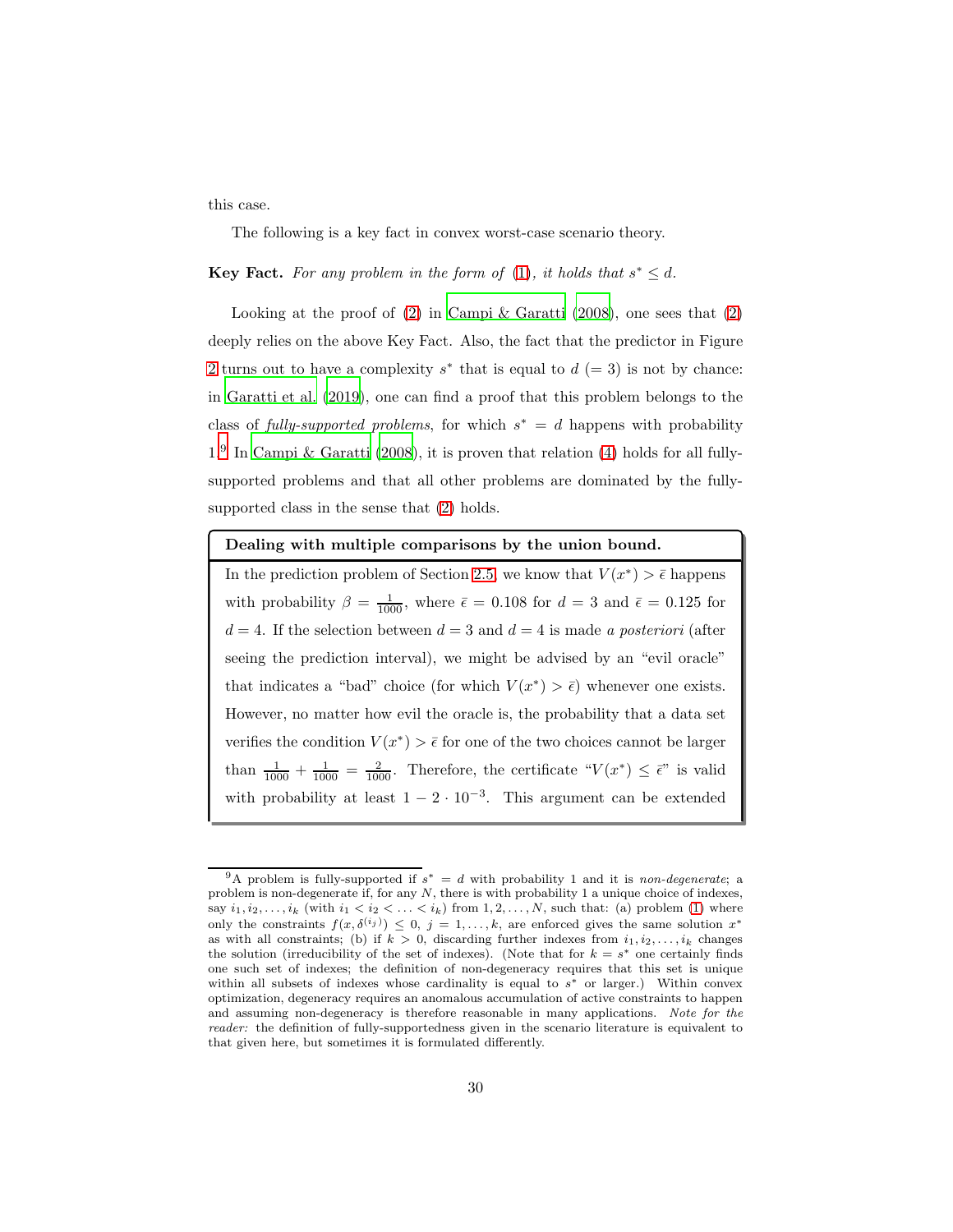this case.

The following is a key fact in convex worst-case scenario theory.

**Key Fact.** *For any problem in the form of (1), it holds that $s^* \leq d$.*

Looking at the proof of (2) in Campi & Garatti (2008), one sees that (2) deeply relies on the above Key Fact. Also, the fact that the predictor in Figure 2 turns out to have a complexity $s^*$ that is equal to $d$ $(= 3)$ is not by chance: in Garatti et al. (2019), one can find a proof that this problem belongs to the class of *fully-supported problems*, for which $s^* = d$ happens with probability 1.[9] In Campi & Garatti (2008), it is proven that relation (4) holds for all fully-supported problems and that all other problems are dominated by the fully-supported class in the sense that (2) holds.

> **Dealing with multiple comparisons by the union bound.**
>
> In the prediction problem of Section 2.5, we know that $V(x^*) > \bar{\epsilon}$ happens with probability $\beta = \frac{1}{1000}$, where $\bar{\epsilon} = 0.108$ for $d = 3$ and $\bar{\epsilon} = 0.125$ for $d = 4$. If the selection between $d = 3$ and $d = 4$ is made *a posteriori* (after seeing the prediction interval), we might be advised by an "evil oracle" that indicates a "bad" choice (for which $V(x^*) > \bar{\epsilon}$) whenever one exists. However, no matter how evil the oracle is, the probability that a data set verifies the condition $V(x^*) > \bar{\epsilon}$ for one of the two choices cannot be larger than $\frac{1}{1000} + \frac{1}{1000} = \frac{2}{1000}$. Therefore, the certificate "$V(x^*) \leq \bar{\epsilon}$" is valid with probability at least $1 - 2 \cdot 10^{-3}$. This argument can be extended

[9] A problem is fully-supported if $s^* = d$ with probability 1 and it is *non-degenerate*; a problem is non-degenerate if, for any $N$, there is with probability 1 a unique choice of indexes, say $i_1, i_2, \ldots, i_k$ (with $i_1 < i_2 < \ldots < i_k$) from $1, 2, \ldots, N$, such that: (a) problem (1) where only the constraints $f(x, \delta^{(i_j)}) \leq 0$, $j = 1, \ldots, k$, are enforced gives the same solution $x^*$ as with all constraints; (b) if $k > 0$, discarding further indexes from $i_1, i_2, \ldots, i_k$ changes the solution (irreducibility of the set of indexes). (Note that for $k = s^*$ one certainly finds one such set of indexes; the definition of non-degeneracy requires that this set is unique within all subsets of indexes whose cardinality is equal to $s^*$ or larger.) Within convex optimization, degeneracy requires an anomalous accumulation of active constraints to happen and assuming non-degeneracy is therefore reasonable in many applications. *Note for the reader:* the definition of fully-supportedness given in the scenario literature is equivalent to that given here, but sometimes it is formulated differently.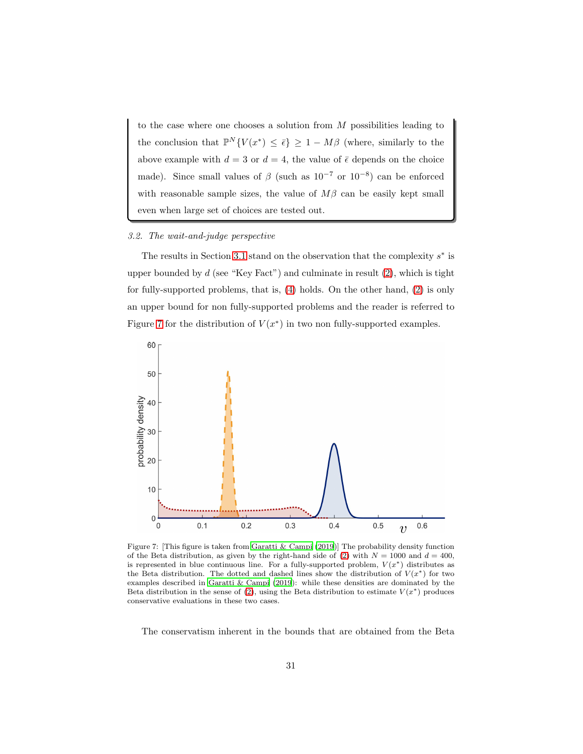to the case where one chooses a solution from $M$ possibilities leading to the conclusion that $\mathbb{P}^N\{V(x^*) \leq \bar{\epsilon}\} \geq 1 - M\beta$ (where, similarly to the above example with $d = 3$ or $d = 4$, the value of $\bar{\epsilon}$ depends on the choice made). Since small values of $\beta$ (such as $10^{-7}$ or $10^{-8}$) can be enforced with reasonable sample sizes, the value of $M\beta$ can be easily kept small even when large set of choices are tested out.

### 3.2. *The wait-and-judge perspective*

The results in Section 3.1 stand on the observation that the complexity $s^*$ is upper bounded by $d$ (see "Key Fact") and culminate in result (2), which is tight for fully-supported problems, that is, (4) holds. On the other hand, (2) is only an upper bound for non fully-supported problems and the reader is referred to Figure 7 for the distribution of $V(x^*)$ in two non fully-supported examples.

Figure 7: [This figure is taken from Garatti & Campi (2019)] The probability density function of the Beta distribution, as given by the right-hand side of (2) with $N = 1000$ and $d = 400$, is represented in blue continuous line. For a fully-supported problem, $V(x^*)$ distributes as the Beta distribution. The dotted and dashed lines show the distribution of $V(x^*)$ for two examples described in Garatti & Campi (2019): while these densities are dominated by the Beta distribution in the sense of (2), using the Beta distribution to estimate $V(x^*)$ produces conservative evaluations in these two cases.

The conservatism inherent in the bounds that are obtained from the Beta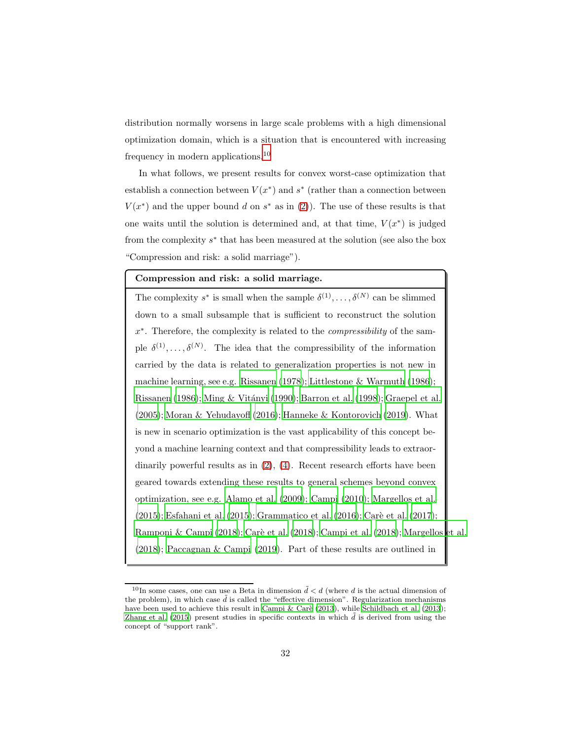distribution normally worsens in large scale problems with a high dimensional optimization domain, which is a situation that is encountered with increasing frequency in modern applications.[10]

In what follows, we present results for convex worst-case optimization that establish a connection between $V(x^*)$ and $s^*$ (rather than a connection between $V(x^*)$ and the upper bound $d$ on $s^*$ as in (2)). The use of these results is that one waits until the solution is determined and, at that time, $V(x^*)$ is judged from the complexity $s^*$ that has been measured at the solution (see also the box "Compression and risk: a solid marriage").

**Compression and risk: a solid marriage.**

The complexity $s^*$ is small when the sample $\delta^{(1)}, \ldots, \delta^{(N)}$ can be slimmed down to a small subsample that is sufficient to reconstruct the solution $x^*$. Therefore, the complexity is related to the *compressibility* of the sample $\delta^{(1)}, \ldots, \delta^{(N)}$. The idea that the compressibility of the information carried by the data is related to generalization properties is not new in machine learning, see e.g. Rissanen (1978); Littlestone & Warmuth (1986); Rissanen (1986); Ming & Vitányi (1990); Barron et al. (1998); Graepel et al. (2005); Moran & Yehudayoff (2016); Hanneke & Kontorovich (2019). What is new in scenario optimization is the vast applicability of this concept beyond a machine learning context and that compressibility leads to extraordinarily powerful results as in (2), (4). Recent research efforts have been geared towards extending these results to general schemes beyond convex optimization, see e.g. Alamo et al. (2009); Campi (2010); Margellos et al. (2015); Esfahani et al. (2015); Grammatico et al. (2016); Carè et al. (2017); Ramponi & Campi (2018); Carè et al. (2018); Campi et al. (2018); Margellos et al. (2018); Paccagnan & Campi (2019). Part of these results are outlined in

[10] In some cases, one can use a Beta in dimension $\tilde{d} < d$ (where $d$ is the actual dimension of the problem), in which case $\tilde{d}$ is called the "effective dimension". Regularization mechanisms have been used to achieve this result in Campi & Carè (2013), while Schildbach et al. (2013); Zhang et al. (2015) present studies in specific contexts in which $\tilde{d}$ is derived from using the concept of "support rank".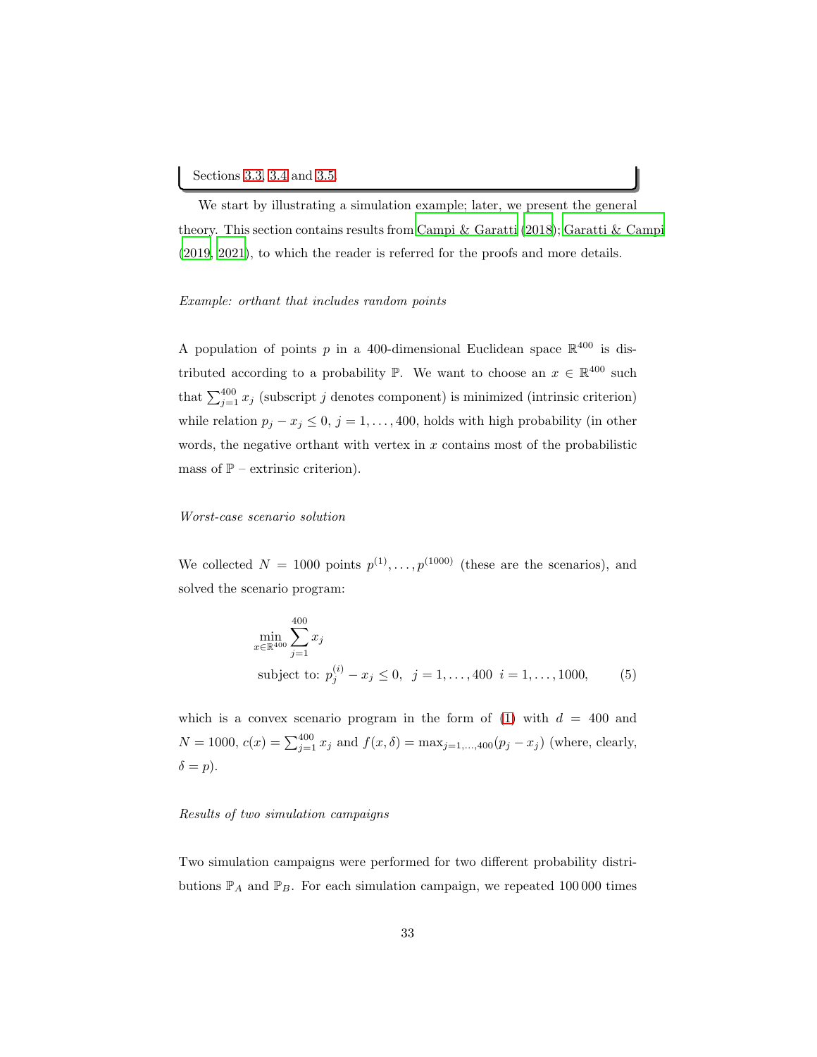Sections 3.3, 3.4 and 3.5.

We start by illustrating a simulation example; later, we present the general theory. This section contains results from Campi & Garatti (2018); Garatti & Campi (2019, 2021), to which the reader is referred for the proofs and more details.

*Example: orthant that includes random points*

A population of points $p$ in a 400-dimensional Euclidean space $\mathbb{R}^{400}$ is distributed according to a probability $\mathbb{P}$. We want to choose an $x \in \mathbb{R}^{400}$ such that $\sum_{j=1}^{400} x_j$ (subscript $j$ denotes component) is minimized (intrinsic criterion) while relation $p_j - x_j \leq 0$, $j = 1, \ldots, 400$, holds with high probability (in other words, the negative orthant with vertex in $x$ contains most of the probabilistic mass of $\mathbb{P}$ – extrinsic criterion).

*Worst-case scenario solution*

We collected $N = 1000$ points $p^{(1)}, \ldots, p^{(1000)}$ (these are the scenarios), and solved the scenario program:

$$
\begin{aligned}
&\min_{x \in \mathbb{R}^{400}} \sum_{j=1}^{400} x_j \\
&\text{subject to: } p_j^{(i)} - x_j \leq 0, \;\; j = 1, \ldots, 400 \;\; i = 1, \ldots, 1000,
\end{aligned} \tag{5}
$$

which is a convex scenario program in the form of (1) with $d = 400$ and $N = 1000$, $c(x) = \sum_{j=1}^{400} x_j$ and $f(x, \delta) = \max_{j=1,\ldots,400}(p_j - x_j)$ (where, clearly, $\delta = p$).

*Results of two simulation campaigns*

Two simulation campaigns were performed for two different probability distributions $\mathbb{P}_A$ and $\mathbb{P}_B$. For each simulation campaign, we repeated 100 000 times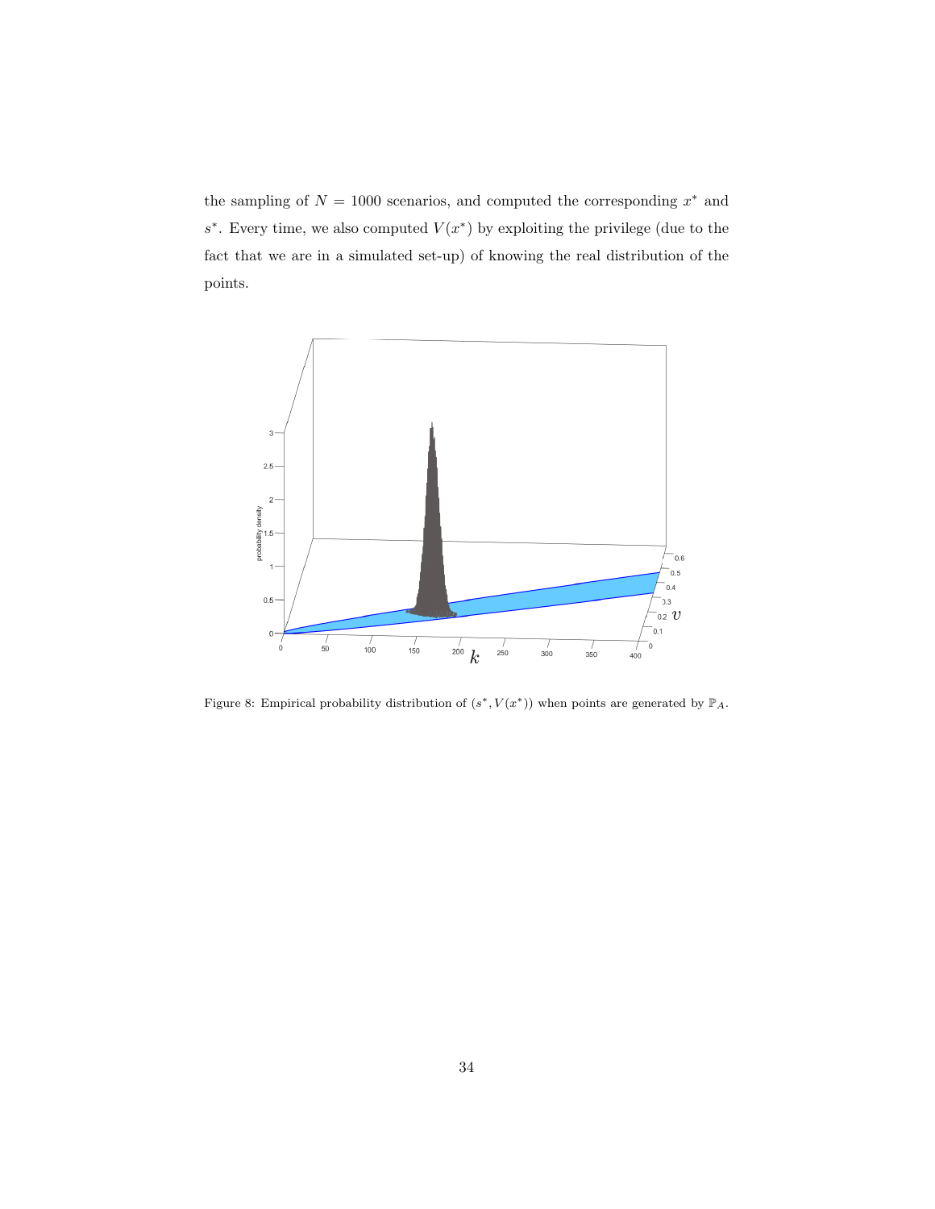the sampling of $N = 1000$ scenarios, and computed the corresponding $x^*$ and $s^*$. Every time, we also computed $V(x^*)$ by exploiting the privilege (due to the fact that we are in a simulated set-up) of knowing the real distribution of the points.

Figure 8: Empirical probability distribution of $(s^*, V(x^*))$ when points are generated by $\mathbb{P}_A$.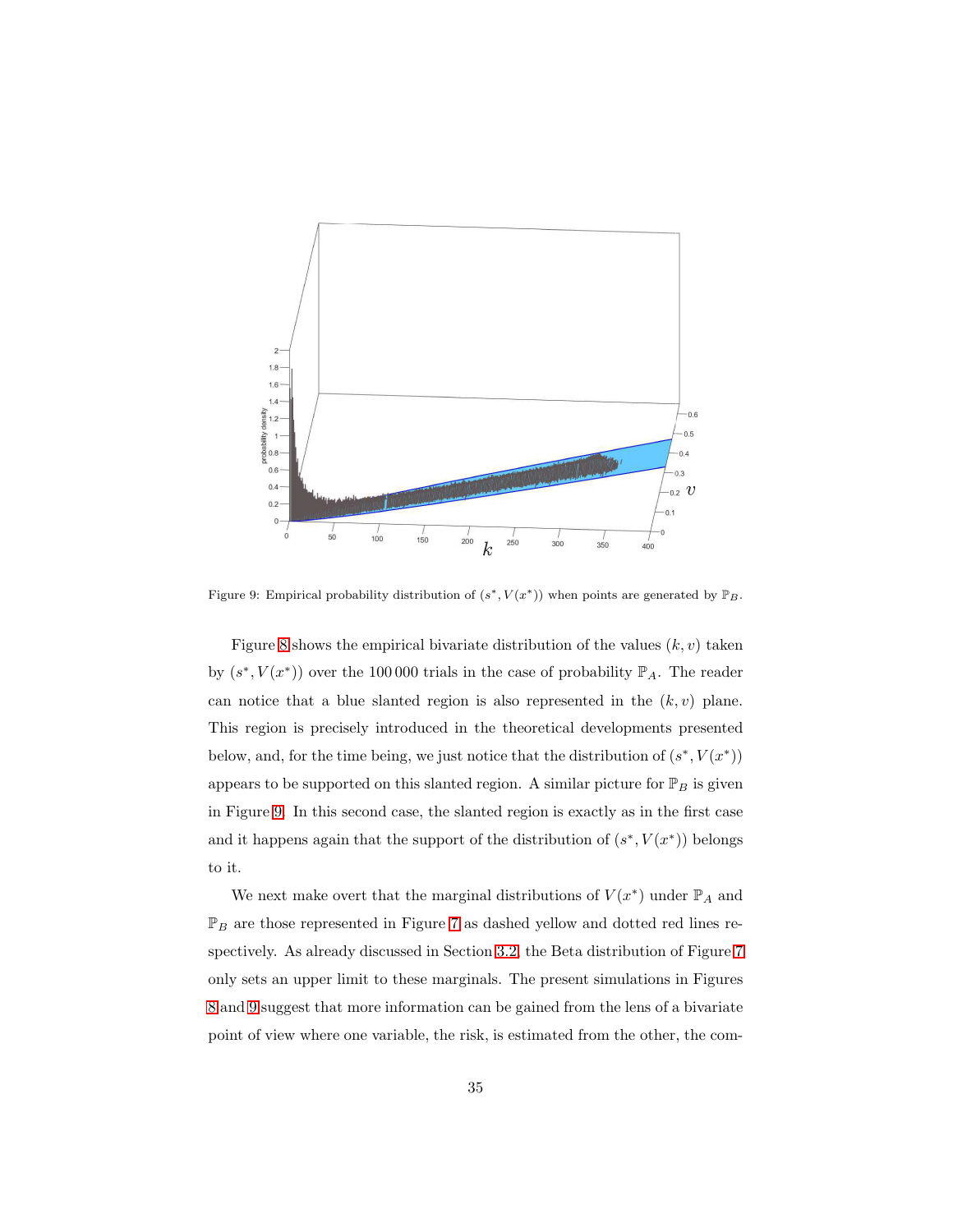Figure 9: Empirical probability distribution of $(s^*, V(x^*))$ when points are generated by $\mathbb{P}_B$.

Figure 8 shows the empirical bivariate distribution of the values $(k, v)$ taken by $(s^*, V(x^*))$ over the 100 000 trials in the case of probability $\mathbb{P}_A$. The reader can notice that a blue slanted region is also represented in the $(k, v)$ plane. This region is precisely introduced in the theoretical developments presented below, and, for the time being, we just notice that the distribution of $(s^*, V(x^*))$ appears to be supported on this slanted region. A similar picture for $\mathbb{P}_B$ is given in Figure 9. In this second case, the slanted region is exactly as in the first case and it happens again that the support of the distribution of $(s^*, V(x^*))$ belongs to it.

We next make overt that the marginal distributions of $V(x^*)$ under $\mathbb{P}_A$ and $\mathbb{P}_B$ are those represented in Figure 7 as dashed yellow and dotted red lines respectively. As already discussed in Section 3.2, the Beta distribution of Figure 7 only sets an upper limit to these marginals. The present simulations in Figures 8 and 9 suggest that more information can be gained from the lens of a bivariate point of view where one variable, the risk, is estimated from the other, the com-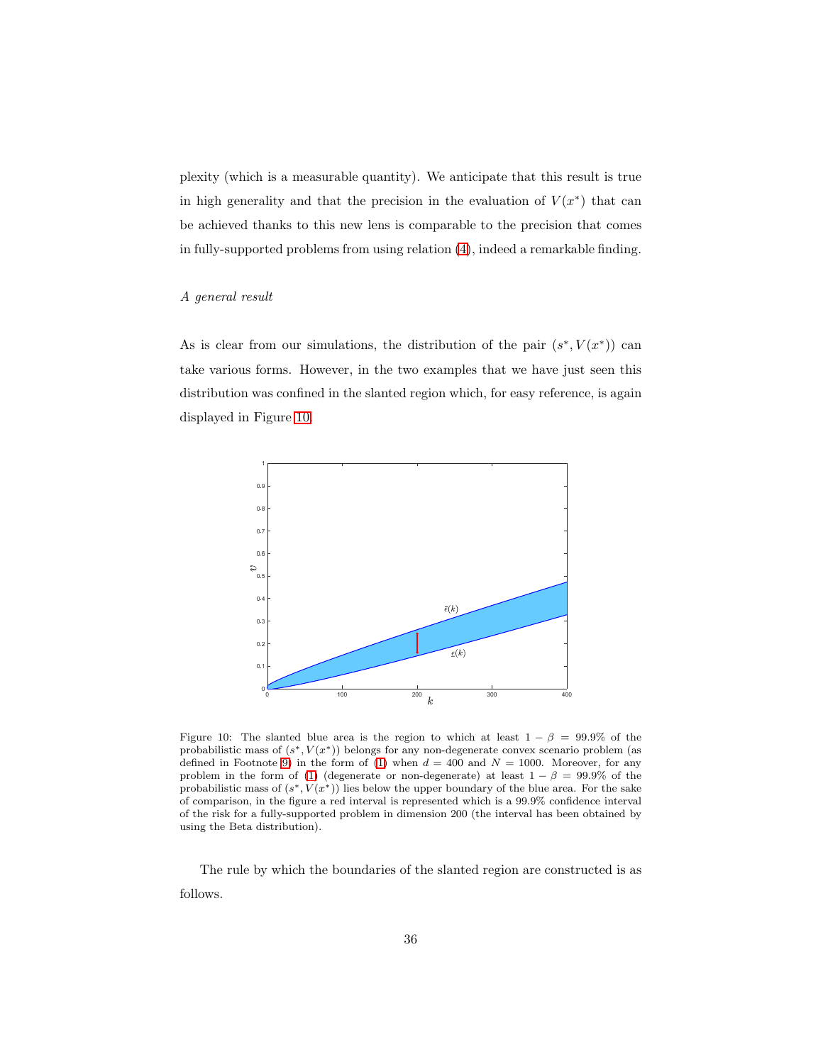plexity (which is a measurable quantity). We anticipate that this result is true in high generality and that the precision in the evaluation of $V(x^*)$ that can be achieved thanks to this new lens is comparable to the precision that comes in fully-supported problems from using relation (4), indeed a remarkable finding.

*A general result*

As is clear from our simulations, the distribution of the pair $(s^*, V(x^*))$ can take various forms. However, in the two examples that we have just seen this distribution was confined in the slanted region which, for easy reference, is again displayed in Figure 10.

Figure 10: The slanted blue area is the region to which at least $1 - \beta = 99.9\%$ of the probabilistic mass of $(s^*, V(x^*))$ belongs for any non-degenerate convex scenario problem (as defined in Footnote 9) in the form of (1) when $d = 400$ and $N = 1000$. Moreover, for any problem in the form of (1) (degenerate or non-degenerate) at least $1 - \beta = 99.9\%$ of the probabilistic mass of $(s^*, V(x^*))$ lies below the upper boundary of the blue area. For the sake of comparison, in the figure a red interval is represented which is a 99.9% confidence interval of the risk for a fully-supported problem in dimension 200 (the interval has been obtained by using the Beta distribution).

The rule by which the boundaries of the slanted region are constructed is as follows.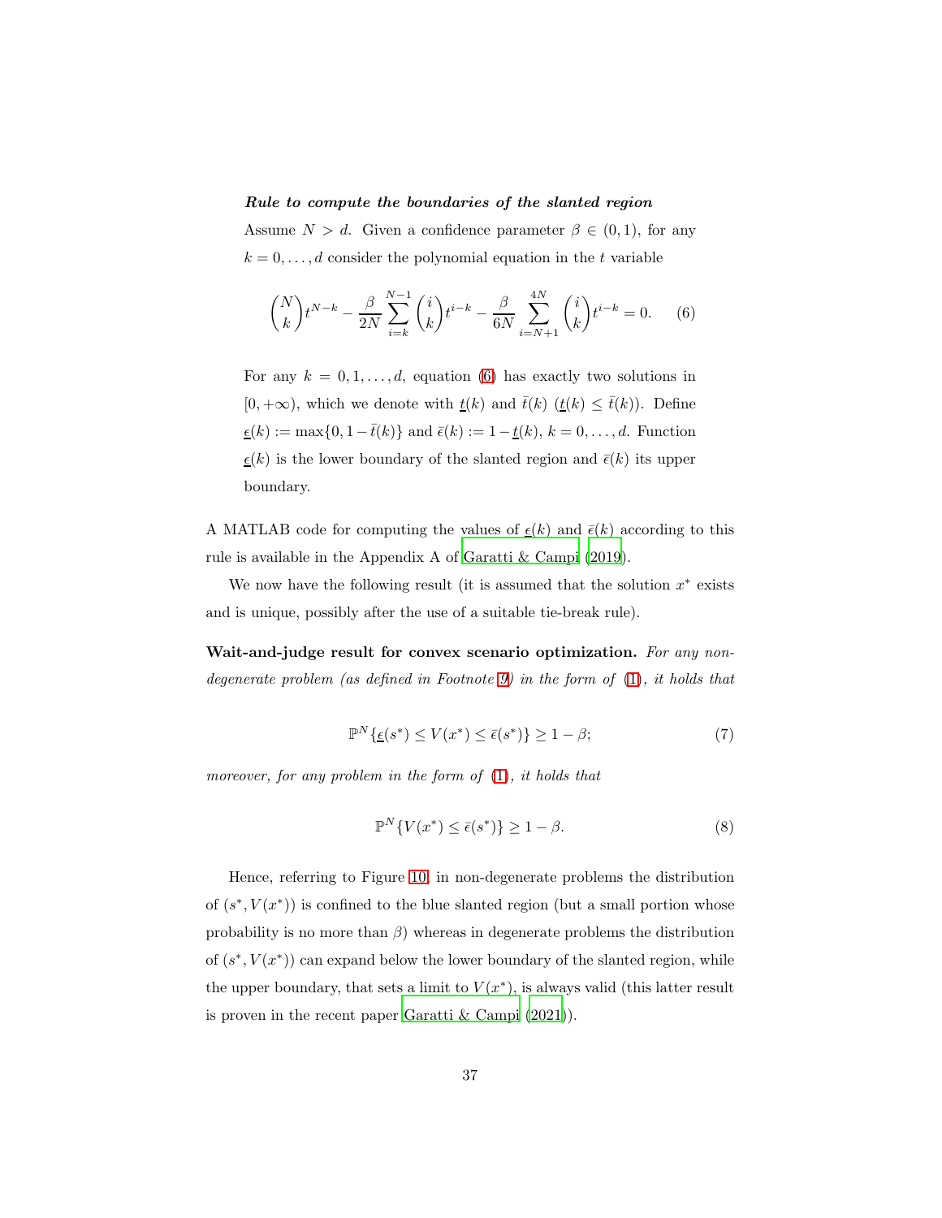***Rule to compute the boundaries of the slanted region***

Assume $N > d$. Given a confidence parameter $\beta \in (0, 1)$, for any $k = 0, \dots, d$ consider the polynomial equation in the $t$ variable

$$\binom{N}{k} t^{N-k} - \frac{\beta}{2N} \sum_{i=k}^{N-1} \binom{i}{k} t^{i-k} - \frac{\beta}{6N} \sum_{i=N+1}^{4N} \binom{i}{k} t^{i-k} = 0. \quad (6)$$

For any $k = 0, 1, \dots, d$, equation (6) has exactly two solutions in $[0, +\infty)$, which we denote with $\underline{t}(k)$ and $\bar{t}(k)$ ($\underline{t}(k) \leq \bar{t}(k)$). Define $\underline{\epsilon}(k) := \max\{0, 1 - \bar{t}(k)\}$ and $\bar{\epsilon}(k) := 1 - \underline{t}(k)$, $k = 0, \dots, d$. Function $\underline{\epsilon}(k)$ is the lower boundary of the slanted region and $\bar{\epsilon}(k)$ its upper boundary.

A MATLAB code for computing the values of $\underline{\epsilon}(k)$ and $\bar{\epsilon}(k)$ according to this rule is available in the Appendix A of Garatti & Campi (2019).

We now have the following result (it is assumed that the solution $x^*$ exists and is unique, possibly after the use of a suitable tie-break rule).

**Wait-and-judge result for convex scenario optimization.** *For any non-degenerate problem (as defined in Footnote 9) in the form of (1), it holds that*

$$\mathbb{P}^N\{\underline{\epsilon}(s^*) \leq V(x^*) \leq \bar{\epsilon}(s^*)\} \geq 1 - \beta; \quad (7)$$

*moreover, for any problem in the form of (1), it holds that*

$$\mathbb{P}^N\{V(x^*) \leq \bar{\epsilon}(s^*)\} \geq 1 - \beta. \quad (8)$$

Hence, referring to Figure 10, in non-degenerate problems the distribution of $(s^*, V(x^*))$ is confined to the blue slanted region (but a small portion whose probability is no more than $\beta$) whereas in degenerate problems the distribution of $(s^*, V(x^*))$ can expand below the lower boundary of the slanted region, while the upper boundary, that sets a limit to $V(x^*)$, is always valid (this latter result is proven in the recent paper Garatti & Campi (2021)).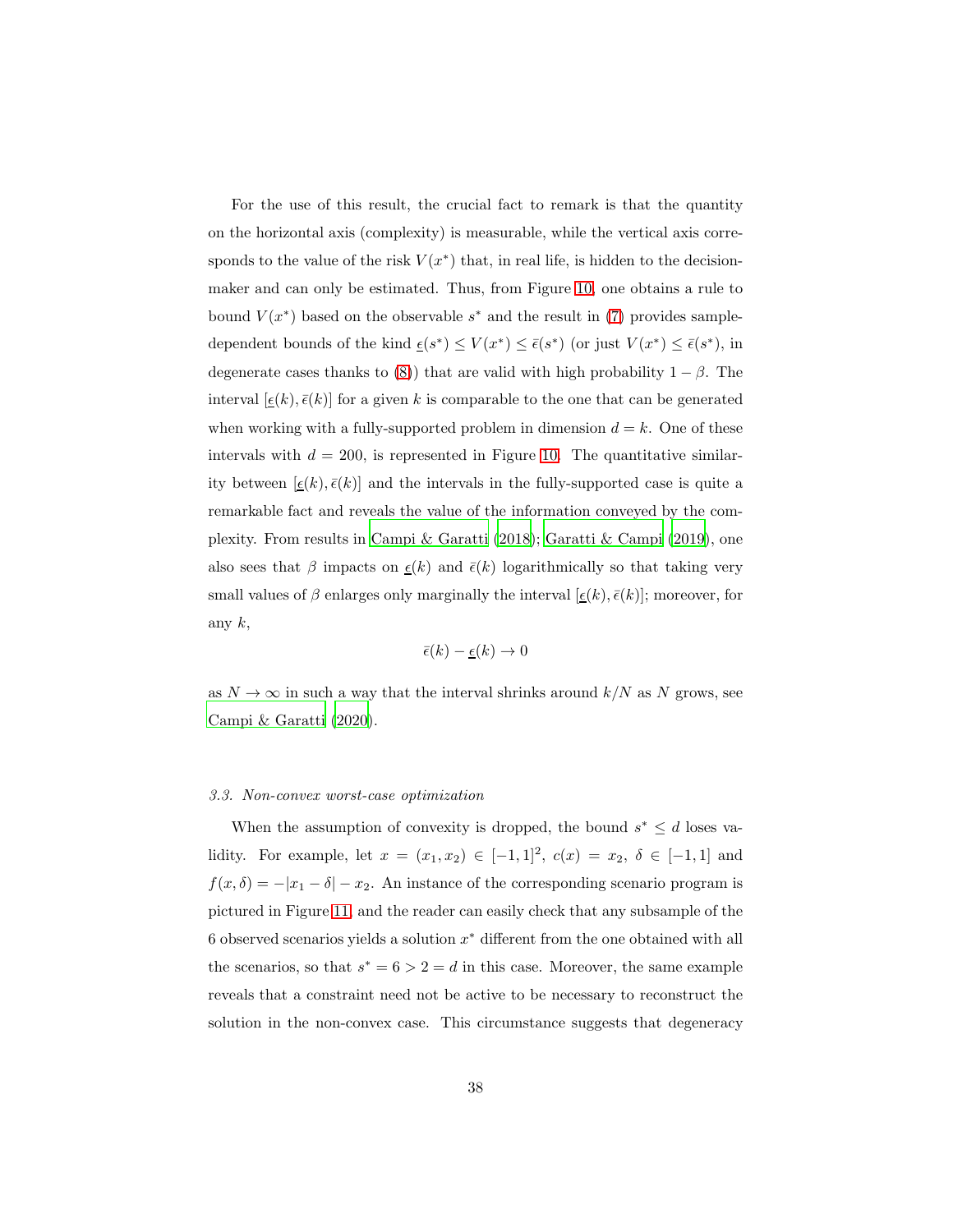For the use of this result, the crucial fact to remark is that the quantity on the horizontal axis (complexity) is measurable, while the vertical axis corresponds to the value of the risk $V(x^*)$ that, in real life, is hidden to the decision-maker and can only be estimated. Thus, from Figure 10, one obtains a rule to bound $V(x^*)$ based on the observable $s^*$ and the result in (7) provides sample-dependent bounds of the kind $\underline{\epsilon}(s^*) \leq V(x^*) \leq \bar{\epsilon}(s^*)$ (or just $V(x^*) \leq \bar{\epsilon}(s^*)$, in degenerate cases thanks to (8)) that are valid with high probability $1 - \beta$. The interval $[\underline{\epsilon}(k), \bar{\epsilon}(k)]$ for a given $k$ is comparable to the one that can be generated when working with a fully-supported problem in dimension $d = k$. One of these intervals with $d = 200$, is represented in Figure 10. The quantitative similarity between $[\underline{\epsilon}(k), \bar{\epsilon}(k)]$ and the intervals in the fully-supported case is quite a remarkable fact and reveals the value of the information conveyed by the complexity. From results in Campi & Garatti (2018); Garatti & Campi (2019), one also sees that $\beta$ impacts on $\underline{\epsilon}(k)$ and $\bar{\epsilon}(k)$ logarithmically so that taking very small values of $\beta$ enlarges only marginally the interval $[\underline{\epsilon}(k), \bar{\epsilon}(k)]$; moreover, for any $k$,

$$\bar{\epsilon}(k) - \underline{\epsilon}(k) \to 0$$

as $N \to \infty$ in such a way that the interval shrinks around $k/N$ as $N$ grows, see Campi & Garatti (2020).

### *3.3. Non-convex worst-case optimization*

When the assumption of convexity is dropped, the bound $s^* \leq d$ loses validity. For example, let $x = (x_1, x_2) \in [-1, 1]^2$, $c(x) = x_2$, $\delta \in [-1, 1]$ and $f(x, \delta) = -|x_1 - \delta| - x_2$. An instance of the corresponding scenario program is pictured in Figure 11, and the reader can easily check that any subsample of the 6 observed scenarios yields a solution $x^*$ different from the one obtained with all the scenarios, so that $s^* = 6 > 2 = d$ in this case. Moreover, the same example reveals that a constraint need not be active to be necessary to reconstruct the solution in the non-convex case. This circumstance suggests that degeneracy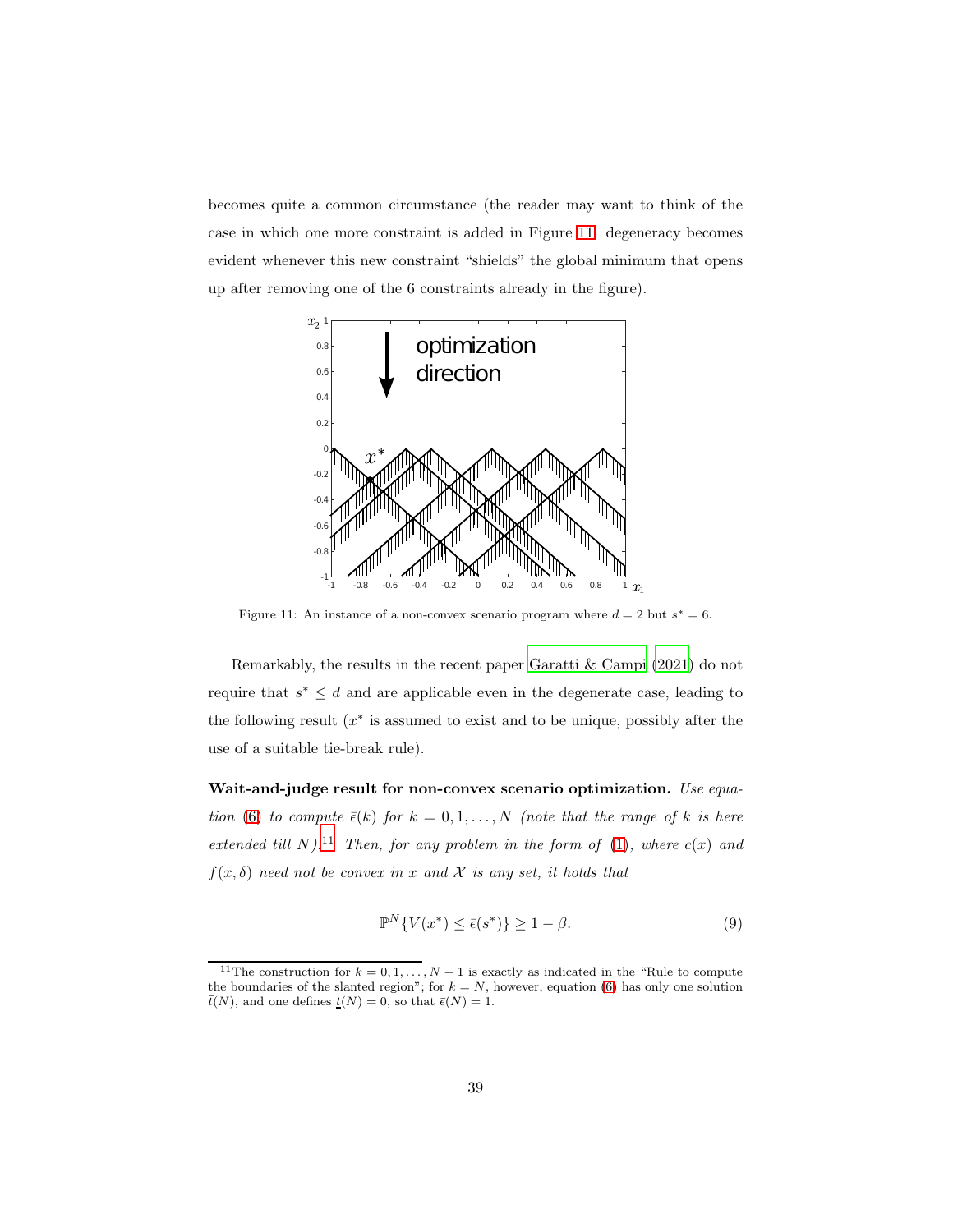becomes quite a common circumstance (the reader may want to think of the case in which one more constraint is added in Figure 11: degeneracy becomes evident whenever this new constraint "shields" the global minimum that opens up after removing one of the 6 constraints already in the figure).

Figure 11: An instance of a non-convex scenario program where $d = 2$ but $s^* = 6$.

Remarkably, the results in the recent paper Garatti & Campi (2021) do not require that $s^* \leq d$ and are applicable even in the degenerate case, leading to the following result ($x^*$ is assumed to exist and to be unique, possibly after the use of a suitable tie-break rule).

**Wait-and-judge result for non-convex scenario optimization.** *Use equation (6) to compute $\bar{\epsilon}(k)$ for $k = 0, 1, \ldots, N$ (note that the range of $k$ is here extended till $N$).*[11] *Then, for any problem in the form of (1), where $c(x)$ and $f(x, \delta)$ need not be convex in $x$ and $\mathcal{X}$ is any set, it holds that*

$$\mathbb{P}^N\{V(x^*) \leq \bar{\epsilon}(s^*)\} \geq 1 - \beta. \tag{9}$$

[11] The construction for $k = 0, 1, \ldots, N-1$ is exactly as indicated in the "Rule to compute the boundaries of the slanted region"; for $k = N$, however, equation (6) has only one solution $\bar{t}(N)$, and one defines $\underline{t}(N) = 0$, so that $\bar{\epsilon}(N) = 1$.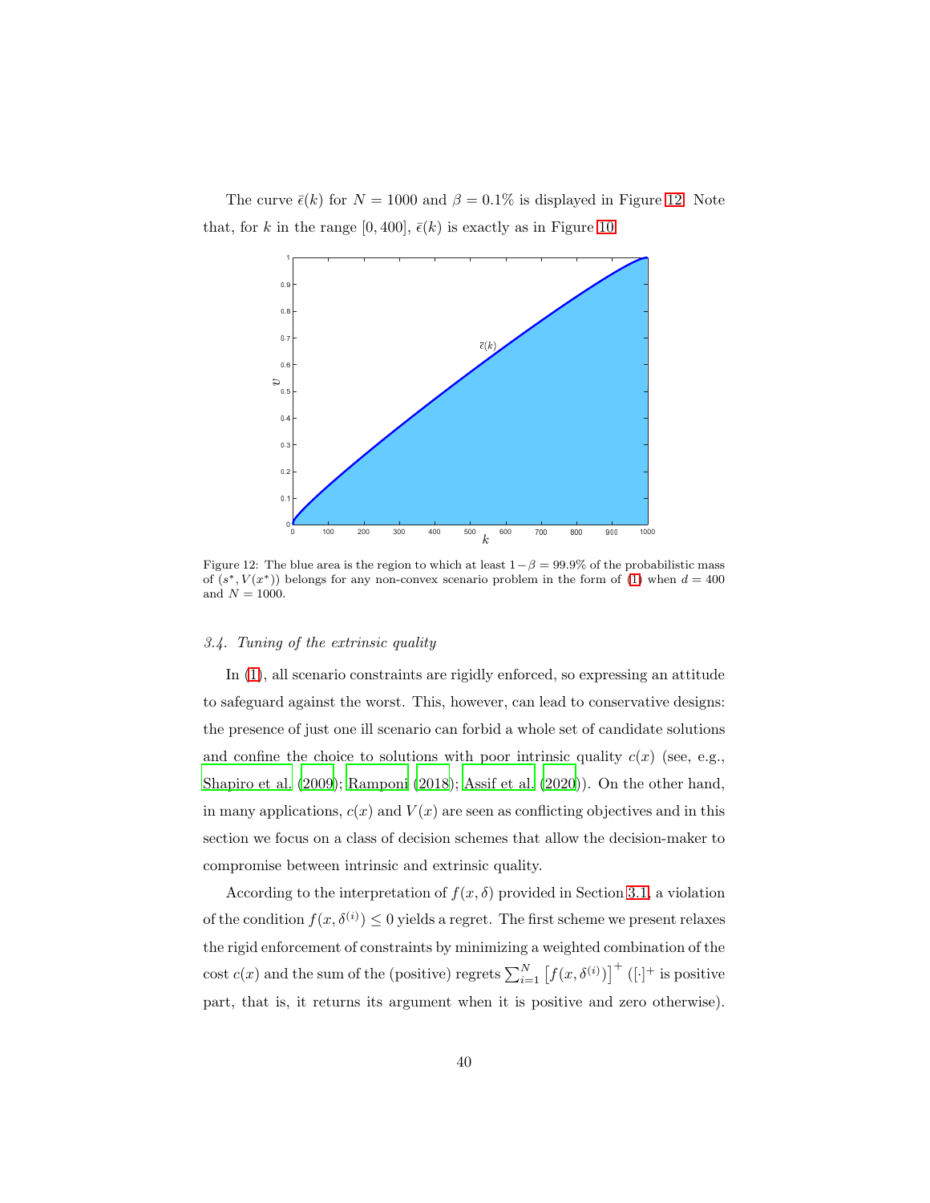The curve $\bar{\epsilon}(k)$ for $N = 1000$ and $\beta = 0.1\%$ is displayed in Figure 12. Note that, for $k$ in the range $[0, 400]$, $\bar{\epsilon}(k)$ is exactly as in Figure 10.

Figure 12: The blue area is the region to which at least $1-\beta = 99.9\%$ of the probabilistic mass of $(s^*, V(x^*))$ belongs for any non-convex scenario problem in the form of (1) when $d = 400$ and $N = 1000$.

### 3.4. Tuning of the extrinsic quality

In (1), all scenario constraints are rigidly enforced, so expressing an attitude to safeguard against the worst. This, however, can lead to conservative designs: the presence of just one ill scenario can forbid a whole set of candidate solutions and confine the choice to solutions with poor intrinsic quality $c(x)$ (see, e.g., Shapiro et al. (2009); Ramponi (2018); Assif et al. (2020)). On the other hand, in many applications, $c(x)$ and $V(x)$ are seen as conflicting objectives and in this section we focus on a class of decision schemes that allow the decision-maker to compromise between intrinsic and extrinsic quality.

According to the interpretation of $f(x, \delta)$ provided in Section 3.1, a violation of the condition $f(x, \delta^{(i)}) \leq 0$ yields a regret. The first scheme we present relaxes the rigid enforcement of constraints by minimizing a weighted combination of the cost $c(x)$ and the sum of the (positive) regrets $\sum_{i=1}^{N} \left[f(x, \delta^{(i)})\right]^+$ ($[\cdot]^+$ is positive part, that is, it returns its argument when it is positive and zero otherwise).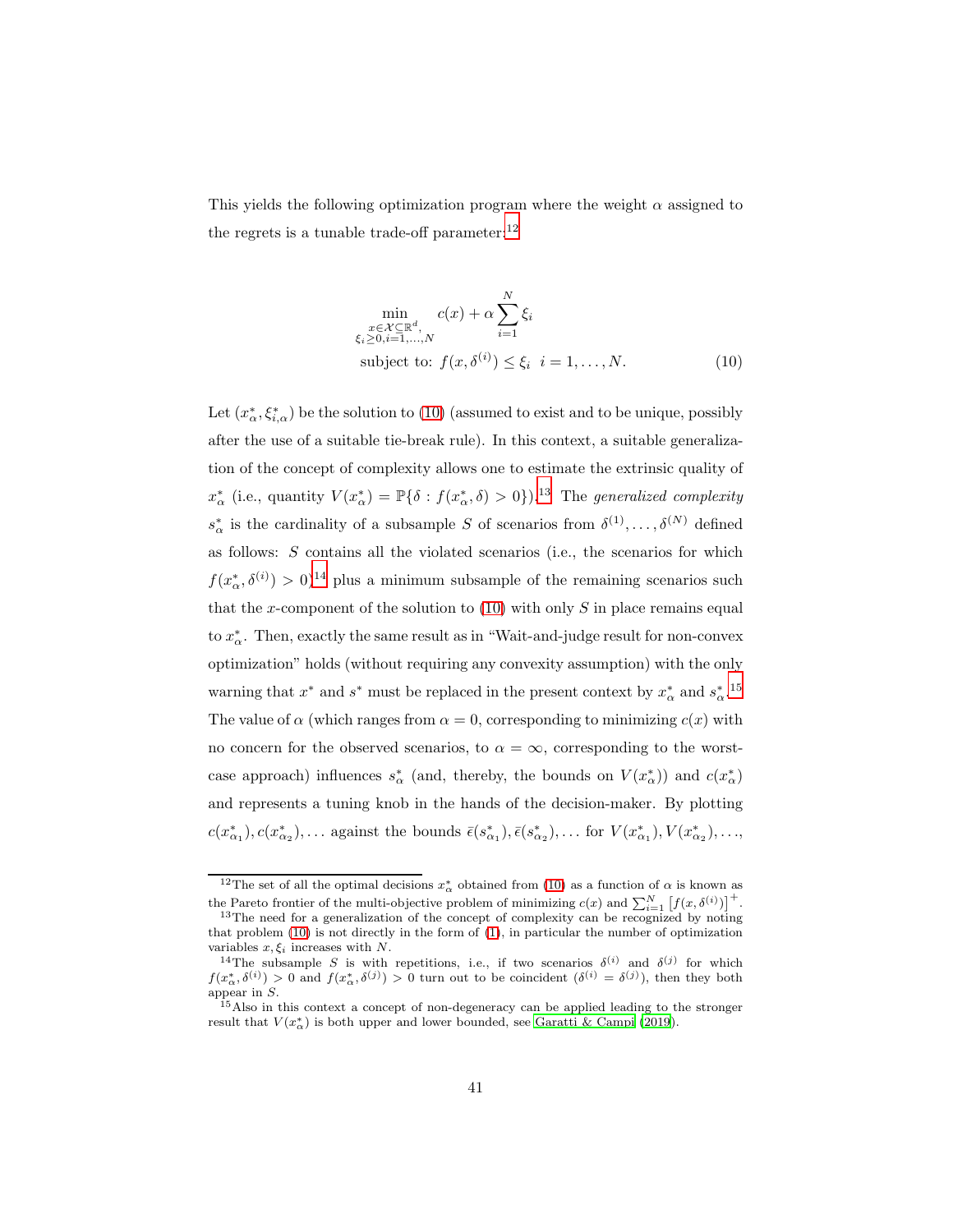This yields the following optimization program where the weight $\alpha$ assigned to the regrets is a tunable trade-off parameter:[12]

$$
\begin{aligned}
&\min_{\substack{x \in \mathcal{X} \subseteq \mathbb{R}^d, \\ \xi_i \geq 0, i=1,\ldots,N}} \quad c(x) + \alpha \sum_{i=1}^{N} \xi_i \\
&\text{subject to: } f(x, \delta^{(i)}) \leq \xi_i \ \ i = 1, \ldots, N.
\end{aligned} \tag{10}
$$

Let $(x^*_\alpha, \xi^*_{i,\alpha})$ be the solution to (10) (assumed to exist and to be unique, possibly after the use of a suitable tie-break rule). In this context, a suitable generalization of the concept of complexity allows one to estimate the extrinsic quality of $x^*_\alpha$ (i.e., quantity $V(x^*_\alpha) = \mathbb{P}\{\delta : f(x^*_\alpha, \delta) > 0\}$).[13] The *generalized complexity* $s^*_\alpha$ is the cardinality of a subsample $S$ of scenarios from $\delta^{(1)}, \ldots, \delta^{(N)}$ defined as follows: $S$ contains all the violated scenarios (i.e., the scenarios for which $f(x^*_\alpha, \delta^{(i)}) > 0$)[14] plus a minimum subsample of the remaining scenarios such that the $x$-component of the solution to (10) with only $S$ in place remains equal to $x^*_\alpha$. Then, exactly the same result as in "Wait-and-judge result for non-convex optimization" holds (without requiring any convexity assumption) with the only warning that $x^*$ and $s^*$ must be replaced in the present context by $x^*_\alpha$ and $s^*_\alpha$.[15] The value of $\alpha$ (which ranges from $\alpha = 0$, corresponding to minimizing $c(x)$ with no concern for the observed scenarios, to $\alpha = \infty$, corresponding to the worst-case approach) influences $s^*_\alpha$ (and, thereby, the bounds on $V(x^*_\alpha)$) and $c(x^*_\alpha)$ and represents a tuning knob in the hands of the decision-maker. By plotting $c(x^*_{\alpha_1}), c(x^*_{\alpha_2}), \ldots$ against the bounds $\bar{\epsilon}(s^*_{\alpha_1}), \bar{\epsilon}(s^*_{\alpha_2}), \ldots$ for $V(x^*_{\alpha_1}), V(x^*_{\alpha_2}), \ldots,$

---

[12] The set of all the optimal decisions $x^*_\alpha$ obtained from (10) as a function of $\alpha$ is known as the Pareto frontier of the multi-objective problem of minimizing $c(x)$ and $\sum_{i=1}^{N} \left[f(x, \delta^{(i)})\right]^+$.

[13] The need for a generalization of the concept of complexity can be recognized by noting that problem (10) is not directly in the form of (1), in particular the number of optimization variables $x, \xi_i$ increases with $N$.

[14] The subsample $S$ is with repetitions, i.e., if two scenarios $\delta^{(i)}$ and $\delta^{(j)}$ for which $f(x^*_\alpha, \delta^{(i)}) > 0$ and $f(x^*_\alpha, \delta^{(j)}) > 0$ turn out to be coincident ($\delta^{(i)} = \delta^{(j)}$), then they both appear in $S$.

[15] Also in this context a concept of non-degeneracy can be applied leading to the stronger result that $V(x^*_\alpha)$ is both upper and lower bounded, see Garatti & Campi (2019).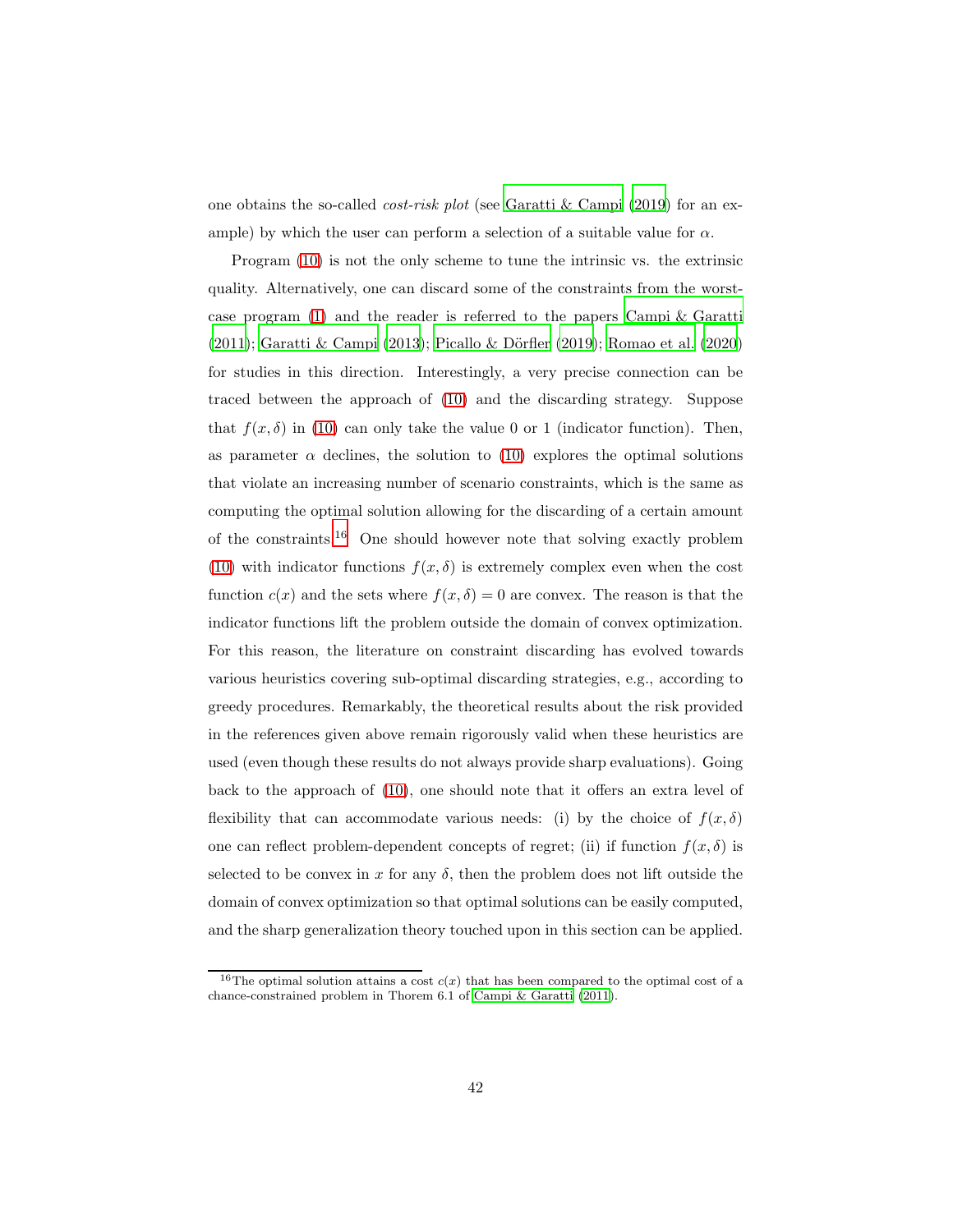one obtains the so-called *cost-risk plot* (see Garatti & Campi (2019) for an example) by which the user can perform a selection of a suitable value for $\alpha$.

Program (10) is not the only scheme to tune the intrinsic vs. the extrinsic quality. Alternatively, one can discard some of the constraints from the worst-case program (1) and the reader is referred to the papers Campi & Garatti (2011); Garatti & Campi (2013); Picallo & Dörfler (2019); Romao et al. (2020) for studies in this direction. Interestingly, a very precise connection can be traced between the approach of (10) and the discarding strategy. Suppose that $f(x, \delta)$ in (10) can only take the value 0 or 1 (indicator function). Then, as parameter $\alpha$ declines, the solution to (10) explores the optimal solutions that violate an increasing number of scenario constraints, which is the same as computing the optimal solution allowing for the discarding of a certain amount of the constraints.[16] One should however note that solving exactly problem (10) with indicator functions $f(x, \delta)$ is extremely complex even when the cost function $c(x)$ and the sets where $f(x, \delta) = 0$ are convex. The reason is that the indicator functions lift the problem outside the domain of convex optimization. For this reason, the literature on constraint discarding has evolved towards various heuristics covering sub-optimal discarding strategies, e.g., according to greedy procedures. Remarkably, the theoretical results about the risk provided in the references given above remain rigorously valid when these heuristics are used (even though these results do not always provide sharp evaluations). Going back to the approach of (10), one should note that it offers an extra level of flexibility that can accommodate various needs: (i) by the choice of $f(x, \delta)$ one can reflect problem-dependent concepts of regret; (ii) if function $f(x, \delta)$ is selected to be convex in $x$ for any $\delta$, then the problem does not lift outside the domain of convex optimization so that optimal solutions can be easily computed, and the sharp generalization theory touched upon in this section can be applied.

[16] The optimal solution attains a cost $c(x)$ that has been compared to the optimal cost of a chance-constrained problem in Thorem 6.1 of Campi & Garatti (2011).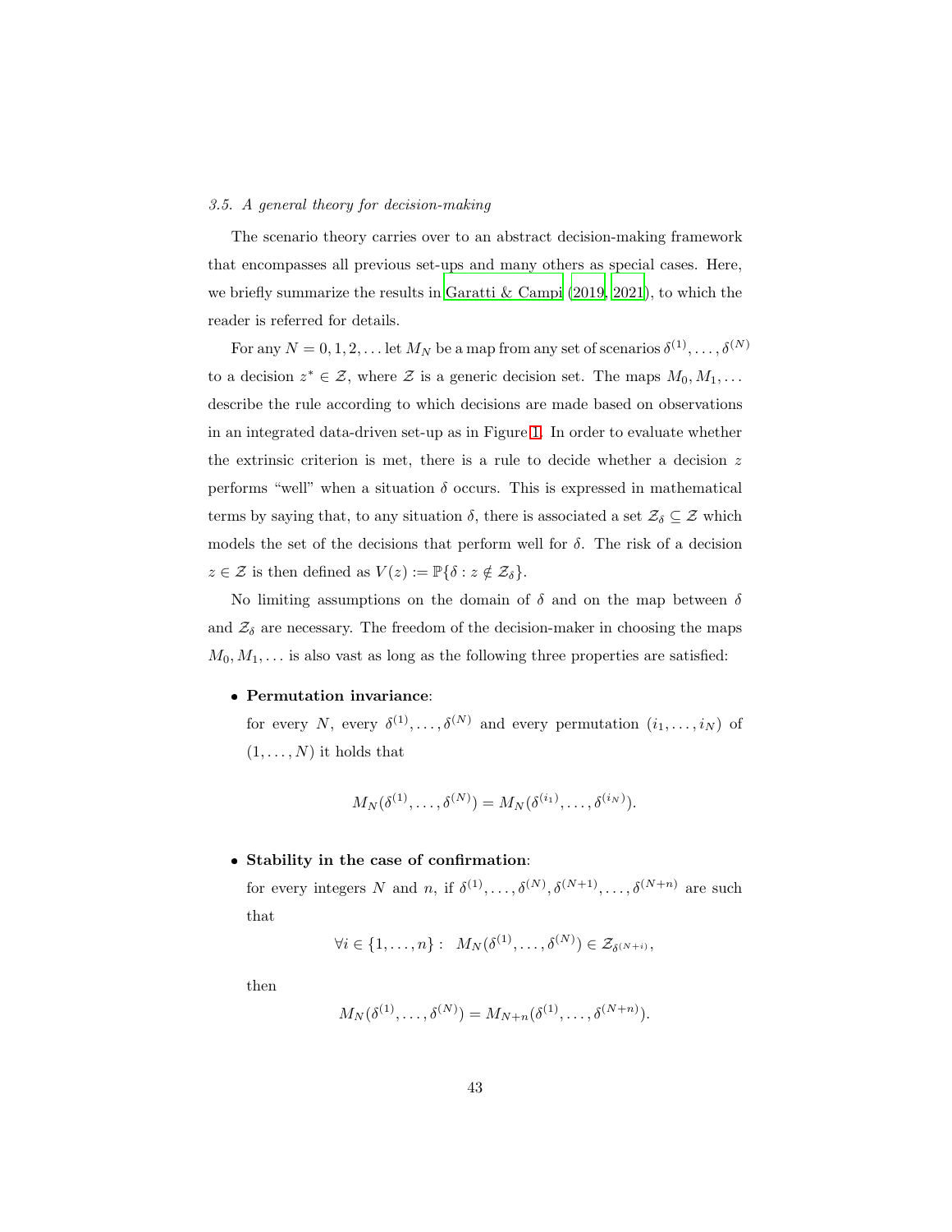### *3.5. A general theory for decision-making*

The scenario theory carries over to an abstract decision-making framework that encompasses all previous set-ups and many others as special cases. Here, we briefly summarize the results in Garatti & Campi (2019, 2021), to which the reader is referred for details.

For any $N = 0, 1, 2, \ldots$ let $M_N$ be a map from any set of scenarios $\delta^{(1)}, \ldots, \delta^{(N)}$ to a decision $z^* \in \mathcal{Z}$, where $\mathcal{Z}$ is a generic decision set. The maps $M_0, M_1, \ldots$ describe the rule according to which decisions are made based on observations in an integrated data-driven set-up as in Figure 1. In order to evaluate whether the extrinsic criterion is met, there is a rule to decide whether a decision $z$ performs "well" when a situation $\delta$ occurs. This is expressed in mathematical terms by saying that, to any situation $\delta$, there is associated a set $\mathcal{Z}_\delta \subseteq \mathcal{Z}$ which models the set of the decisions that perform well for $\delta$. The risk of a decision $z \in \mathcal{Z}$ is then defined as $V(z) := \mathbb{P}\{\delta : z \notin \mathcal{Z}_\delta\}$.

No limiting assumptions on the domain of $\delta$ and on the map between $\delta$ and $\mathcal{Z}_\delta$ are necessary. The freedom of the decision-maker in choosing the maps $M_0, M_1, \ldots$ is also vast as long as the following three properties are satisfied:

- **Permutation invariance**:
  for every $N$, every $\delta^{(1)}, \ldots, \delta^{(N)}$ and every permutation $(i_1, \ldots, i_N)$ of $(1, \ldots, N)$ it holds that

$$M_N(\delta^{(1)}, \ldots, \delta^{(N)}) = M_N(\delta^{(i_1)}, \ldots, \delta^{(i_N)}).$$

- **Stability in the case of confirmation**:
  for every integers $N$ and $n$, if $\delta^{(1)}, \ldots, \delta^{(N)}, \delta^{(N+1)}, \ldots, \delta^{(N+n)}$ are such that

$$\forall i \in \{1, \ldots, n\}: \;\; M_N(\delta^{(1)}, \ldots, \delta^{(N)}) \in \mathcal{Z}_{\delta^{(N+i)}},$$

  then

$$M_N(\delta^{(1)}, \ldots, \delta^{(N)}) = M_{N+n}(\delta^{(1)}, \ldots, \delta^{(N+n)}).$$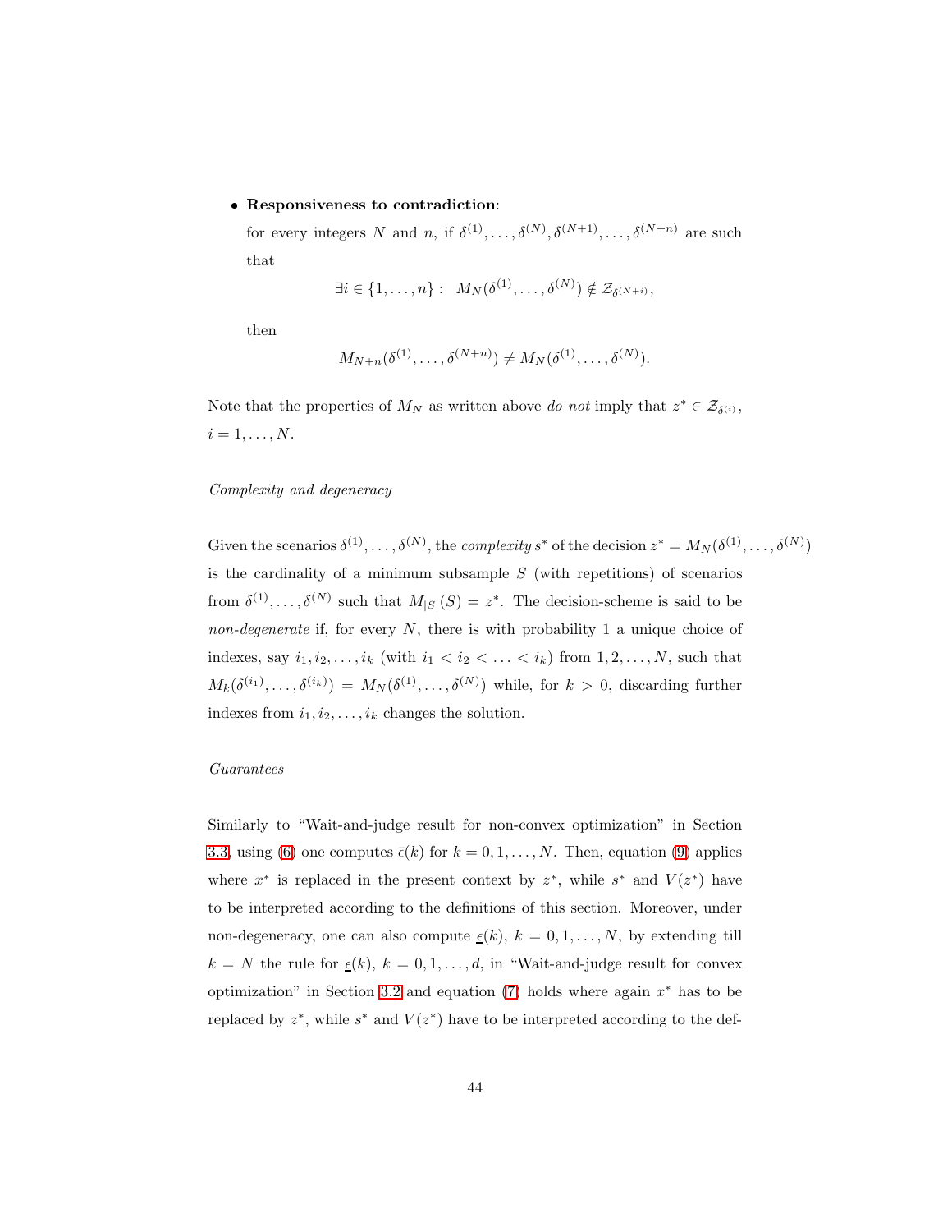- **Responsiveness to contradiction**:

  for every integers $N$ and $n$, if $\delta^{(1)}, \ldots, \delta^{(N)}, \delta^{(N+1)}, \ldots, \delta^{(N+n)}$ are such that

  $$\exists i \in \{1, \ldots, n\} : \;\; M_N(\delta^{(1)}, \ldots, \delta^{(N)}) \notin \mathcal{Z}_{\delta^{(N+i)}},$$

  then

  $$M_{N+n}(\delta^{(1)}, \ldots, \delta^{(N+n)}) \neq M_N(\delta^{(1)}, \ldots, \delta^{(N)}).$$

Note that the properties of $M_N$ as written above *do not* imply that $z^* \in \mathcal{Z}_{\delta^{(i)}}$, $i = 1, \ldots, N$.

*Complexity and degeneracy*

Given the scenarios $\delta^{(1)}, \ldots, \delta^{(N)}$, the *complexity* $s^*$ of the decision $z^* = M_N(\delta^{(1)}, \ldots, \delta^{(N)})$ is the cardinality of a minimum subsample $S$ (with repetitions) of scenarios from $\delta^{(1)}, \ldots, \delta^{(N)}$ such that $M_{|S|}(S) = z^*$. The decision-scheme is said to be *non-degenerate* if, for every $N$, there is with probability 1 a unique choice of indexes, say $i_1, i_2, \ldots, i_k$ (with $i_1 < i_2 < \ldots < i_k$) from $1, 2, \ldots, N$, such that $M_k(\delta^{(i_1)}, \ldots, \delta^{(i_k)}) = M_N(\delta^{(1)}, \ldots, \delta^{(N)})$ while, for $k > 0$, discarding further indexes from $i_1, i_2, \ldots, i_k$ changes the solution.

*Guarantees*

Similarly to "Wait-and-judge result for non-convex optimization" in Section 3.3, using (6) one computes $\bar{\epsilon}(k)$ for $k = 0, 1, \ldots, N$. Then, equation (9) applies where $x^*$ is replaced in the present context by $z^*$, while $s^*$ and $V(z^*)$ have to be interpreted according to the definitions of this section. Moreover, under non-degeneracy, one can also compute $\underline{\epsilon}(k)$, $k = 0, 1, \ldots, N$, by extending till $k = N$ the rule for $\underline{\epsilon}(k)$, $k = 0, 1, \ldots, d$, in "Wait-and-judge result for convex optimization" in Section 3.2 and equation (7) holds where again $x^*$ has to be replaced by $z^*$, while $s^*$ and $V(z^*)$ have to be interpreted according to the def-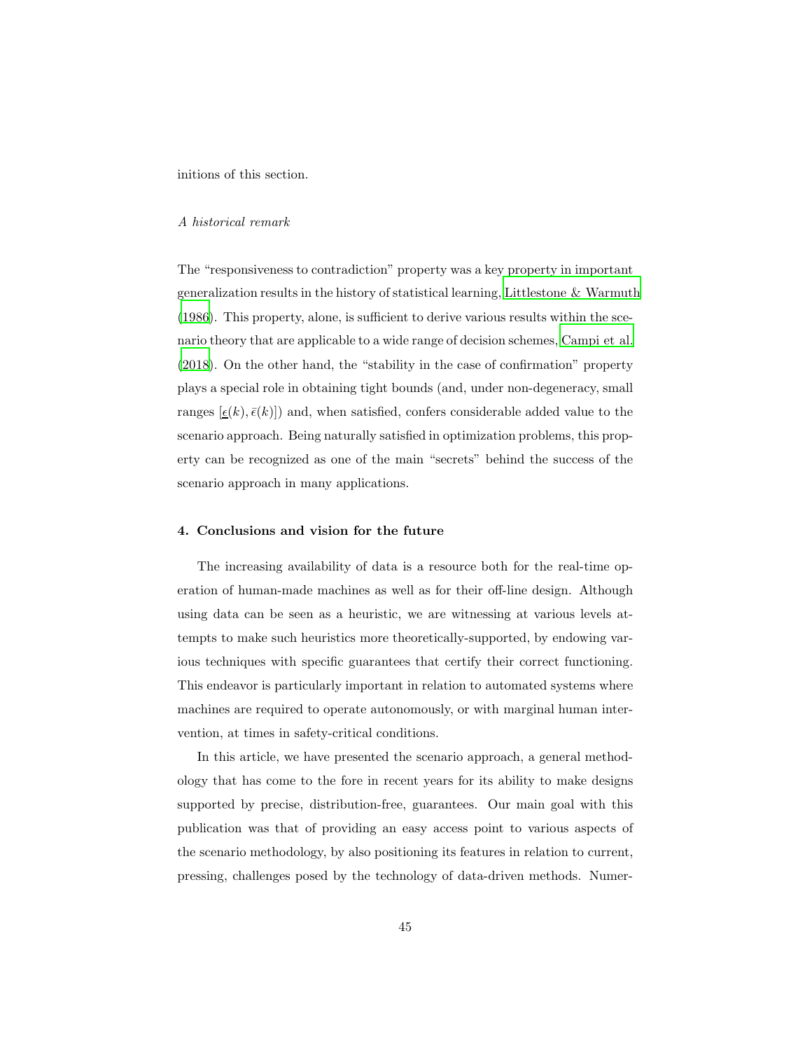initions of this section.

*A historical remark*

The "responsiveness to contradiction" property was a key property in important generalization results in the history of statistical learning, Littlestone & Warmuth (1986). This property, alone, is sufficient to derive various results within the scenario theory that are applicable to a wide range of decision schemes, Campi et al. (2018). On the other hand, the "stability in the case of confirmation" property plays a special role in obtaining tight bounds (and, under non-degeneracy, small ranges $[\underline{\epsilon}(k), \bar{\epsilon}(k)]$) and, when satisfied, confers considerable added value to the scenario approach. Being naturally satisfied in optimization problems, this property can be recognized as one of the main "secrets" behind the success of the scenario approach in many applications.

## 4. Conclusions and vision for the future

The increasing availability of data is a resource both for the real-time operation of human-made machines as well as for their off-line design. Although using data can be seen as a heuristic, we are witnessing at various levels attempts to make such heuristics more theoretically-supported, by endowing various techniques with specific guarantees that certify their correct functioning. This endeavor is particularly important in relation to automated systems where machines are required to operate autonomously, or with marginal human intervention, at times in safety-critical conditions.

In this article, we have presented the scenario approach, a general methodology that has come to the fore in recent years for its ability to make designs supported by precise, distribution-free, guarantees. Our main goal with this publication was that of providing an easy access point to various aspects of the scenario methodology, by also positioning its features in relation to current, pressing, challenges posed by the technology of data-driven methods. Numer-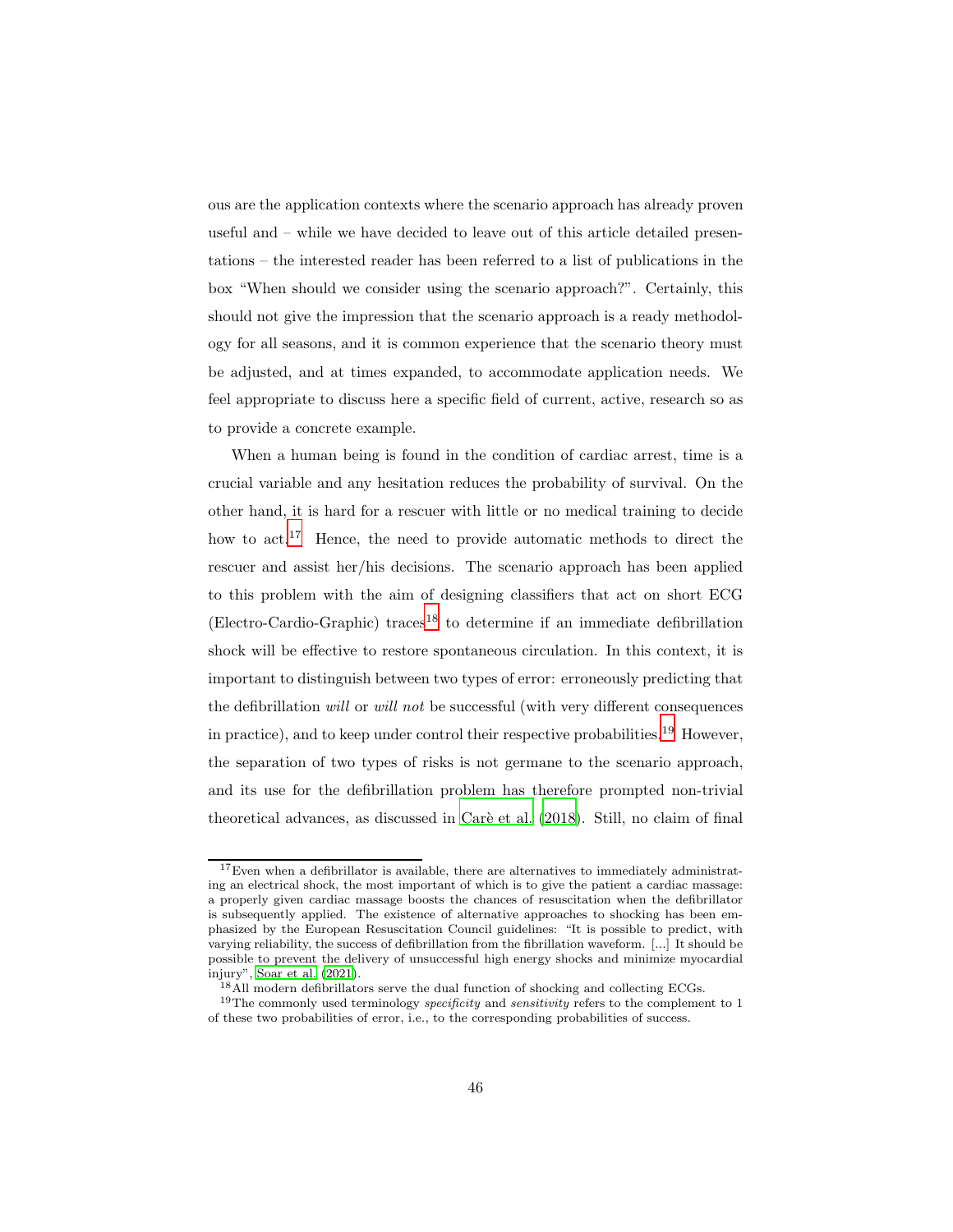ous are the application contexts where the scenario approach has already proven useful and – while we have decided to leave out of this article detailed presentations – the interested reader has been referred to a list of publications in the box "When should we consider using the scenario approach?". Certainly, this should not give the impression that the scenario approach is a ready methodology for all seasons, and it is common experience that the scenario theory must be adjusted, and at times expanded, to accommodate application needs. We feel appropriate to discuss here a specific field of current, active, research so as to provide a concrete example.

When a human being is found in the condition of cardiac arrest, time is a crucial variable and any hesitation reduces the probability of survival. On the other hand, it is hard for a rescuer with little or no medical training to decide how to act.[17] Hence, the need to provide automatic methods to direct the rescuer and assist her/his decisions. The scenario approach has been applied to this problem with the aim of designing classifiers that act on short ECG (Electro-Cardio-Graphic) traces[18] to determine if an immediate defibrillation shock will be effective to restore spontaneous circulation. In this context, it is important to distinguish between two types of error: erroneously predicting that the defibrillation *will* or *will not* be successful (with very different consequences in practice), and to keep under control their respective probabilities.[19] However, the separation of two types of risks is not germane to the scenario approach, and its use for the defibrillation problem has therefore prompted non-trivial theoretical advances, as discussed in Carè et al. (2018). Still, no claim of final

---

[17] Even when a defibrillator is available, there are alternatives to immediately administrating an electrical shock, the most important of which is to give the patient a cardiac massage: a properly given cardiac massage boosts the chances of resuscitation when the defibrillator is subsequently applied. The existence of alternative approaches to shocking has been emphasized by the European Resuscitation Council guidelines: "It is possible to predict, with varying reliability, the success of defibrillation from the fibrillation waveform. [...] It should be possible to prevent the delivery of unsuccessful high energy shocks and minimize myocardial injury", Soar et al. (2021).

[18] All modern defibrillators serve the dual function of shocking and collecting ECGs.

[19] The commonly used terminology *specificity* and *sensitivity* refers to the complement to 1 of these two probabilities of error, i.e., to the corresponding probabilities of success.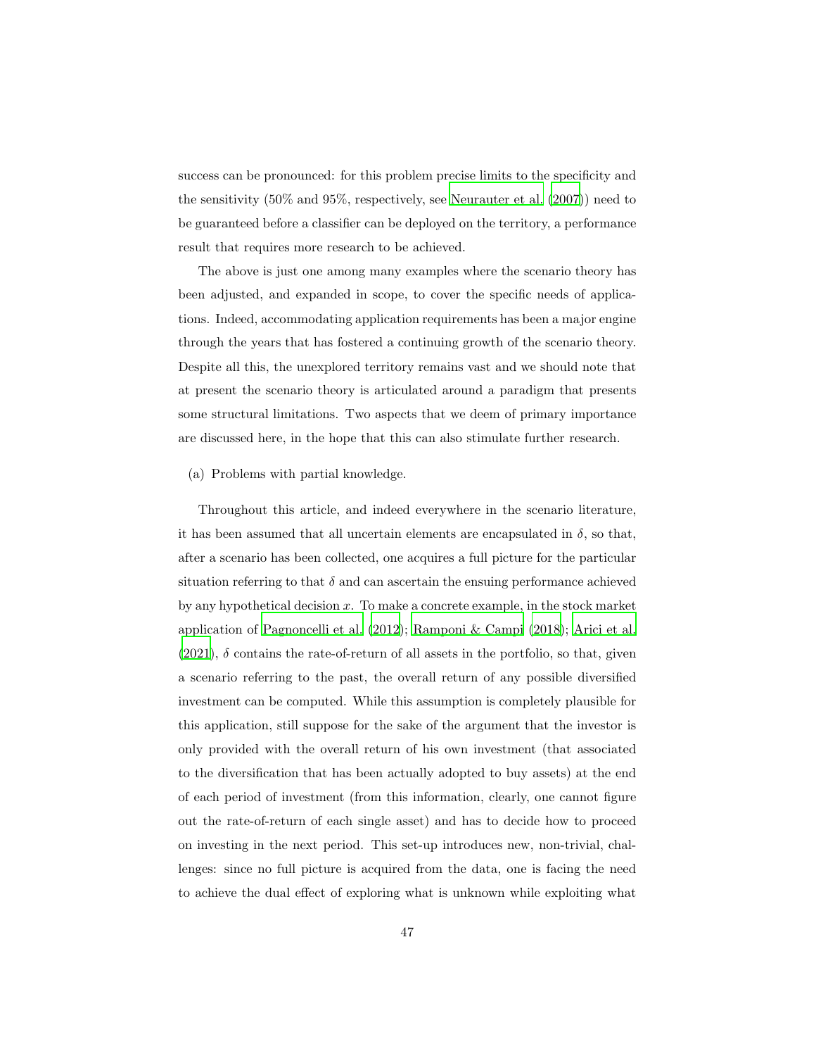success can be pronounced: for this problem precise limits to the specificity and the sensitivity (50% and 95%, respectively, see Neurauter et al. (2007)) need to be guaranteed before a classifier can be deployed on the territory, a performance result that requires more research to be achieved.

The above is just one among many examples where the scenario theory has been adjusted, and expanded in scope, to cover the specific needs of applications. Indeed, accommodating application requirements has been a major engine through the years that has fostered a continuing growth of the scenario theory. Despite all this, the unexplored territory remains vast and we should note that at present the scenario theory is articulated around a paradigm that presents some structural limitations. Two aspects that we deem of primary importance are discussed here, in the hope that this can also stimulate further research.

(a) Problems with partial knowledge.

Throughout this article, and indeed everywhere in the scenario literature, it has been assumed that all uncertain elements are encapsulated in $\delta$, so that, after a scenario has been collected, one acquires a full picture for the particular situation referring to that $\delta$ and can ascertain the ensuing performance achieved by any hypothetical decision $x$. To make a concrete example, in the stock market application of Pagnoncelli et al. (2012); Ramponi & Campi (2018); Arici et al. (2021), $\delta$ contains the rate-of-return of all assets in the portfolio, so that, given a scenario referring to the past, the overall return of any possible diversified investment can be computed. While this assumption is completely plausible for this application, still suppose for the sake of the argument that the investor is only provided with the overall return of his own investment (that associated to the diversification that has been actually adopted to buy assets) at the end of each period of investment (from this information, clearly, one cannot figure out the rate-of-return of each single asset) and has to decide how to proceed on investing in the next period. This set-up introduces new, non-trivial, challenges: since no full picture is acquired from the data, one is facing the need to achieve the dual effect of exploring what is unknown while exploiting what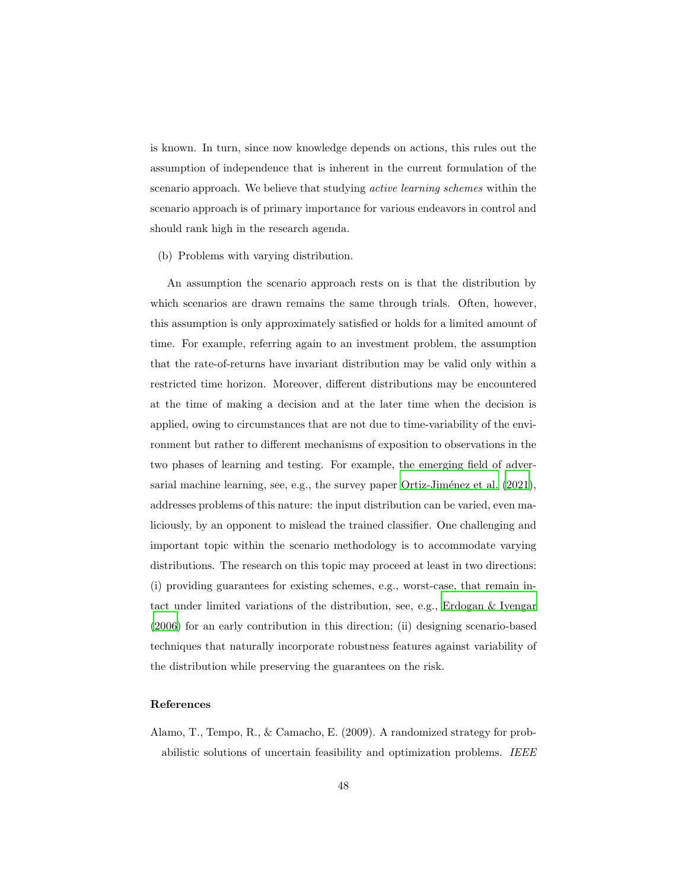is known. In turn, since now knowledge depends on actions, this rules out the assumption of independence that is inherent in the current formulation of the scenario approach. We believe that studying *active learning schemes* within the scenario approach is of primary importance for various endeavors in control and should rank high in the research agenda.

(b) Problems with varying distribution.

An assumption the scenario approach rests on is that the distribution by which scenarios are drawn remains the same through trials. Often, however, this assumption is only approximately satisfied or holds for a limited amount of time. For example, referring again to an investment problem, the assumption that the rate-of-returns have invariant distribution may be valid only within a restricted time horizon. Moreover, different distributions may be encountered at the time of making a decision and at the later time when the decision is applied, owing to circumstances that are not due to time-variability of the environment but rather to different mechanisms of exposition to observations in the two phases of learning and testing. For example, the emerging field of adversarial machine learning, see, e.g., the survey paper Ortiz-Jiménez et al. (2021), addresses problems of this nature: the input distribution can be varied, even maliciously, by an opponent to mislead the trained classifier. One challenging and important topic within the scenario methodology is to accommodate varying distributions. The research on this topic may proceed at least in two directions: (i) providing guarantees for existing schemes, e.g., worst-case, that remain intact under limited variations of the distribution, see, e.g., Erdogan & Iyengar (2006) for an early contribution in this direction; (ii) designing scenario-based techniques that naturally incorporate robustness features against variability of the distribution while preserving the guarantees on the risk.

### References

Alamo, T., Tempo, R., & Camacho, E. (2009). A randomized strategy for probabilistic solutions of uncertain feasibility and optimization problems. *IEEE*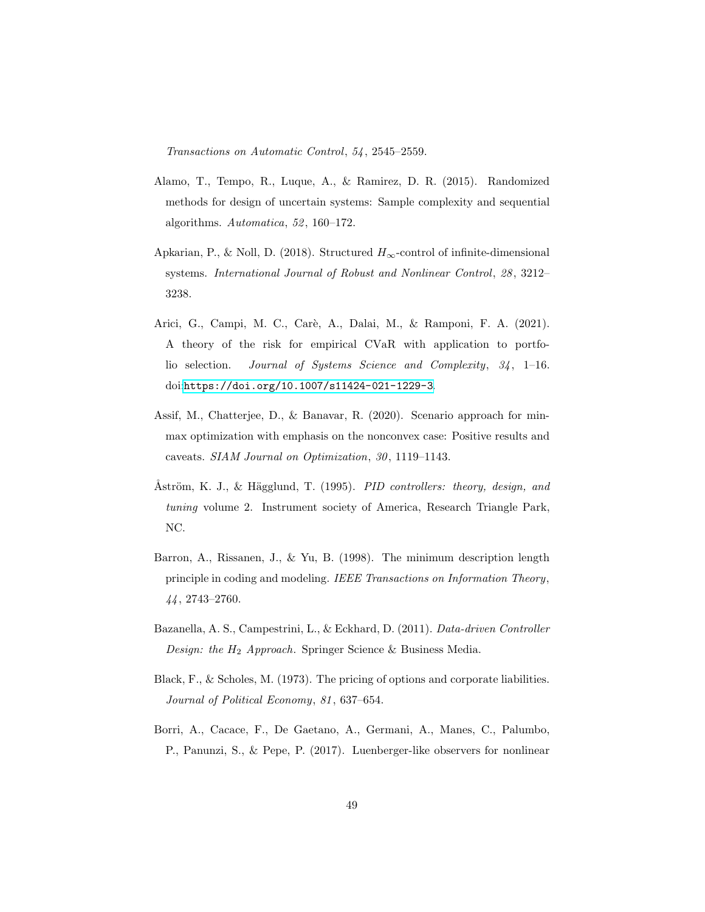*Transactions on Automatic Control*, *54*, 2545–2559.

Alamo, T., Tempo, R., Luque, A., & Ramirez, D. R. (2015). Randomized methods for design of uncertain systems: Sample complexity and sequential algorithms. *Automatica*, *52*, 160–172.

Apkarian, P., & Noll, D. (2018). Structured $H_\infty$-control of infinite-dimensional systems. *International Journal of Robust and Nonlinear Control*, *28*, 3212–3238.

Arici, G., Campi, M. C., Carè, A., Dalai, M., & Ramponi, F. A. (2021). A theory of the risk for empirical CVaR with application to portfolio selection. *Journal of Systems Science and Complexity*, *34*, 1–16. doi:https://doi.org/10.1007/s11424-021-1229-3.

Assif, M., Chatterjee, D., & Banavar, R. (2020). Scenario approach for minmax optimization with emphasis on the nonconvex case: Positive results and caveats. *SIAM Journal on Optimization*, *30*, 1119–1143.

Åström, K. J., & Hägglund, T. (1995). *PID controllers: theory, design, and tuning* volume 2. Instrument society of America, Research Triangle Park, NC.

Barron, A., Rissanen, J., & Yu, B. (1998). The minimum description length principle in coding and modeling. *IEEE Transactions on Information Theory*, *44*, 2743–2760.

Bazanella, A. S., Campestrini, L., & Eckhard, D. (2011). *Data-driven Controller Design: the $H_2$ Approach*. Springer Science & Business Media.

Black, F., & Scholes, M. (1973). The pricing of options and corporate liabilities. *Journal of Political Economy*, *81*, 637–654.

Borri, A., Cacace, F., De Gaetano, A., Germani, A., Manes, C., Palumbo, P., Panunzi, S., & Pepe, P. (2017). Luenberger-like observers for nonlinear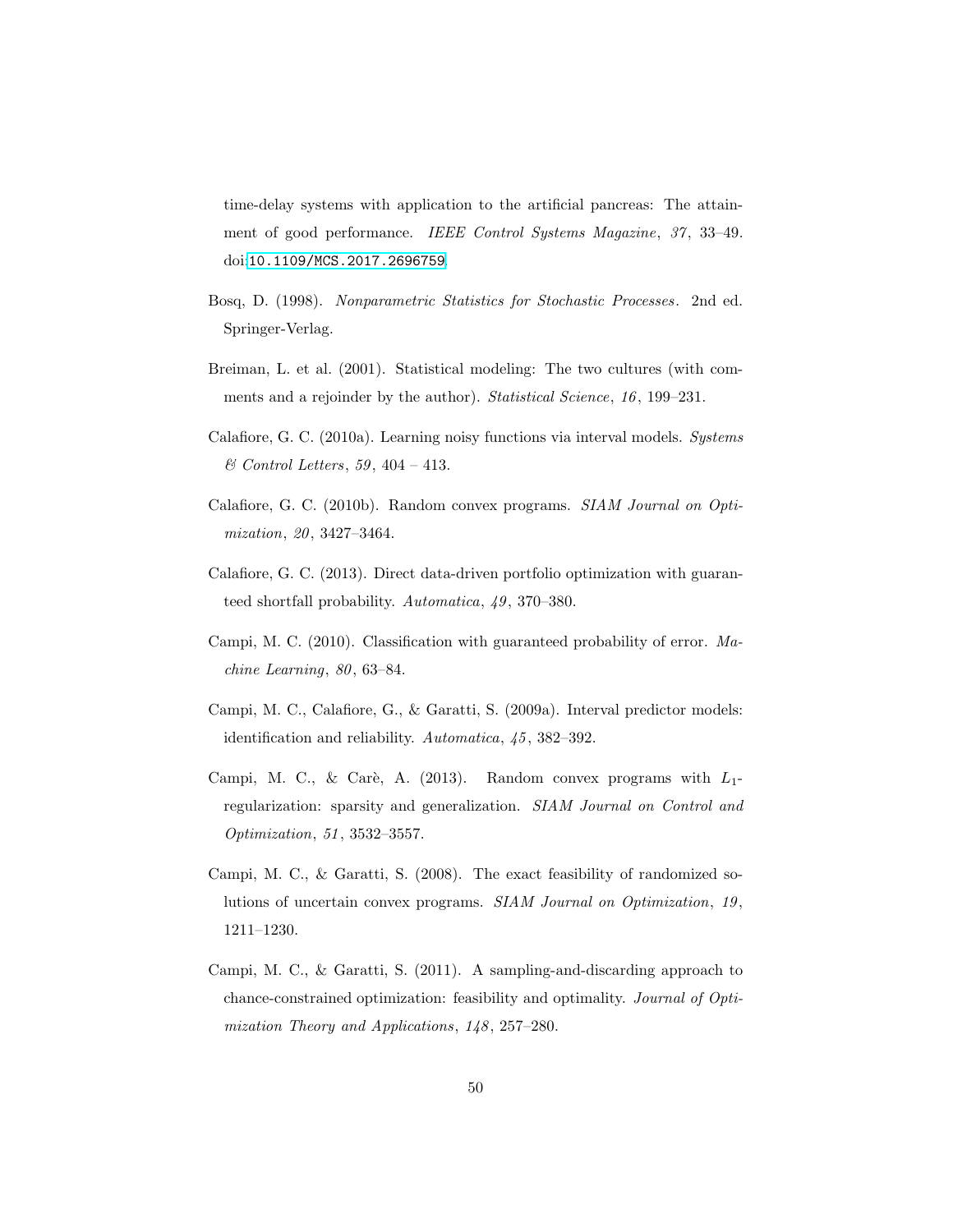time-delay systems with application to the artificial pancreas: The attainment of good performance. *IEEE Control Systems Magazine*, *37*, 33–49. doi:10.1109/MCS.2017.2696759.

Bosq, D. (1998). *Nonparametric Statistics for Stochastic Processes*. 2nd ed. Springer-Verlag.

Breiman, L. et al. (2001). Statistical modeling: The two cultures (with comments and a rejoinder by the author). *Statistical Science*, *16*, 199–231.

Calafiore, G. C. (2010a). Learning noisy functions via interval models. *Systems & Control Letters*, *59*, 404 – 413.

Calafiore, G. C. (2010b). Random convex programs. *SIAM Journal on Optimization*, *20*, 3427–3464.

Calafiore, G. C. (2013). Direct data-driven portfolio optimization with guaranteed shortfall probability. *Automatica*, *49*, 370–380.

Campi, M. C. (2010). Classification with guaranteed probability of error. *Machine Learning*, *80*, 63–84.

Campi, M. C., Calafiore, G., & Garatti, S. (2009a). Interval predictor models: identification and reliability. *Automatica*, *45*, 382–392.

Campi, M. C., & Carè, A. (2013). Random convex programs with $L_1$-regularization: sparsity and generalization. *SIAM Journal on Control and Optimization*, *51*, 3532–3557.

Campi, M. C., & Garatti, S. (2008). The exact feasibility of randomized solutions of uncertain convex programs. *SIAM Journal on Optimization*, *19*, 1211–1230.

Campi, M. C., & Garatti, S. (2011). A sampling-and-discarding approach to chance-constrained optimization: feasibility and optimality. *Journal of Optimization Theory and Applications*, *148*, 257–280.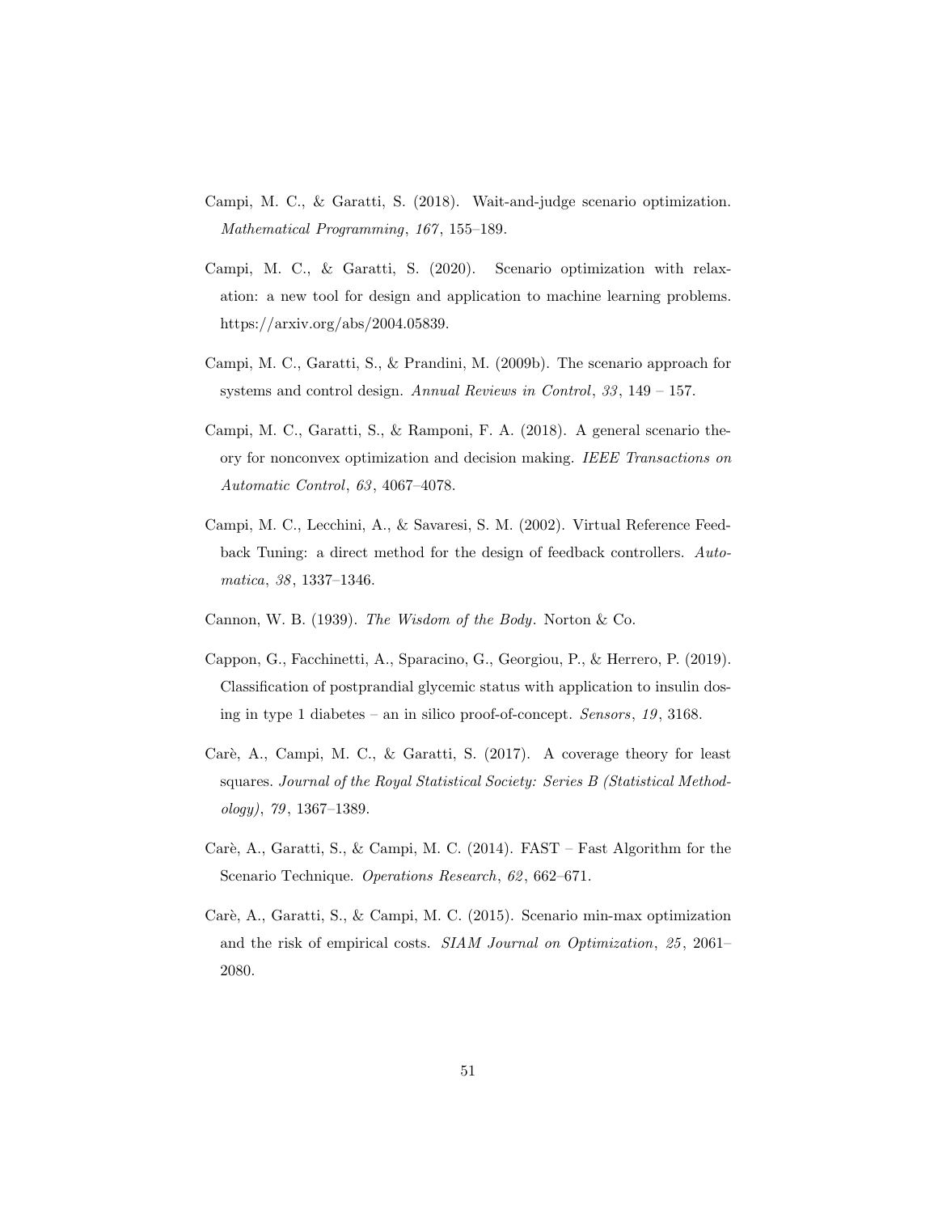Campi, M. C., & Garatti, S. (2018). Wait-and-judge scenario optimization. *Mathematical Programming*, *167*, 155–189.

Campi, M. C., & Garatti, S. (2020). Scenario optimization with relaxation: a new tool for design and application to machine learning problems. https://arxiv.org/abs/2004.05839.

Campi, M. C., Garatti, S., & Prandini, M. (2009b). The scenario approach for systems and control design. *Annual Reviews in Control*, *33*, 149 – 157.

Campi, M. C., Garatti, S., & Ramponi, F. A. (2018). A general scenario theory for nonconvex optimization and decision making. *IEEE Transactions on Automatic Control*, *63*, 4067–4078.

Campi, M. C., Lecchini, A., & Savaresi, S. M. (2002). Virtual Reference Feedback Tuning: a direct method for the design of feedback controllers. *Automatica*, *38*, 1337–1346.

Cannon, W. B. (1939). *The Wisdom of the Body*. Norton & Co.

Cappon, G., Facchinetti, A., Sparacino, G., Georgiou, P., & Herrero, P. (2019). Classification of postprandial glycemic status with application to insulin dosing in type 1 diabetes – an in silico proof-of-concept. *Sensors*, *19*, 3168.

Carè, A., Campi, M. C., & Garatti, S. (2017). A coverage theory for least squares. *Journal of the Royal Statistical Society: Series B (Statistical Methodology)*, *79*, 1367–1389.

Carè, A., Garatti, S., & Campi, M. C. (2014). FAST – Fast Algorithm for the Scenario Technique. *Operations Research*, *62*, 662–671.

Carè, A., Garatti, S., & Campi, M. C. (2015). Scenario min-max optimization and the risk of empirical costs. *SIAM Journal on Optimization*, *25*, 2061–2080.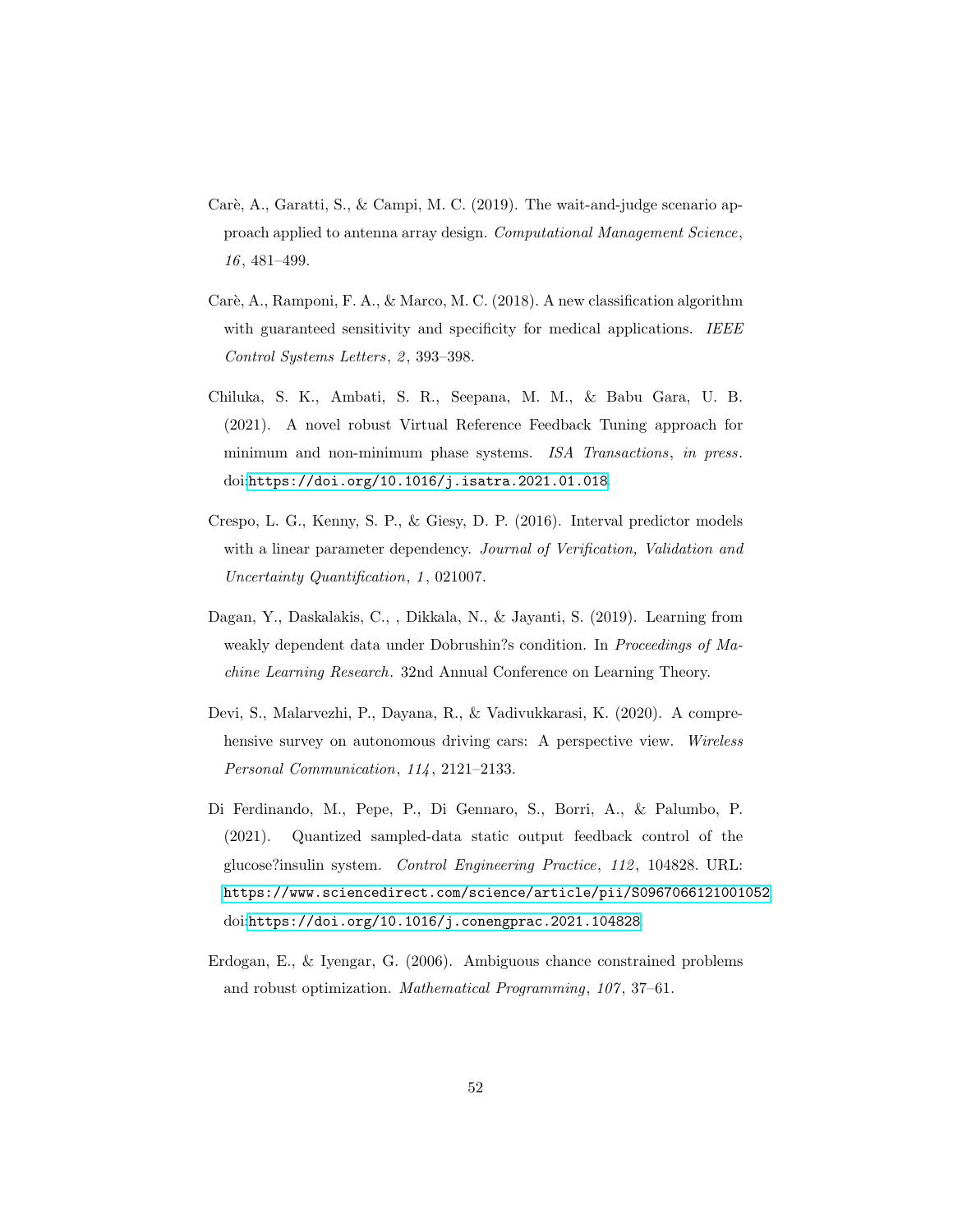Carè, A., Garatti, S., & Campi, M. C. (2019). The wait-and-judge scenario approach applied to antenna array design. *Computational Management Science*, *16*, 481–499.

Carè, A., Ramponi, F. A., & Marco, M. C. (2018). A new classification algorithm with guaranteed sensitivity and specificity for medical applications. *IEEE Control Systems Letters*, *2*, 393–398.

Chiluka, S. K., Ambati, S. R., Seepana, M. M., & Babu Gara, U. B. (2021). A novel robust Virtual Reference Feedback Tuning approach for minimum and non-minimum phase systems. *ISA Transactions*, *in press*. doi:https://doi.org/10.1016/j.isatra.2021.01.018

Crespo, L. G., Kenny, S. P., & Giesy, D. P. (2016). Interval predictor models with a linear parameter dependency. *Journal of Verification, Validation and Uncertainty Quantification*, *1*, 021007.

Dagan, Y., Daskalakis, C., , Dikkala, N., & Jayanti, S. (2019). Learning from weakly dependent data under Dobrushin?s condition. In *Proceedings of Machine Learning Research*. 32nd Annual Conference on Learning Theory.

Devi, S., Malarvezhi, P., Dayana, R., & Vadivukkarasi, K. (2020). A comprehensive survey on autonomous driving cars: A perspective view. *Wireless Personal Communication*, *114*, 2121–2133.

Di Ferdinando, M., Pepe, P., Di Gennaro, S., Borri, A., & Palumbo, P. (2021). Quantized sampled-data static output feedback control of the glucose?insulin system. *Control Engineering Practice*, *112*, 104828. URL: https://www.sciencedirect.com/science/article/pii/S0967066121001052 doi:https://doi.org/10.1016/j.conengprac.2021.104828

Erdogan, E., & Iyengar, G. (2006). Ambiguous chance constrained problems and robust optimization. *Mathematical Programming*, *107*, 37–61.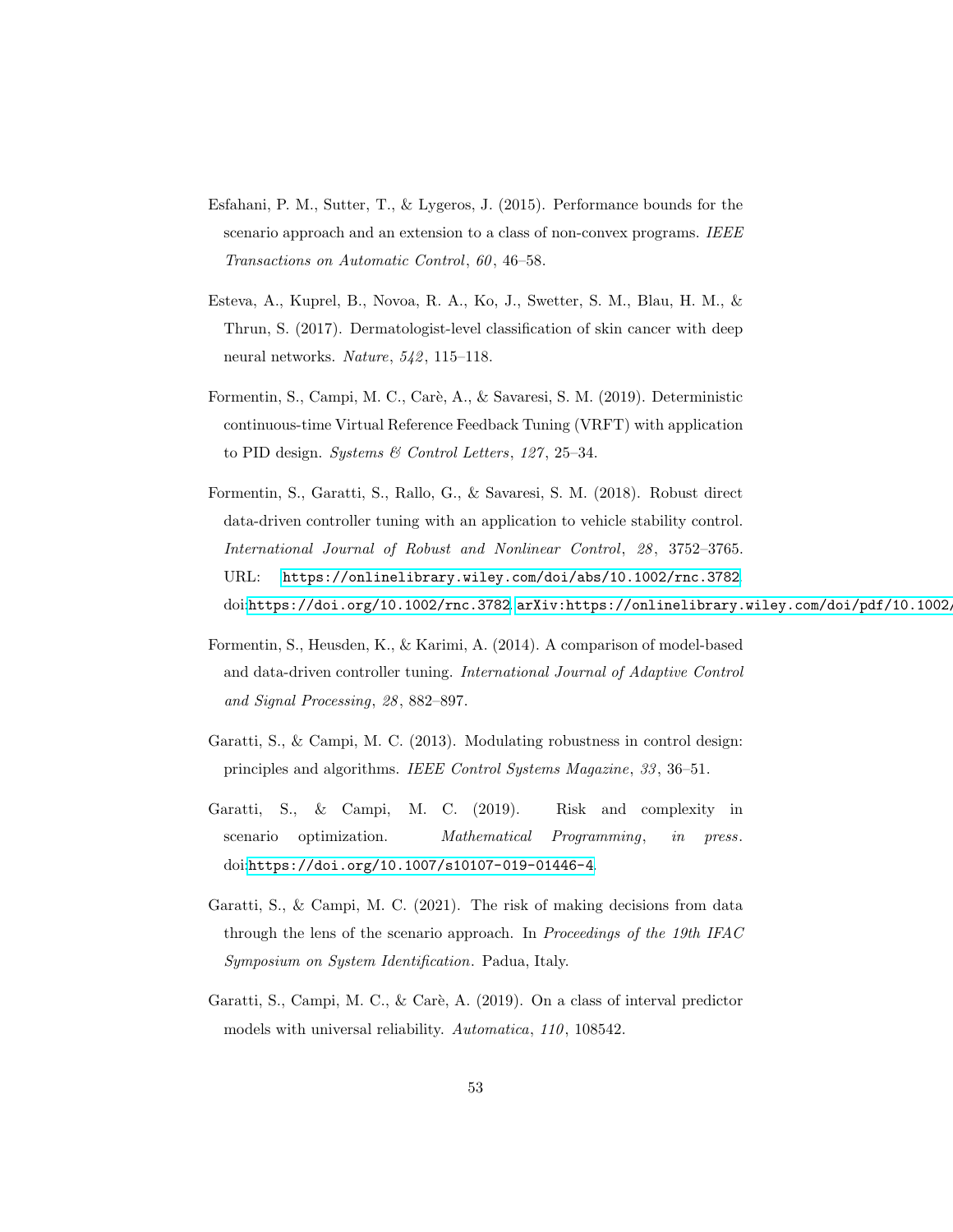Esfahani, P. M., Sutter, T., & Lygeros, J. (2015). Performance bounds for the scenario approach and an extension to a class of non-convex programs. *IEEE Transactions on Automatic Control*, *60*, 46–58.

Esteva, A., Kuprel, B., Novoa, R. A., Ko, J., Swetter, S. M., Blau, H. M., & Thrun, S. (2017). Dermatologist-level classification of skin cancer with deep neural networks. *Nature*, *542*, 115–118.

Formentin, S., Campi, M. C., Carè, A., & Savaresi, S. M. (2019). Deterministic continuous-time Virtual Reference Feedback Tuning (VRFT) with application to PID design. *Systems & Control Letters*, *127*, 25–34.

Formentin, S., Garatti, S., Rallo, G., & Savaresi, S. M. (2018). Robust direct data-driven controller tuning with an application to vehicle stability control. *International Journal of Robust and Nonlinear Control*, *28*, 3752–3765. URL: https://onlinelibrary.wiley.com/doi/abs/10.1002/rnc.3782. doi:https://doi.org/10.1002/rnc.3782. arXiv:https://onlinelibrary.wiley.com/doi/pdf/10.1002/

Formentin, S., Heusden, K., & Karimi, A. (2014). A comparison of model-based and data-driven controller tuning. *International Journal of Adaptive Control and Signal Processing*, *28*, 882–897.

Garatti, S., & Campi, M. C. (2013). Modulating robustness in control design: principles and algorithms. *IEEE Control Systems Magazine*, *33*, 36–51.

Garatti, S., & Campi, M. C. (2019). Risk and complexity in scenario optimization. *Mathematical Programming*, *in press*. doi:https://doi.org/10.1007/s10107-019-01446-4.

Garatti, S., & Campi, M. C. (2021). The risk of making decisions from data through the lens of the scenario approach. In *Proceedings of the 19th IFAC Symposium on System Identification*. Padua, Italy.

Garatti, S., Campi, M. C., & Carè, A. (2019). On a class of interval predictor models with universal reliability. *Automatica*, *110*, 108542.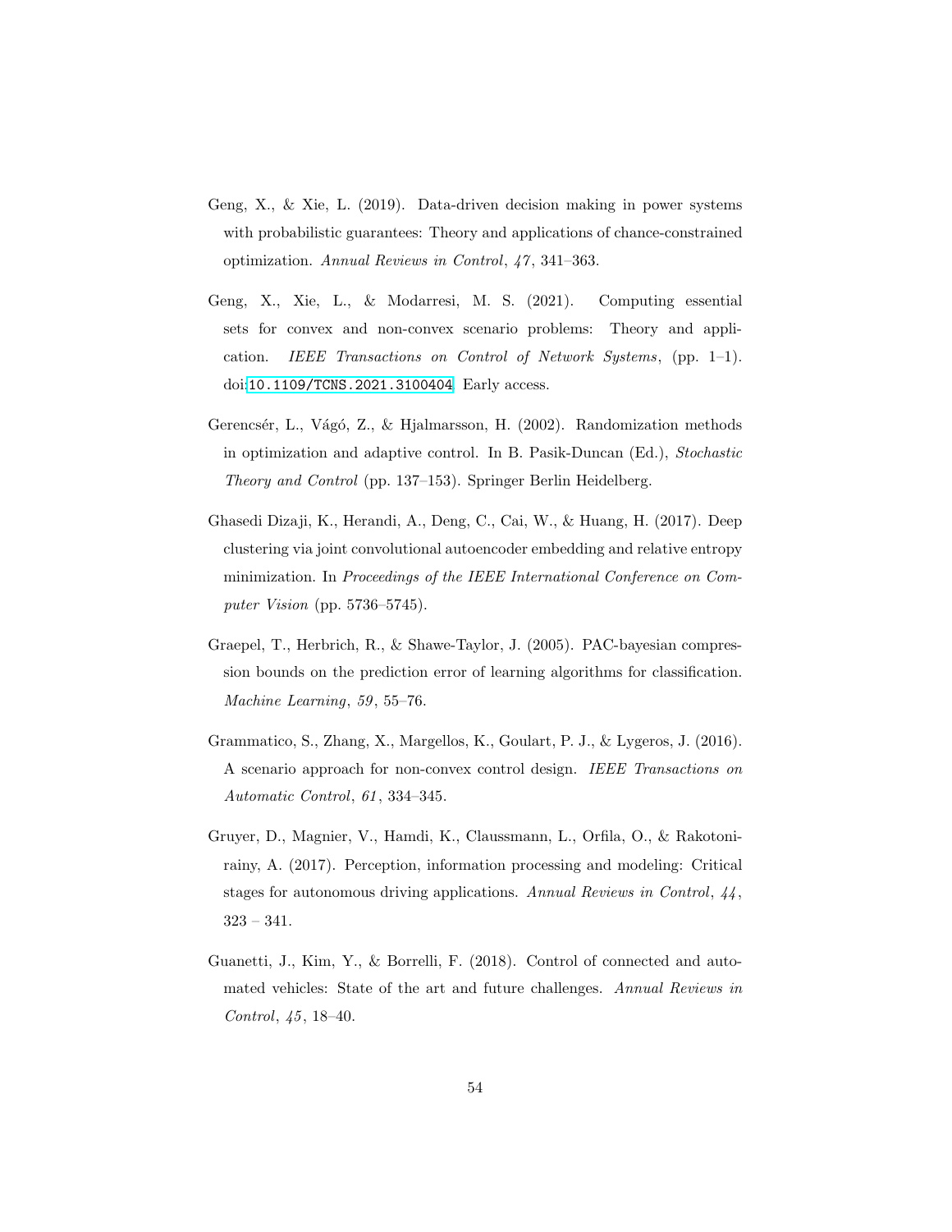Geng, X., & Xie, L. (2019). Data-driven decision making in power systems with probabilistic guarantees: Theory and applications of chance-constrained optimization. *Annual Reviews in Control*, *47*, 341–363.

Geng, X., Xie, L., & Modarresi, M. S. (2021). Computing essential sets for convex and non-convex scenario problems: Theory and application. *IEEE Transactions on Control of Network Systems*, (pp. 1–1). doi:10.1109/TCNS.2021.3100404. Early access.

Gerencsér, L., Vágó, Z., & Hjalmarsson, H. (2002). Randomization methods in optimization and adaptive control. In B. Pasik-Duncan (Ed.), *Stochastic Theory and Control* (pp. 137–153). Springer Berlin Heidelberg.

Ghasedi Dizaji, K., Herandi, A., Deng, C., Cai, W., & Huang, H. (2017). Deep clustering via joint convolutional autoencoder embedding and relative entropy minimization. In *Proceedings of the IEEE International Conference on Computer Vision* (pp. 5736–5745).

Graepel, T., Herbrich, R., & Shawe-Taylor, J. (2005). PAC-bayesian compression bounds on the prediction error of learning algorithms for classification. *Machine Learning*, *59*, 55–76.

Grammatico, S., Zhang, X., Margellos, K., Goulart, P. J., & Lygeros, J. (2016). A scenario approach for non-convex control design. *IEEE Transactions on Automatic Control*, *61*, 334–345.

Gruyer, D., Magnier, V., Hamdi, K., Claussmann, L., Orfila, O., & Rakotonirainy, A. (2017). Perception, information processing and modeling: Critical stages for autonomous driving applications. *Annual Reviews in Control*, *44*, 323 – 341.

Guanetti, J., Kim, Y., & Borrelli, F. (2018). Control of connected and automated vehicles: State of the art and future challenges. *Annual Reviews in Control*, *45*, 18–40.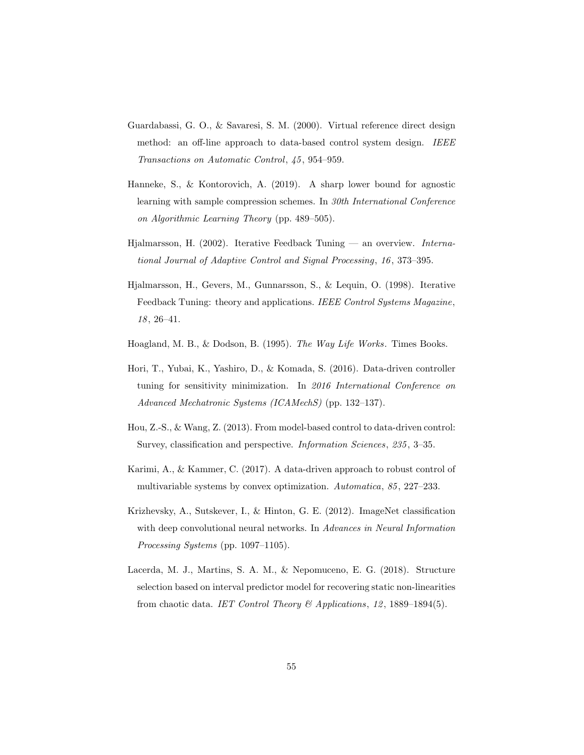Guardabassi, G. O., & Savaresi, S. M. (2000). Virtual reference direct design method: an off-line approach to data-based control system design. *IEEE Transactions on Automatic Control*, *45*, 954–959.

Hanneke, S., & Kontorovich, A. (2019). A sharp lower bound for agnostic learning with sample compression schemes. In *30th International Conference on Algorithmic Learning Theory* (pp. 489–505).

Hjalmarsson, H. (2002). Iterative Feedback Tuning — an overview. *International Journal of Adaptive Control and Signal Processing*, *16*, 373–395.

Hjalmarsson, H., Gevers, M., Gunnarsson, S., & Lequin, O. (1998). Iterative Feedback Tuning: theory and applications. *IEEE Control Systems Magazine*, *18*, 26–41.

Hoagland, M. B., & Dodson, B. (1995). *The Way Life Works*. Times Books.

Hori, T., Yubai, K., Yashiro, D., & Komada, S. (2016). Data-driven controller tuning for sensitivity minimization. In *2016 International Conference on Advanced Mechatronic Systems (ICAMechS)* (pp. 132–137).

Hou, Z.-S., & Wang, Z. (2013). From model-based control to data-driven control: Survey, classification and perspective. *Information Sciences*, *235*, 3–35.

Karimi, A., & Kammer, C. (2017). A data-driven approach to robust control of multivariable systems by convex optimization. *Automatica*, *85*, 227–233.

Krizhevsky, A., Sutskever, I., & Hinton, G. E. (2012). ImageNet classification with deep convolutional neural networks. In *Advances in Neural Information Processing Systems* (pp. 1097–1105).

Lacerda, M. J., Martins, S. A. M., & Nepomuceno, E. G. (2018). Structure selection based on interval predictor model for recovering static non-linearities from chaotic data. *IET Control Theory & Applications*, *12*, 1889–1894(5).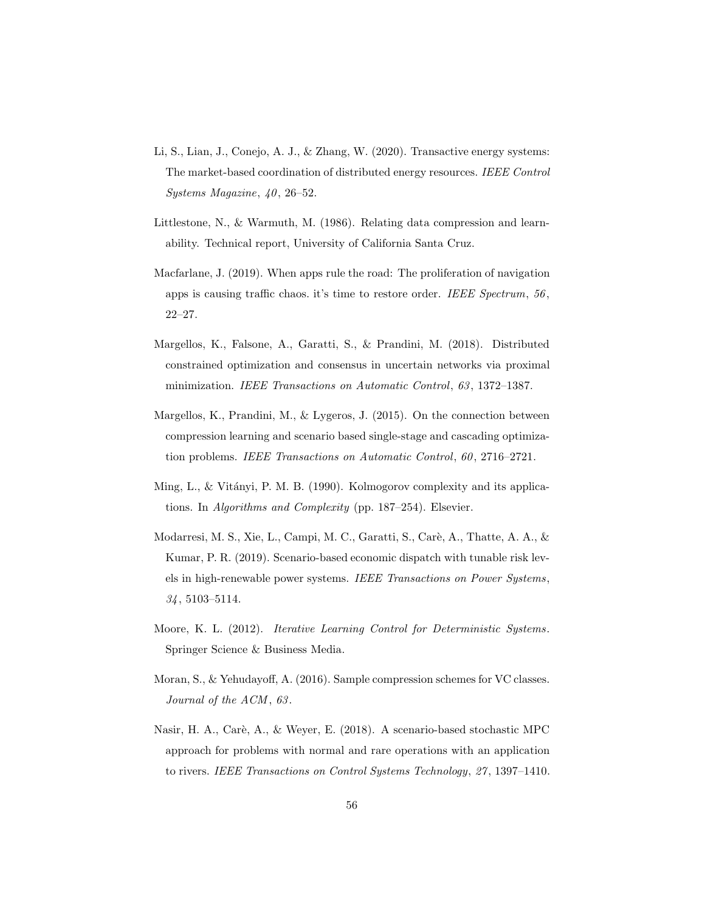Li, S., Lian, J., Conejo, A. J., & Zhang, W. (2020). Transactive energy systems: The market-based coordination of distributed energy resources. *IEEE Control Systems Magazine*, *40*, 26–52.

Littlestone, N., & Warmuth, M. (1986). Relating data compression and learnability. Technical report, University of California Santa Cruz.

Macfarlane, J. (2019). When apps rule the road: The proliferation of navigation apps is causing traffic chaos. it's time to restore order. *IEEE Spectrum*, *56*, 22–27.

Margellos, K., Falsone, A., Garatti, S., & Prandini, M. (2018). Distributed constrained optimization and consensus in uncertain networks via proximal minimization. *IEEE Transactions on Automatic Control*, *63*, 1372–1387.

Margellos, K., Prandini, M., & Lygeros, J. (2015). On the connection between compression learning and scenario based single-stage and cascading optimization problems. *IEEE Transactions on Automatic Control*, *60*, 2716–2721.

Ming, L., & Vitányi, P. M. B. (1990). Kolmogorov complexity and its applications. In *Algorithms and Complexity* (pp. 187–254). Elsevier.

Modarresi, M. S., Xie, L., Campi, M. C., Garatti, S., Carè, A., Thatte, A. A., & Kumar, P. R. (2019). Scenario-based economic dispatch with tunable risk levels in high-renewable power systems. *IEEE Transactions on Power Systems*, *34*, 5103–5114.

Moore, K. L. (2012). *Iterative Learning Control for Deterministic Systems*. Springer Science & Business Media.

Moran, S., & Yehudayoff, A. (2016). Sample compression schemes for VC classes. *Journal of the ACM*, *63*.

Nasir, H. A., Carè, A., & Weyer, E. (2018). A scenario-based stochastic MPC approach for problems with normal and rare operations with an application to rivers. *IEEE Transactions on Control Systems Technology*, *27*, 1397–1410.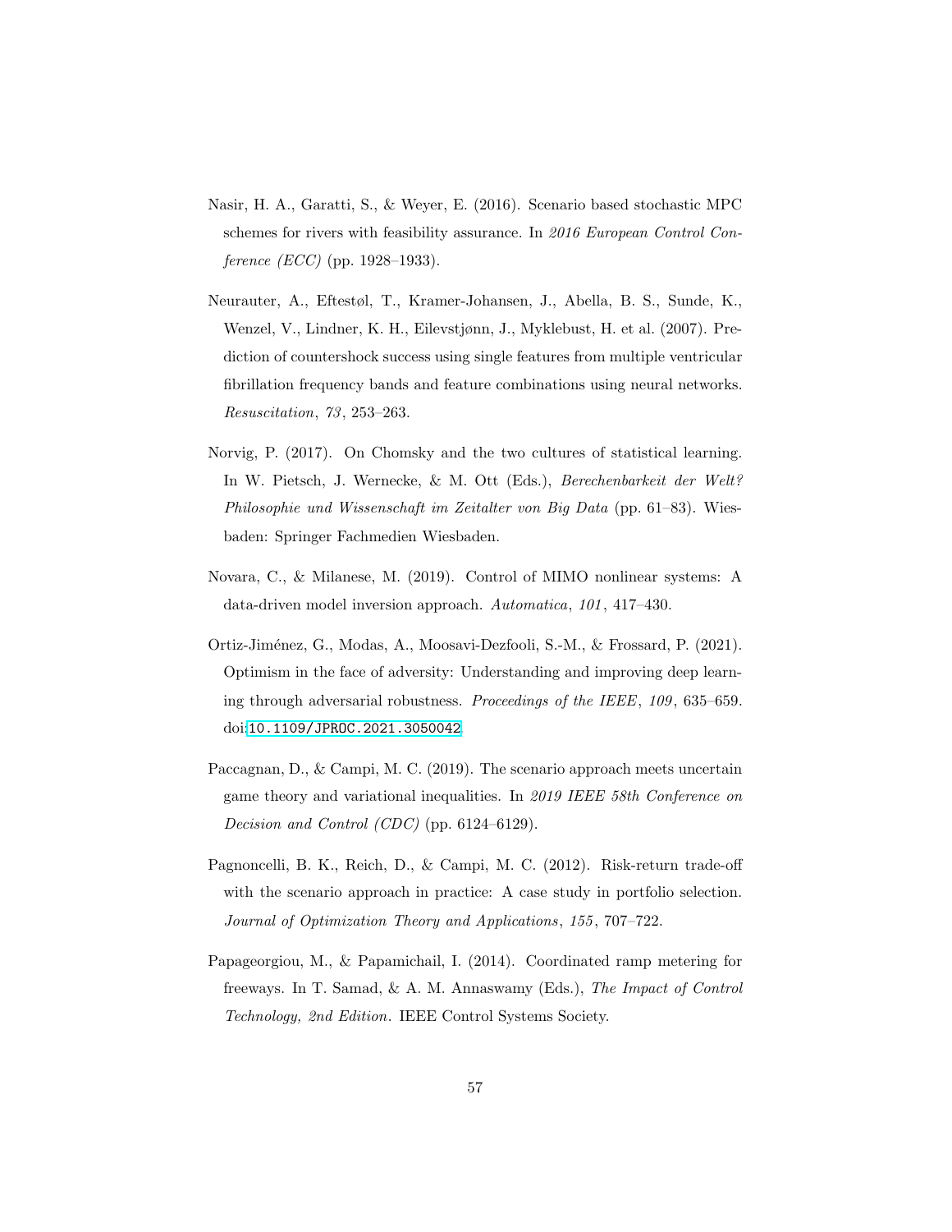Nasir, H. A., Garatti, S., & Weyer, E. (2016). Scenario based stochastic MPC schemes for rivers with feasibility assurance. In *2016 European Control Conference (ECC)* (pp. 1928–1933).

Neurauter, A., Eftestøl, T., Kramer-Johansen, J., Abella, B. S., Sunde, K., Wenzel, V., Lindner, K. H., Eilevstjønn, J., Myklebust, H. et al. (2007). Prediction of countershock success using single features from multiple ventricular fibrillation frequency bands and feature combinations using neural networks. *Resuscitation*, *73*, 253–263.

Norvig, P. (2017). On Chomsky and the two cultures of statistical learning. In W. Pietsch, J. Wernecke, & M. Ott (Eds.), *Berechenbarkeit der Welt? Philosophie und Wissenschaft im Zeitalter von Big Data* (pp. 61–83). Wiesbaden: Springer Fachmedien Wiesbaden.

Novara, C., & Milanese, M. (2019). Control of MIMO nonlinear systems: A data-driven model inversion approach. *Automatica*, *101*, 417–430.

Ortiz-Jiménez, G., Modas, A., Moosavi-Dezfooli, S.-M., & Frossard, P. (2021). Optimism in the face of adversity: Understanding and improving deep learning through adversarial robustness. *Proceedings of the IEEE*, *109*, 635–659. doi:10.1109/JPROC.2021.3050042.

Paccagnan, D., & Campi, M. C. (2019). The scenario approach meets uncertain game theory and variational inequalities. In *2019 IEEE 58th Conference on Decision and Control (CDC)* (pp. 6124–6129).

Pagnoncelli, B. K., Reich, D., & Campi, M. C. (2012). Risk-return trade-off with the scenario approach in practice: A case study in portfolio selection. *Journal of Optimization Theory and Applications*, *155*, 707–722.

Papageorgiou, M., & Papamichail, I. (2014). Coordinated ramp metering for freeways. In T. Samad, & A. M. Annaswamy (Eds.), *The Impact of Control Technology, 2nd Edition*. IEEE Control Systems Society.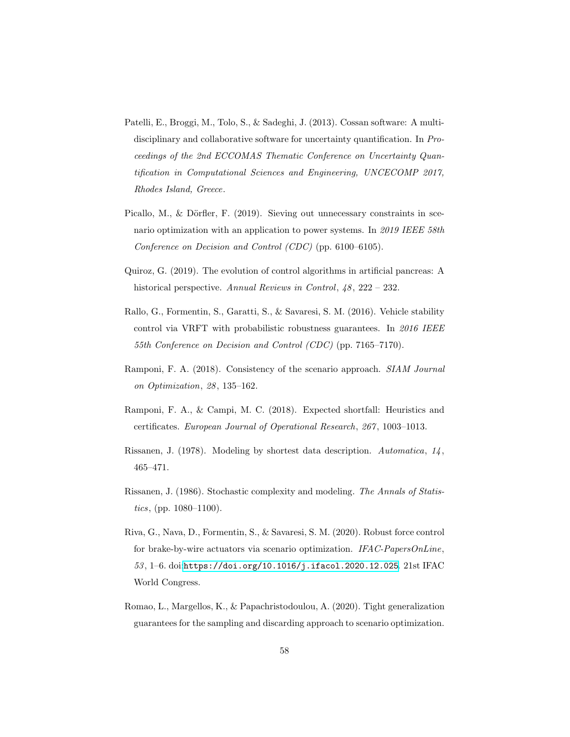Patelli, E., Broggi, M., Tolo, S., & Sadeghi, J. (2013). Cossan software: A multidisciplinary and collaborative software for uncertainty quantification. In *Proceedings of the 2nd ECCOMAS Thematic Conference on Uncertainty Quantification in Computational Sciences and Engineering, UNCECOMP 2017, Rhodes Island, Greece*.

Picallo, M., & Dörfler, F. (2019). Sieving out unnecessary constraints in scenario optimization with an application to power systems. In *2019 IEEE 58th Conference on Decision and Control (CDC)* (pp. 6100–6105).

Quiroz, G. (2019). The evolution of control algorithms in artificial pancreas: A historical perspective. *Annual Reviews in Control*, *48*, 222 – 232.

Rallo, G., Formentin, S., Garatti, S., & Savaresi, S. M. (2016). Vehicle stability control via VRFT with probabilistic robustness guarantees. In *2016 IEEE 55th Conference on Decision and Control (CDC)* (pp. 7165–7170).

Ramponi, F. A. (2018). Consistency of the scenario approach. *SIAM Journal on Optimization*, *28*, 135–162.

Ramponi, F. A., & Campi, M. C. (2018). Expected shortfall: Heuristics and certificates. *European Journal of Operational Research*, *267*, 1003–1013.

Rissanen, J. (1978). Modeling by shortest data description. *Automatica*, *14*, 465–471.

Rissanen, J. (1986). Stochastic complexity and modeling. *The Annals of Statistics*, (pp. 1080–1100).

Riva, G., Nava, D., Formentin, S., & Savaresi, S. M. (2020). Robust force control for brake-by-wire actuators via scenario optimization. *IFAC-PapersOnLine*, *53*, 1–6. doi:https://doi.org/10.1016/j.ifacol.2020.12.025. 21st IFAC World Congress.

Romao, L., Margellos, K., & Papachristodoulou, A. (2020). Tight generalization guarantees for the sampling and discarding approach to scenario optimization.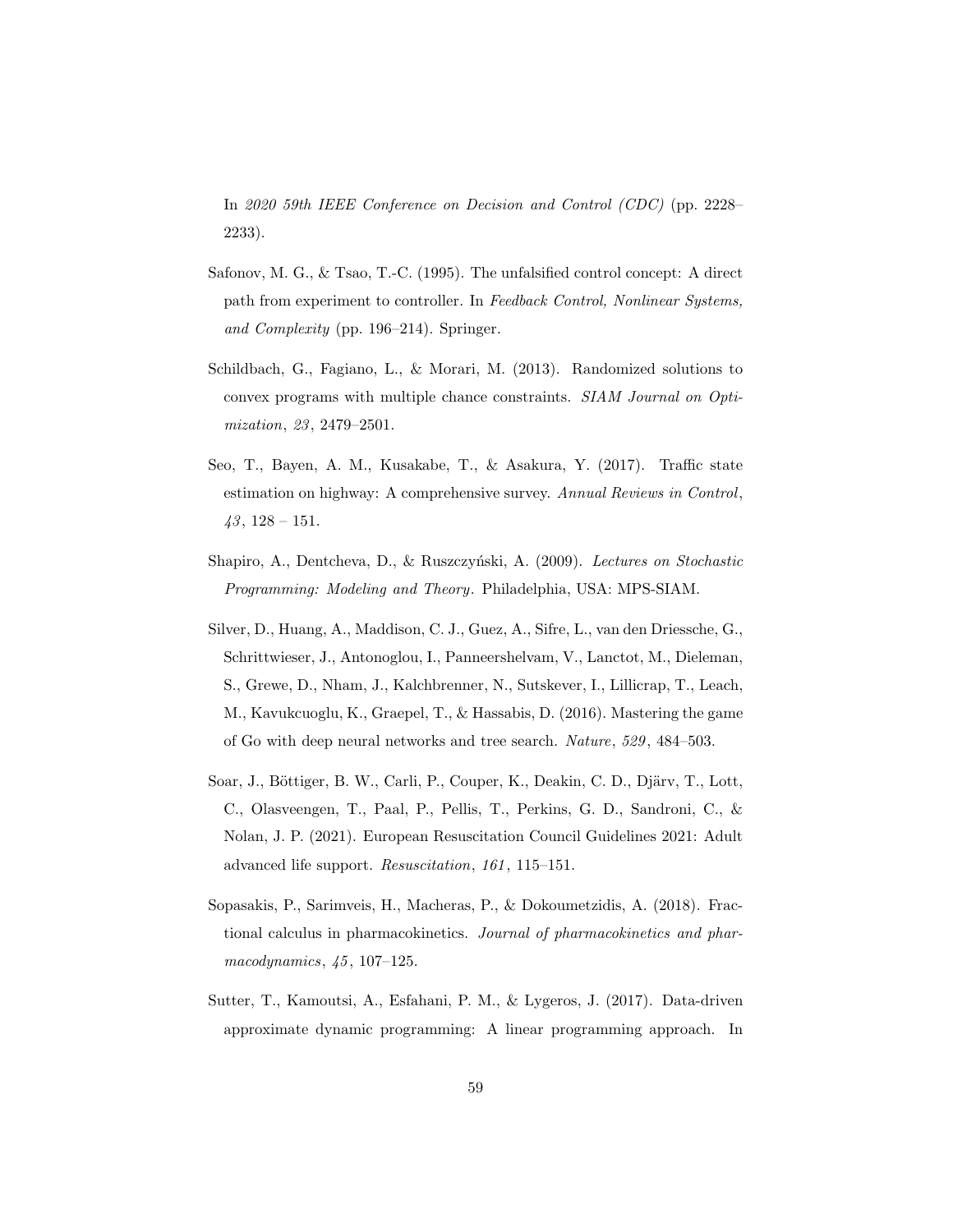In *2020 59th IEEE Conference on Decision and Control (CDC)* (pp. 2228–2233).

Safonov, M. G., & Tsao, T.-C. (1995). The unfalsified control concept: A direct path from experiment to controller. In *Feedback Control, Nonlinear Systems, and Complexity* (pp. 196–214). Springer.

Schildbach, G., Fagiano, L., & Morari, M. (2013). Randomized solutions to convex programs with multiple chance constraints. *SIAM Journal on Optimization*, *23*, 2479–2501.

Seo, T., Bayen, A. M., Kusakabe, T., & Asakura, Y. (2017). Traffic state estimation on highway: A comprehensive survey. *Annual Reviews in Control*, *43*, 128 – 151.

Shapiro, A., Dentcheva, D., & Ruszczyński, A. (2009). *Lectures on Stochastic Programming: Modeling and Theory*. Philadelphia, USA: MPS-SIAM.

Silver, D., Huang, A., Maddison, C. J., Guez, A., Sifre, L., van den Driessche, G., Schrittwieser, J., Antonoglou, I., Panneershelvam, V., Lanctot, M., Dieleman, S., Grewe, D., Nham, J., Kalchbrenner, N., Sutskever, I., Lillicrap, T., Leach, M., Kavukcuoglu, K., Graepel, T., & Hassabis, D. (2016). Mastering the game of Go with deep neural networks and tree search. *Nature*, *529*, 484–503.

Soar, J., Böttiger, B. W., Carli, P., Couper, K., Deakin, C. D., Djärv, T., Lott, C., Olasveengen, T., Paal, P., Pellis, T., Perkins, G. D., Sandroni, C., & Nolan, J. P. (2021). European Resuscitation Council Guidelines 2021: Adult advanced life support. *Resuscitation*, *161*, 115–151.

Sopasakis, P., Sarimveis, H., Macheras, P., & Dokoumetzidis, A. (2018). Fractional calculus in pharmacokinetics. *Journal of pharmacokinetics and pharmacodynamics*, *45*, 107–125.

Sutter, T., Kamoutsi, A., Esfahani, P. M., & Lygeros, J. (2017). Data-driven approximate dynamic programming: A linear programming approach. In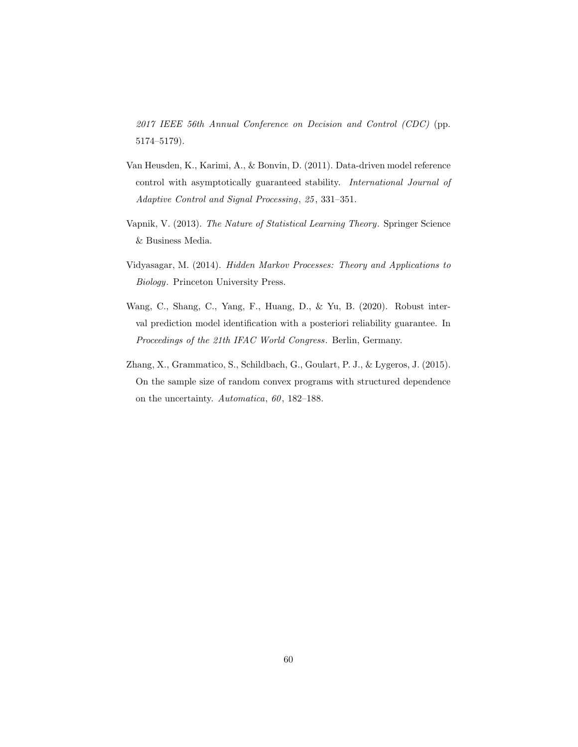*2017 IEEE 56th Annual Conference on Decision and Control (CDC)* (pp. 5174–5179).

Van Heusden, K., Karimi, A., & Bonvin, D. (2011). Data-driven model reference control with asymptotically guaranteed stability. *International Journal of Adaptive Control and Signal Processing*, *25*, 331–351.

Vapnik, V. (2013). *The Nature of Statistical Learning Theory*. Springer Science & Business Media.

Vidyasagar, M. (2014). *Hidden Markov Processes: Theory and Applications to Biology*. Princeton University Press.

Wang, C., Shang, C., Yang, F., Huang, D., & Yu, B. (2020). Robust interval prediction model identification with a posteriori reliability guarantee. In *Proceedings of the 21th IFAC World Congress*. Berlin, Germany.

Zhang, X., Grammatico, S., Schildbach, G., Goulart, P. J., & Lygeros, J. (2015). On the sample size of random convex programs with structured dependence on the uncertainty. *Automatica*, *60*, 182–188.